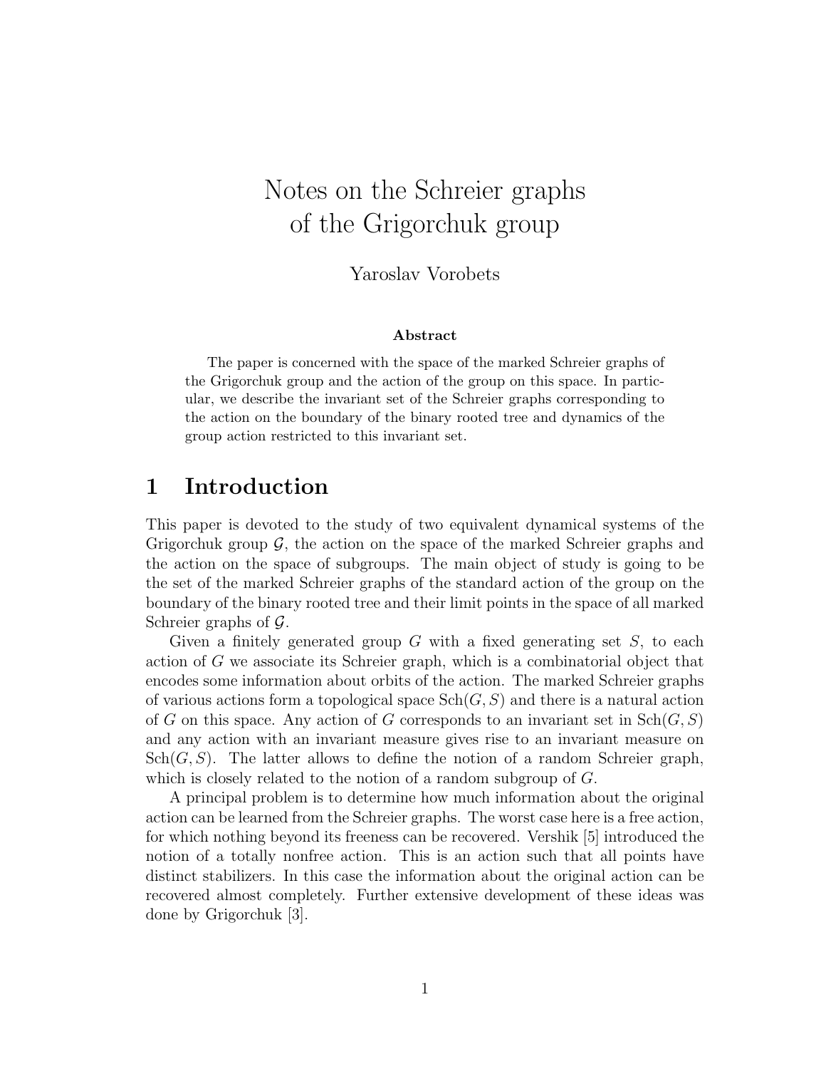# Notes on the Schreier graphs of the Grigorchuk group

Yaroslav Vorobets

**Abstract**

The paper is concerned with the space of the marked Schreier graphs of the Grigorchuk group and the action of the group on this space. In particular, we describe the invariant set of the Schreier graphs corresponding to the action on the boundary of the binary rooted tree and dynamics of the group action restricted to this invariant set.

## 1 Introduction

This paper is devoted to the study of two equivalent dynamical systems of the Grigorchuk group $\mathcal{G}$, the action on the space of the marked Schreier graphs and the action on the space of subgroups. The main object of study is going to be the set of the marked Schreier graphs of the standard action of the group on the boundary of the binary rooted tree and their limit points in the space of all marked Schreier graphs of $\mathcal{G}$.

Given a finitely generated group $G$ with a fixed generating set $S$, to each action of $G$ we associate its Schreier graph, which is a combinatorial object that encodes some information about orbits of the action. The marked Schreier graphs of various actions form a topological space $\mathrm{Sch}(G, S)$ and there is a natural action of $G$ on this space. Any action of $G$ corresponds to an invariant set in $\mathrm{Sch}(G, S)$ and any action with an invariant measure gives rise to an invariant measure on $\mathrm{Sch}(G, S)$. The latter allows to define the notion of a random Schreier graph, which is closely related to the notion of a random subgroup of $G$.

A principal problem is to determine how much information about the original action can be learned from the Schreier graphs. The worst case here is a free action, for which nothing beyond its freeness can be recovered. Vershik [5] introduced the notion of a totally nonfree action. This is an action such that all points have distinct stabilizers. In this case the information about the original action can be recovered almost completely. Further extensive development of these ideas was done by Grigorchuk [3].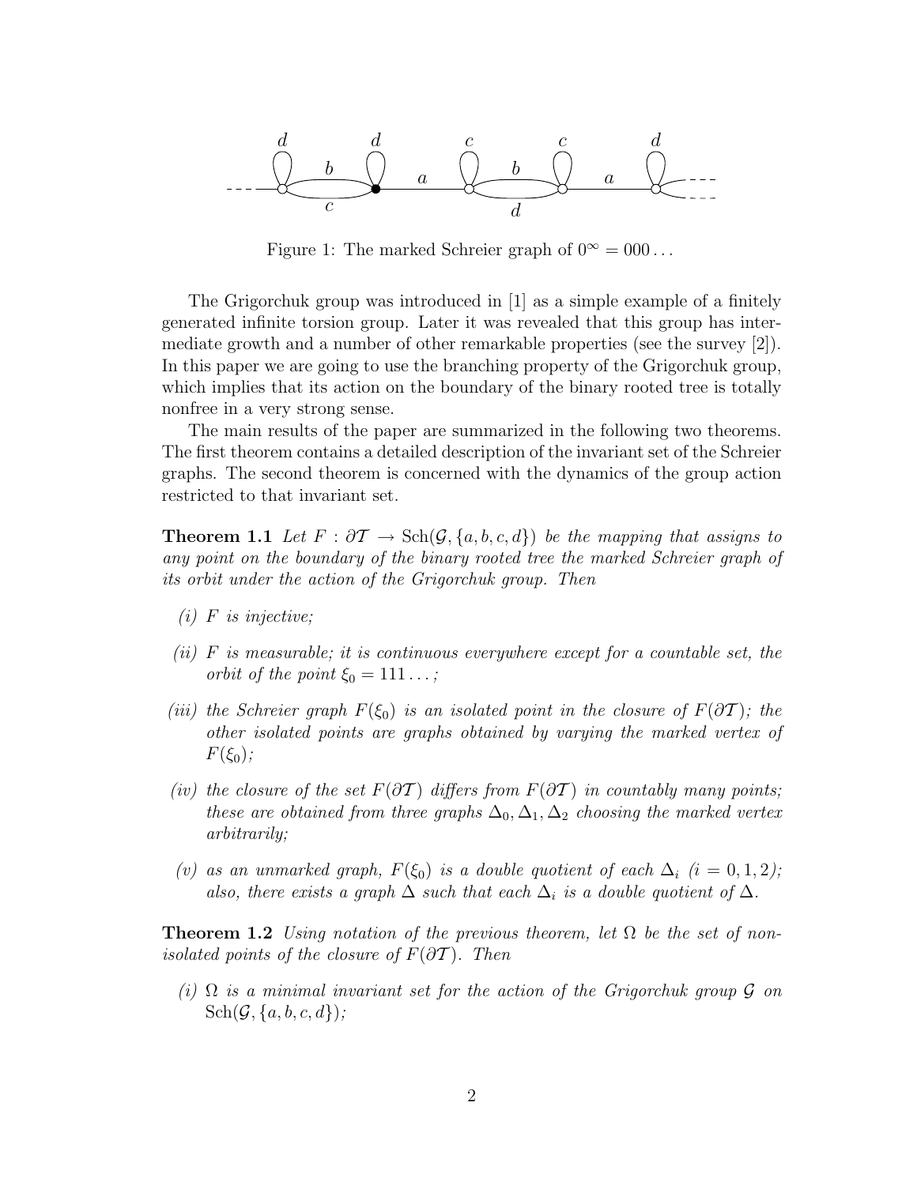Figure 1: The marked Schreier graph of $0^\infty = 000\ldots$

The Grigorchuk group was introduced in [1] as a simple example of a finitely generated infinite torsion group. Later it was revealed that this group has intermediate growth and a number of other remarkable properties (see the survey [2]). In this paper we are going to use the branching property of the Grigorchuk group, which implies that its action on the boundary of the binary rooted tree is totally nonfree in a very strong sense.

The main results of the paper are summarized in the following two theorems. The first theorem contains a detailed description of the invariant set of the Schreier graphs. The second theorem is concerned with the dynamics of the group action restricted to that invariant set.

**Theorem 1.1** *Let $F : \partial\mathcal{T} \to \mathrm{Sch}(\mathcal{G}, \{a, b, c, d\})$ be the mapping that assigns to any point on the boundary of the binary rooted tree the marked Schreier graph of its orbit under the action of the Grigorchuk group. Then*

*(i) $F$ is injective;*

*(ii) $F$ is measurable; it is continuous everywhere except for a countable set, the orbit of the point $\xi_0 = 111\ldots$;*

*(iii) the Schreier graph $F(\xi_0)$ is an isolated point in the closure of $F(\partial\mathcal{T})$; the other isolated points are graphs obtained by varying the marked vertex of $F(\xi_0)$;*

*(iv) the closure of the set $F(\partial\mathcal{T})$ differs from $F(\partial\mathcal{T})$ in countably many points; these are obtained from three graphs $\Delta_0, \Delta_1, \Delta_2$ choosing the marked vertex arbitrarily;*

*(v) as an unmarked graph, $F(\xi_0)$ is a double quotient of each $\Delta_i$ ($i = 0, 1, 2$); also, there exists a graph $\Delta$ such that each $\Delta_i$ is a double quotient of $\Delta$.*

**Theorem 1.2** *Using notation of the previous theorem, let $\Omega$ be the set of non-isolated points of the closure of $F(\partial\mathcal{T})$. Then*

*(i) $\Omega$ is a minimal invariant set for the action of the Grigorchuk group $\mathcal{G}$ on $\mathrm{Sch}(\mathcal{G}, \{a, b, c, d\})$;*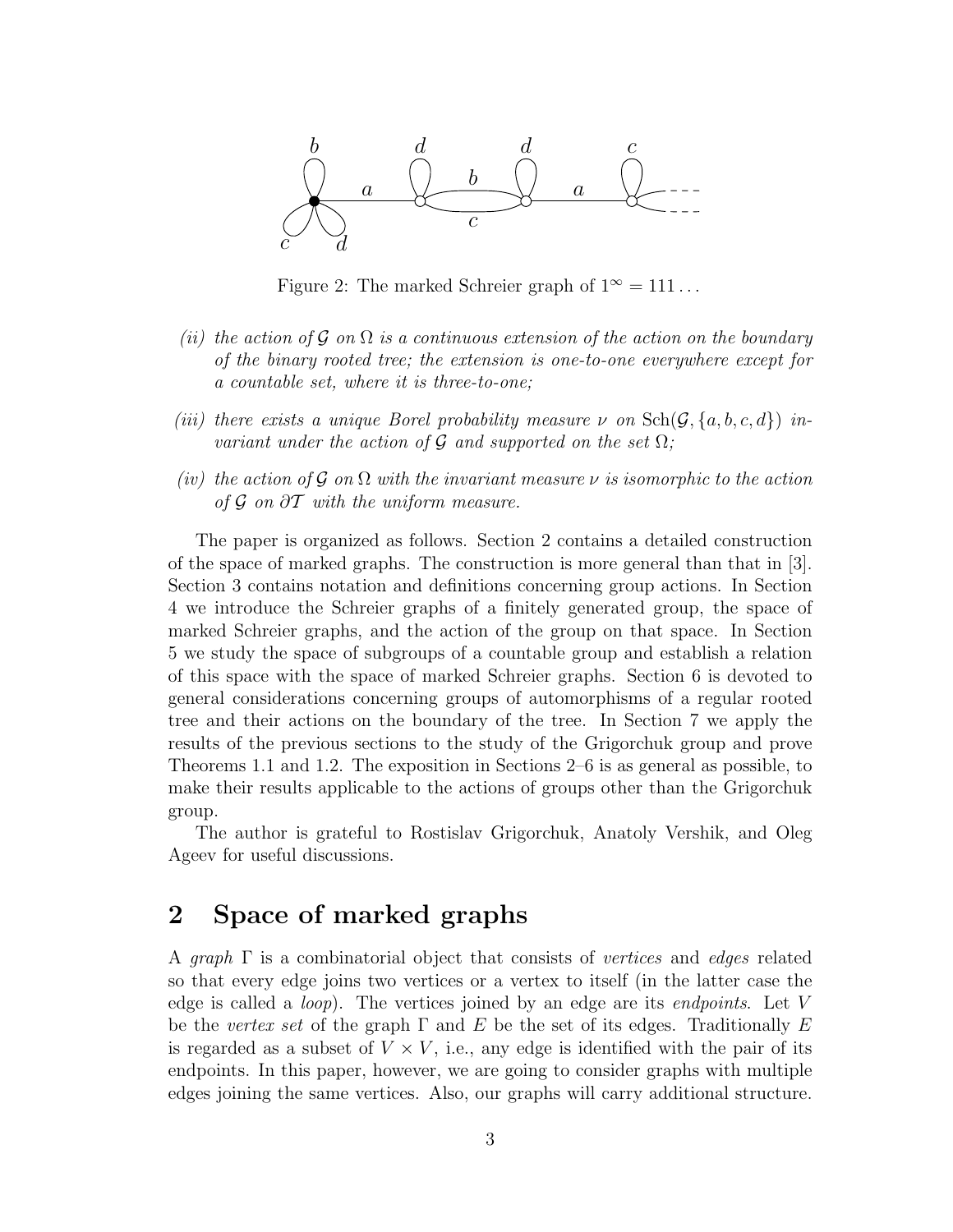Figure 2: The marked Schreier graph of $1^\infty = 111\ldots$

*(ii) the action of $\mathcal{G}$ on $\Omega$ is a continuous extension of the action on the boundary of the binary rooted tree; the extension is one-to-one everywhere except for a countable set, where it is three-to-one;*

*(iii) there exists a unique Borel probability measure $\nu$ on $\mathrm{Sch}(\mathcal{G}, \{a, b, c, d\})$ invariant under the action of $\mathcal{G}$ and supported on the set $\Omega$;*

*(iv) the action of $\mathcal{G}$ on $\Omega$ with the invariant measure $\nu$ is isomorphic to the action of $\mathcal{G}$ on $\partial\mathcal{T}$ with the uniform measure.*

The paper is organized as follows. Section 2 contains a detailed construction of the space of marked graphs. The construction is more general than that in [3]. Section 3 contains notation and definitions concerning group actions. In Section 4 we introduce the Schreier graphs of a finitely generated group, the space of marked Schreier graphs, and the action of the group on that space. In Section 5 we study the space of subgroups of a countable group and establish a relation of this space with the space of marked Schreier graphs. Section 6 is devoted to general considerations concerning groups of automorphisms of a regular rooted tree and their actions on the boundary of the tree. In Section 7 we apply the results of the previous sections to the study of the Grigorchuk group and prove Theorems 1.1 and 1.2. The exposition in Sections 2–6 is as general as possible, to make their results applicable to the actions of groups other than the Grigorchuk group.

The author is grateful to Rostislav Grigorchuk, Anatoly Vershik, and Oleg Ageev for useful discussions.

## 2 Space of marked graphs

A *graph* $\Gamma$ is a combinatorial object that consists of *vertices* and *edges* related so that every edge joins two vertices or a vertex to itself (in the latter case the edge is called a *loop*). The vertices joined by an edge are its *endpoints*. Let $V$ be the *vertex set* of the graph $\Gamma$ and $E$ be the set of its edges. Traditionally $E$ is regarded as a subset of $V \times V$, i.e., any edge is identified with the pair of its endpoints. In this paper, however, we are going to consider graphs with multiple edges joining the same vertices. Also, our graphs will carry additional structure.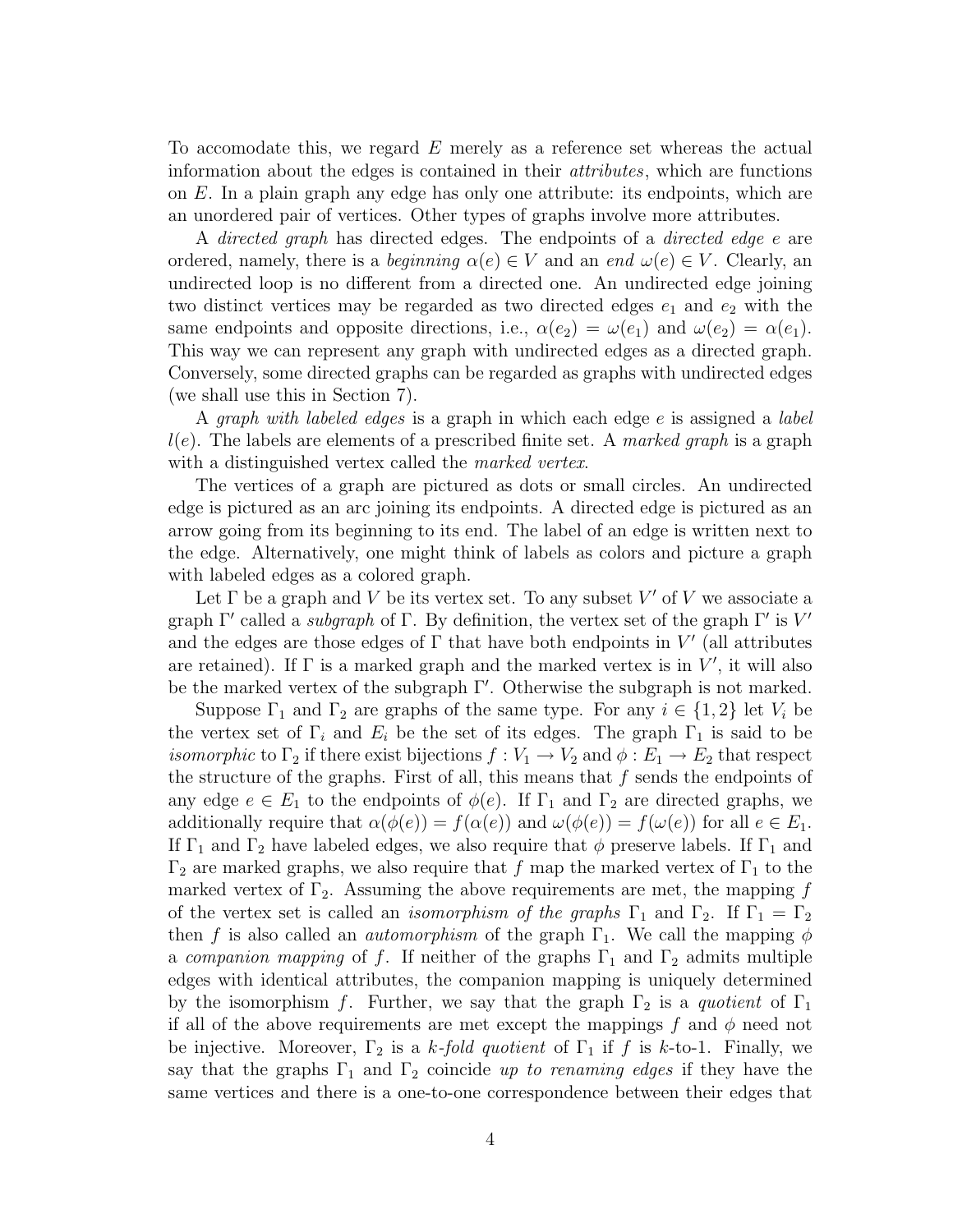To accomodate this, we regard $E$ merely as a reference set whereas the actual information about the edges is contained in their *attributes*, which are functions on $E$. In a plain graph any edge has only one attribute: its endpoints, which are an unordered pair of vertices. Other types of graphs involve more attributes.

A *directed graph* has directed edges. The endpoints of a *directed edge* $e$ are ordered, namely, there is a *beginning* $\alpha(e) \in V$ and an *end* $\omega(e) \in V$. Clearly, an undirected loop is no different from a directed one. An undirected edge joining two distinct vertices may be regarded as two directed edges $e_1$ and $e_2$ with the same endpoints and opposite directions, i.e., $\alpha(e_2) = \omega(e_1)$ and $\omega(e_2) = \alpha(e_1)$. This way we can represent any graph with undirected edges as a directed graph. Conversely, some directed graphs can be regarded as graphs with undirected edges (we shall use this in Section 7).

A *graph with labeled edges* is a graph in which each edge $e$ is assigned a *label* $l(e)$. The labels are elements of a prescribed finite set. A *marked graph* is a graph with a distinguished vertex called the *marked vertex*.

The vertices of a graph are pictured as dots or small circles. An undirected edge is pictured as an arc joining its endpoints. A directed edge is pictured as an arrow going from its beginning to its end. The label of an edge is written next to the edge. Alternatively, one might think of labels as colors and picture a graph with labeled edges as a colored graph.

Let $\Gamma$ be a graph and $V$ be its vertex set. To any subset $V'$ of $V$ we associate a graph $\Gamma'$ called a *subgraph* of $\Gamma$. By definition, the vertex set of the graph $\Gamma'$ is $V'$ and the edges are those edges of $\Gamma$ that have both endpoints in $V'$ (all attributes are retained). If $\Gamma$ is a marked graph and the marked vertex is in $V'$, it will also be the marked vertex of the subgraph $\Gamma'$. Otherwise the subgraph is not marked.

Suppose $\Gamma_1$ and $\Gamma_2$ are graphs of the same type. For any $i \in \{1, 2\}$ let $V_i$ be the vertex set of $\Gamma_i$ and $E_i$ be the set of its edges. The graph $\Gamma_1$ is said to be *isomorphic* to $\Gamma_2$ if there exist bijections $f : V_1 \to V_2$ and $\phi : E_1 \to E_2$ that respect the structure of the graphs. First of all, this means that $f$ sends the endpoints of any edge $e \in E_1$ to the endpoints of $\phi(e)$. If $\Gamma_1$ and $\Gamma_2$ are directed graphs, we additionally require that $\alpha(\phi(e)) = f(\alpha(e))$ and $\omega(\phi(e)) = f(\omega(e))$ for all $e \in E_1$. If $\Gamma_1$ and $\Gamma_2$ have labeled edges, we also require that $\phi$ preserve labels. If $\Gamma_1$ and $\Gamma_2$ are marked graphs, we also require that $f$ map the marked vertex of $\Gamma_1$ to the marked vertex of $\Gamma_2$. Assuming the above requirements are met, the mapping $f$ of the vertex set is called an *isomorphism of the graphs* $\Gamma_1$ and $\Gamma_2$. If $\Gamma_1 = \Gamma_2$ then $f$ is also called an *automorphism* of the graph $\Gamma_1$. We call the mapping $\phi$ a *companion mapping* of $f$. If neither of the graphs $\Gamma_1$ and $\Gamma_2$ admits multiple edges with identical attributes, the companion mapping is uniquely determined by the isomorphism $f$. Further, we say that the graph $\Gamma_2$ is a *quotient* of $\Gamma_1$ if all of the above requirements are met except the mappings $f$ and $\phi$ need not be injective. Moreover, $\Gamma_2$ is a *$k$-fold quotient* of $\Gamma_1$ if $f$ is $k$-to-1. Finally, we say that the graphs $\Gamma_1$ and $\Gamma_2$ coincide *up to renaming edges* if they have the same vertices and there is a one-to-one correspondence between their edges that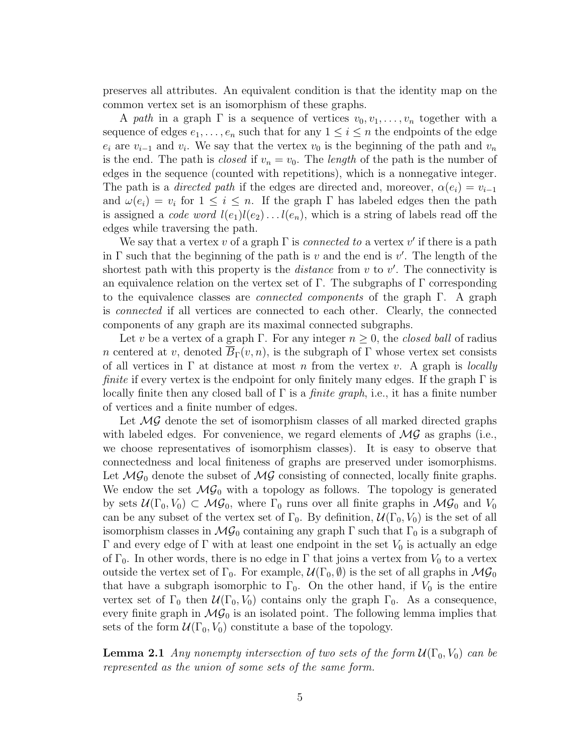preserves all attributes. An equivalent condition is that the identity map on the common vertex set is an isomorphism of these graphs.

A *path* in a graph $\Gamma$ is a sequence of vertices $v_0, v_1, \dots, v_n$ together with a sequence of edges $e_1, \dots, e_n$ such that for any $1 \le i \le n$ the endpoints of the edge $e_i$ are $v_{i-1}$ and $v_i$. We say that the vertex $v_0$ is the beginning of the path and $v_n$ is the end. The path is *closed* if $v_n = v_0$. The *length* of the path is the number of edges in the sequence (counted with repetitions), which is a nonnegative integer. The path is a *directed path* if the edges are directed and, moreover, $\alpha(e_i) = v_{i-1}$ and $\omega(e_i) = v_i$ for $1 \le i \le n$. If the graph $\Gamma$ has labeled edges then the path is assigned a *code word* $l(e_1)l(e_2)\dots l(e_n)$, which is a string of labels read off the edges while traversing the path.

We say that a vertex $v$ of a graph $\Gamma$ is *connected to* a vertex $v'$ if there is a path in $\Gamma$ such that the beginning of the path is $v$ and the end is $v'$. The length of the shortest path with this property is the *distance* from $v$ to $v'$. The connectivity is an equivalence relation on the vertex set of $\Gamma$. The subgraphs of $\Gamma$ corresponding to the equivalence classes are *connected components* of the graph $\Gamma$. A graph is *connected* if all vertices are connected to each other. Clearly, the connected components of any graph are its maximal connected subgraphs.

Let $v$ be a vertex of a graph $\Gamma$. For any integer $n \ge 0$, the *closed ball* of radius $n$ centered at $v$, denoted $\overline{B}_\Gamma(v, n)$, is the subgraph of $\Gamma$ whose vertex set consists of all vertices in $\Gamma$ at distance at most $n$ from the vertex $v$. A graph is *locally finite* if every vertex is the endpoint for only finitely many edges. If the graph $\Gamma$ is locally finite then any closed ball of $\Gamma$ is a *finite graph*, i.e., it has a finite number of vertices and a finite number of edges.

Let $\mathcal{MG}$ denote the set of isomorphism classes of all marked directed graphs with labeled edges. For convenience, we regard elements of $\mathcal{MG}$ as graphs (i.e., we choose representatives of isomorphism classes). It is easy to observe that connectedness and local finiteness of graphs are preserved under isomorphisms. Let $\mathcal{MG}_0$ denote the subset of $\mathcal{MG}$ consisting of connected, locally finite graphs. We endow the set $\mathcal{MG}_0$ with a topology as follows. The topology is generated by sets $\mathcal{U}(\Gamma_0, V_0) \subset \mathcal{MG}_0$, where $\Gamma_0$ runs over all finite graphs in $\mathcal{MG}_0$ and $V_0$ can be any subset of the vertex set of $\Gamma_0$. By definition, $\mathcal{U}(\Gamma_0, V_0)$ is the set of all isomorphism classes in $\mathcal{MG}_0$ containing any graph $\Gamma$ such that $\Gamma_0$ is a subgraph of $\Gamma$ and every edge of $\Gamma$ with at least one endpoint in the set $V_0$ is actually an edge of $\Gamma_0$. In other words, there is no edge in $\Gamma$ that joins a vertex from $V_0$ to a vertex outside the vertex set of $\Gamma_0$. For example, $\mathcal{U}(\Gamma_0, \emptyset)$ is the set of all graphs in $\mathcal{MG}_0$ that have a subgraph isomorphic to $\Gamma_0$. On the other hand, if $V_0$ is the entire vertex set of $\Gamma_0$ then $\mathcal{U}(\Gamma_0, V_0)$ contains only the graph $\Gamma_0$. As a consequence, every finite graph in $\mathcal{MG}_0$ is an isolated point. The following lemma implies that sets of the form $\mathcal{U}(\Gamma_0, V_0)$ constitute a base of the topology.

**Lemma 2.1** *Any nonempty intersection of two sets of the form $\mathcal{U}(\Gamma_0, V_0)$ can be represented as the union of some sets of the same form.*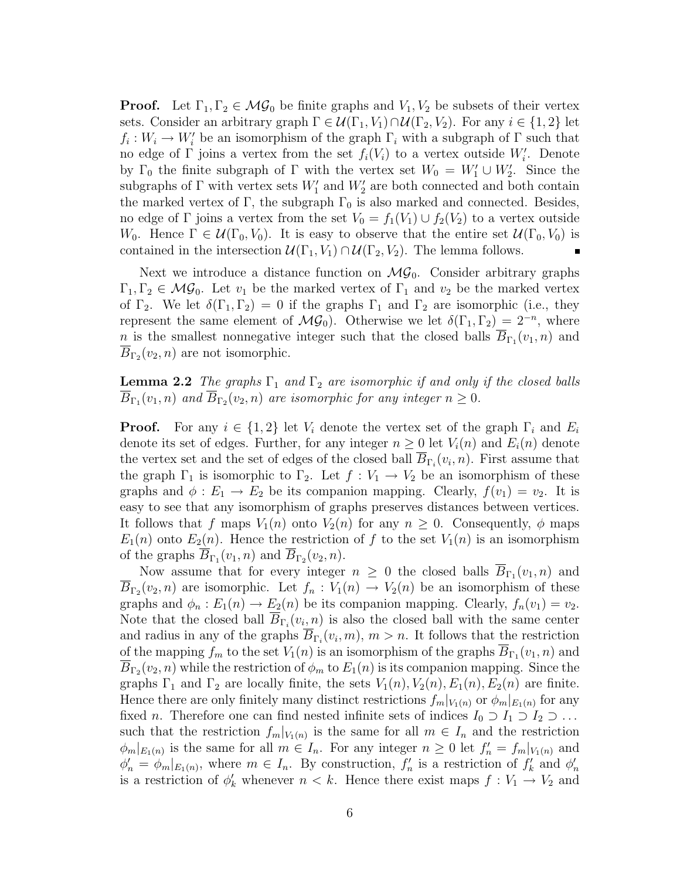**Proof.** Let $\Gamma_1, \Gamma_2 \in \mathcal{MG}_0$ be finite graphs and $V_1, V_2$ be subsets of their vertex sets. Consider an arbitrary graph $\Gamma \in \mathcal{U}(\Gamma_1, V_1) \cap \mathcal{U}(\Gamma_2, V_2)$. For any $i \in \{1, 2\}$ let $f_i : W_i \to W_i'$ be an isomorphism of the graph $\Gamma_i$ with a subgraph of $\Gamma$ such that no edge of $\Gamma$ joins a vertex from the set $f_i(V_i)$ to a vertex outside $W_i'$. Denote by $\Gamma_0$ the finite subgraph of $\Gamma$ with the vertex set $W_0 = W_1' \cup W_2'$. Since the subgraphs of $\Gamma$ with vertex sets $W_1'$ and $W_2'$ are both connected and both contain the marked vertex of $\Gamma$, the subgraph $\Gamma_0$ is also marked and connected. Besides, no edge of $\Gamma$ joins a vertex from the set $V_0 = f_1(V_1) \cup f_2(V_2)$ to a vertex outside $W_0$. Hence $\Gamma \in \mathcal{U}(\Gamma_0, V_0)$. It is easy to observe that the entire set $\mathcal{U}(\Gamma_0, V_0)$ is contained in the intersection $\mathcal{U}(\Gamma_1, V_1) \cap \mathcal{U}(\Gamma_2, V_2)$. The lemma follows. ∎

Next we introduce a distance function on $\mathcal{MG}_0$. Consider arbitrary graphs $\Gamma_1, \Gamma_2 \in \mathcal{MG}_0$. Let $v_1$ be the marked vertex of $\Gamma_1$ and $v_2$ be the marked vertex of $\Gamma_2$. We let $\delta(\Gamma_1, \Gamma_2) = 0$ if the graphs $\Gamma_1$ and $\Gamma_2$ are isomorphic (i.e., they represent the same element of $\mathcal{MG}_0$). Otherwise we let $\delta(\Gamma_1, \Gamma_2) = 2^{-n}$, where $n$ is the smallest nonnegative integer such that the closed balls $\overline{B}_{\Gamma_1}(v_1, n)$ and $\overline{B}_{\Gamma_2}(v_2, n)$ are not isomorphic.

**Lemma 2.2** *The graphs $\Gamma_1$ and $\Gamma_2$ are isomorphic if and only if the closed balls $\overline{B}_{\Gamma_1}(v_1, n)$ and $\overline{B}_{\Gamma_2}(v_2, n)$ are isomorphic for any integer $n \geq 0$.*

**Proof.** For any $i \in \{1, 2\}$ let $V_i$ denote the vertex set of the graph $\Gamma_i$ and $E_i$ denote its set of edges. Further, for any integer $n \geq 0$ let $V_i(n)$ and $E_i(n)$ denote the vertex set and the set of edges of the closed ball $\overline{B}_{\Gamma_i}(v_i, n)$. First assume that the graph $\Gamma_1$ is isomorphic to $\Gamma_2$. Let $f : V_1 \to V_2$ be an isomorphism of these graphs and $\phi : E_1 \to E_2$ be its companion mapping. Clearly, $f(v_1) = v_2$. It is easy to see that any isomorphism of graphs preserves distances between vertices. It follows that $f$ maps $V_1(n)$ onto $V_2(n)$ for any $n \geq 0$. Consequently, $\phi$ maps $E_1(n)$ onto $E_2(n)$. Hence the restriction of $f$ to the set $V_1(n)$ is an isomorphism of the graphs $\overline{B}_{\Gamma_1}(v_1, n)$ and $\overline{B}_{\Gamma_2}(v_2, n)$.

Now assume that for every integer $n \geq 0$ the closed balls $\overline{B}_{\Gamma_1}(v_1, n)$ and $\overline{B}_{\Gamma_2}(v_2, n)$ are isomorphic. Let $f_n : V_1(n) \to V_2(n)$ be an isomorphism of these graphs and $\phi_n : E_1(n) \to E_2(n)$ be its companion mapping. Clearly, $f_n(v_1) = v_2$. Note that the closed ball $\overline{B}_{\Gamma_i}(v_i, n)$ is also the closed ball with the same center and radius in any of the graphs $\overline{B}_{\Gamma_i}(v_i, m)$, $m > n$. It follows that the restriction of the mapping $f_m$ to the set $V_1(n)$ is an isomorphism of the graphs $\overline{B}_{\Gamma_1}(v_1, n)$ and $\overline{B}_{\Gamma_2}(v_2, n)$ while the restriction of $\phi_m$ to $E_1(n)$ is its companion mapping. Since the graphs $\Gamma_1$ and $\Gamma_2$ are locally finite, the sets $V_1(n), V_2(n), E_1(n), E_2(n)$ are finite. Hence there are only finitely many distinct restrictions $f_m|_{V_1(n)}$ or $\phi_m|_{E_1(n)}$ for any fixed $n$. Therefore one can find nested infinite sets of indices $I_0 \supset I_1 \supset I_2 \supset \dots$ such that the restriction $f_m|_{V_1(n)}$ is the same for all $m \in I_n$ and the restriction $\phi_m|_{E_1(n)}$ is the same for all $m \in I_n$. For any integer $n \geq 0$ let $f_n' = f_m|_{V_1(n)}$ and $\phi_n' = \phi_m|_{E_1(n)}$, where $m \in I_n$. By construction, $f_n'$ is a restriction of $f_k'$ and $\phi_n'$ is a restriction of $\phi_k'$ whenever $n < k$. Hence there exist maps $f : V_1 \to V_2$ and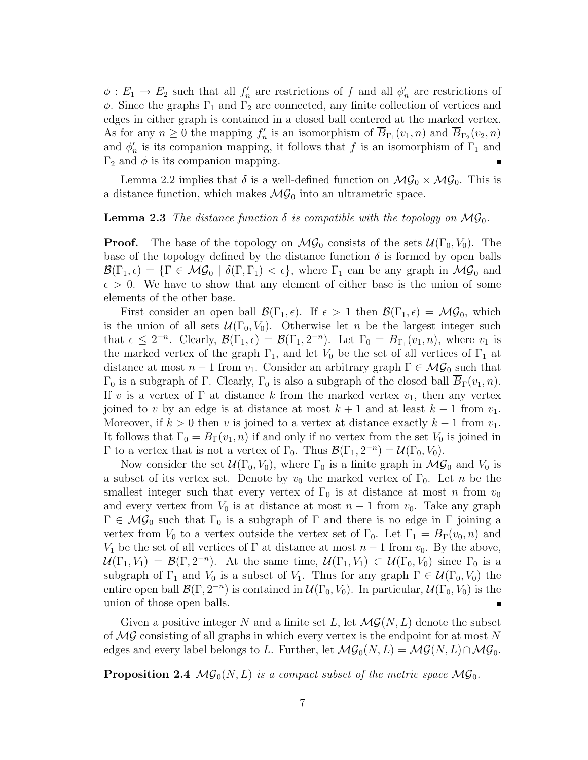$\phi : E_1 \to E_2$ such that all $f'_n$ are restrictions of $f$ and all $\phi'_n$ are restrictions of $\phi$. Since the graphs $\Gamma_1$ and $\Gamma_2$ are connected, any finite collection of vertices and edges in either graph is contained in a closed ball centered at the marked vertex. As for any $n \geq 0$ the mapping $f'_n$ is an isomorphism of $\overline{B}_{\Gamma_1}(v_1, n)$ and $\overline{B}_{\Gamma_2}(v_2, n)$ and $\phi'_n$ is its companion mapping, it follows that $f$ is an isomorphism of $\Gamma_1$ and $\Gamma_2$ and $\phi$ is its companion mapping. ∎

Lemma 2.2 implies that $\delta$ is a well-defined function on $\mathcal{MG}_0 \times \mathcal{MG}_0$. This is a distance function, which makes $\mathcal{MG}_0$ into an ultrametric space.

**Lemma 2.3** *The distance function $\delta$ is compatible with the topology on $\mathcal{MG}_0$.*

**Proof.** The base of the topology on $\mathcal{MG}_0$ consists of the sets $\mathcal{U}(\Gamma_0, V_0)$. The base of the topology defined by the distance function $\delta$ is formed by open balls $\mathcal{B}(\Gamma_1, \epsilon) = \{\Gamma \in \mathcal{MG}_0 \mid \delta(\Gamma, \Gamma_1) < \epsilon\}$, where $\Gamma_1$ can be any graph in $\mathcal{MG}_0$ and $\epsilon > 0$. We have to show that any element of either base is the union of some elements of the other base.

First consider an open ball $\mathcal{B}(\Gamma_1, \epsilon)$. If $\epsilon > 1$ then $\mathcal{B}(\Gamma_1, \epsilon) = \mathcal{MG}_0$, which is the union of all sets $\mathcal{U}(\Gamma_0, V_0)$. Otherwise let $n$ be the largest integer such that $\epsilon \leq 2^{-n}$. Clearly, $\mathcal{B}(\Gamma_1, \epsilon) = \mathcal{B}(\Gamma_1, 2^{-n})$. Let $\Gamma_0 = \overline{B}_{\Gamma_1}(v_1, n)$, where $v_1$ is the marked vertex of the graph $\Gamma_1$, and let $V_0$ be the set of all vertices of $\Gamma_1$ at distance at most $n-1$ from $v_1$. Consider an arbitrary graph $\Gamma \in \mathcal{MG}_0$ such that $\Gamma_0$ is a subgraph of $\Gamma$. Clearly, $\Gamma_0$ is also a subgraph of the closed ball $\overline{B}_\Gamma(v_1, n)$. If $v$ is a vertex of $\Gamma$ at distance $k$ from the marked vertex $v_1$, then any vertex joined to $v$ by an edge is at distance at most $k+1$ and at least $k-1$ from $v_1$. Moreover, if $k > 0$ then $v$ is joined to a vertex at distance exactly $k-1$ from $v_1$. It follows that $\Gamma_0 = \overline{B}_\Gamma(v_1, n)$ if and only if no vertex from the set $V_0$ is joined in $\Gamma$ to a vertex that is not a vertex of $\Gamma_0$. Thus $\mathcal{B}(\Gamma_1, 2^{-n}) = \mathcal{U}(\Gamma_0, V_0)$.

Now consider the set $\mathcal{U}(\Gamma_0, V_0)$, where $\Gamma_0$ is a finite graph in $\mathcal{MG}_0$ and $V_0$ is a subset of its vertex set. Denote by $v_0$ the marked vertex of $\Gamma_0$. Let $n$ be the smallest integer such that every vertex of $\Gamma_0$ is at distance at most $n$ from $v_0$ and every vertex from $V_0$ is at distance at most $n-1$ from $v_0$. Take any graph $\Gamma \in \mathcal{MG}_0$ such that $\Gamma_0$ is a subgraph of $\Gamma$ and there is no edge in $\Gamma$ joining a vertex from $V_0$ to a vertex outside the vertex set of $\Gamma_0$. Let $\Gamma_1 = \overline{B}_\Gamma(v_0, n)$ and $V_1$ be the set of all vertices of $\Gamma$ at distance at most $n-1$ from $v_0$. By the above, $\mathcal{U}(\Gamma_1, V_1) = \mathcal{B}(\Gamma, 2^{-n})$. At the same time, $\mathcal{U}(\Gamma_1, V_1) \subset \mathcal{U}(\Gamma_0, V_0)$ since $\Gamma_0$ is a subgraph of $\Gamma_1$ and $V_0$ is a subset of $V_1$. Thus for any graph $\Gamma \in \mathcal{U}(\Gamma_0, V_0)$ the entire open ball $\mathcal{B}(\Gamma, 2^{-n})$ is contained in $\mathcal{U}(\Gamma_0, V_0)$. In particular, $\mathcal{U}(\Gamma_0, V_0)$ is the union of those open balls. ∎

Given a positive integer $N$ and a finite set $L$, let $\mathcal{MG}(N, L)$ denote the subset of $\mathcal{MG}$ consisting of all graphs in which every vertex is the endpoint for at most $N$ edges and every label belongs to $L$. Further, let $\mathcal{MG}_0(N, L) = \mathcal{MG}(N, L) \cap \mathcal{MG}_0$.

**Proposition 2.4** *$\mathcal{MG}_0(N, L)$ is a compact subset of the metric space $\mathcal{MG}_0$.*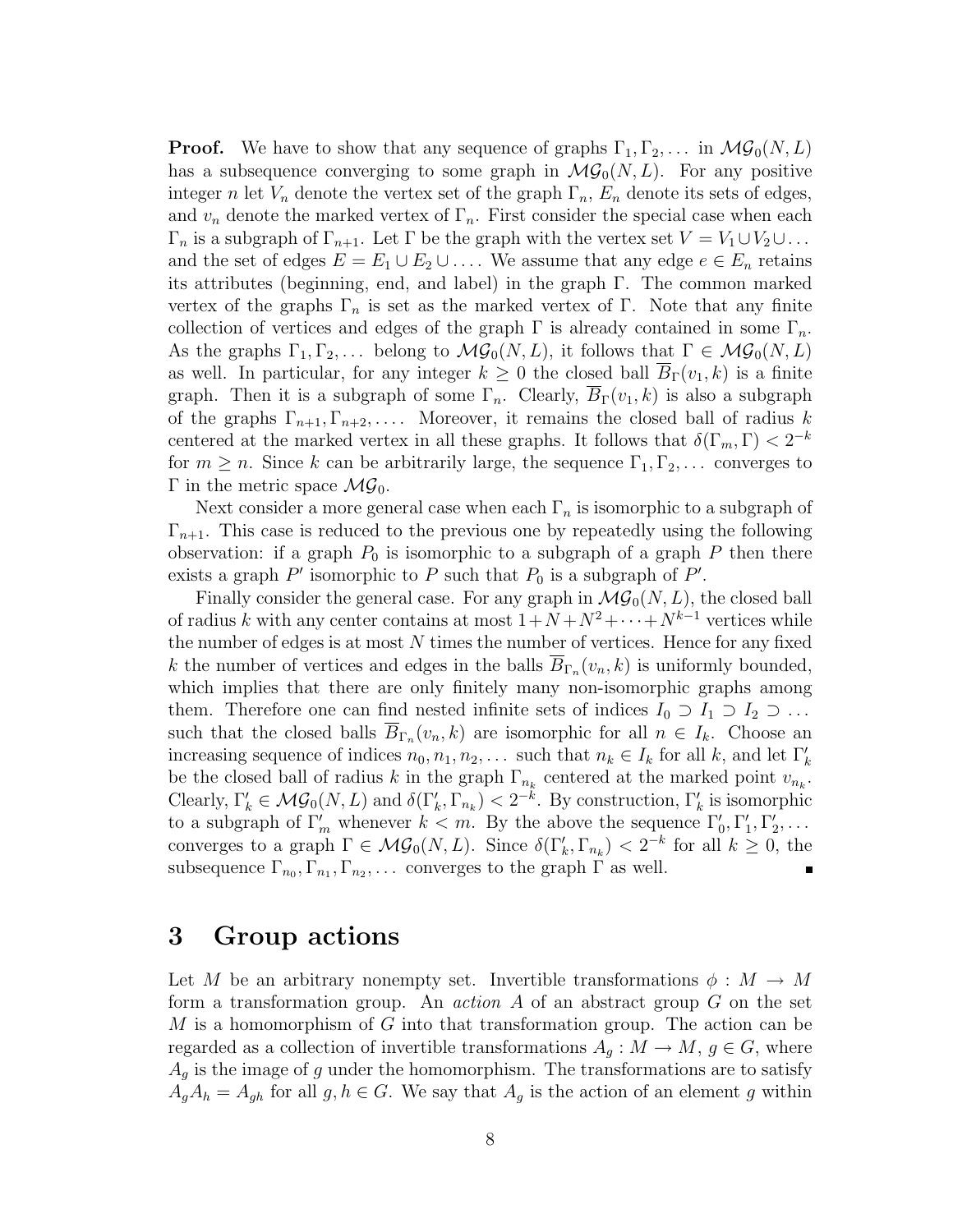**Proof.** We have to show that any sequence of graphs $\Gamma_1, \Gamma_2, \dots$ in $\mathcal{MG}_0(N, L)$ has a subsequence converging to some graph in $\mathcal{MG}_0(N, L)$. For any positive integer $n$ let $V_n$ denote the vertex set of the graph $\Gamma_n$, $E_n$ denote its sets of edges, and $v_n$ denote the marked vertex of $\Gamma_n$. First consider the special case when each $\Gamma_n$ is a subgraph of $\Gamma_{n+1}$. Let $\Gamma$ be the graph with the vertex set $V = V_1 \cup V_2 \cup \dots$ and the set of edges $E = E_1 \cup E_2 \cup \dots$. We assume that any edge $e \in E_n$ retains its attributes (beginning, end, and label) in the graph $\Gamma$. The common marked vertex of the graphs $\Gamma_n$ is set as the marked vertex of $\Gamma$. Note that any finite collection of vertices and edges of the graph $\Gamma$ is already contained in some $\Gamma_n$. As the graphs $\Gamma_1, \Gamma_2, \dots$ belong to $\mathcal{MG}_0(N, L)$, it follows that $\Gamma \in \mathcal{MG}_0(N, L)$ as well. In particular, for any integer $k \geq 0$ the closed ball $\overline{B}_\Gamma(v_1, k)$ is a finite graph. Then it is a subgraph of some $\Gamma_n$. Clearly, $\overline{B}_\Gamma(v_1, k)$ is also a subgraph of the graphs $\Gamma_{n+1}, \Gamma_{n+2}, \dots$. Moreover, it remains the closed ball of radius $k$ centered at the marked vertex in all these graphs. It follows that $\delta(\Gamma_m, \Gamma) < 2^{-k}$ for $m \geq n$. Since $k$ can be arbitrarily large, the sequence $\Gamma_1, \Gamma_2, \dots$ converges to $\Gamma$ in the metric space $\mathcal{MG}_0$.

Next consider a more general case when each $\Gamma_n$ is isomorphic to a subgraph of $\Gamma_{n+1}$. This case is reduced to the previous one by repeatedly using the following observation: if a graph $P_0$ is isomorphic to a subgraph of a graph $P$ then there exists a graph $P'$ isomorphic to $P$ such that $P_0$ is a subgraph of $P'$.

Finally consider the general case. For any graph in $\mathcal{MG}_0(N, L)$, the closed ball of radius $k$ with any center contains at most $1 + N + N^2 + \dots + N^{k-1}$ vertices while the number of edges is at most $N$ times the number of vertices. Hence for any fixed $k$ the number of vertices and edges in the balls $\overline{B}_{\Gamma_n}(v_n, k)$ is uniformly bounded, which implies that there are only finitely many non-isomorphic graphs among them. Therefore one can find nested infinite sets of indices $I_0 \supset I_1 \supset I_2 \supset \dots$ such that the closed balls $\overline{B}_{\Gamma_n}(v_n, k)$ are isomorphic for all $n \in I_k$. Choose an increasing sequence of indices $n_0, n_1, n_2, \dots$ such that $n_k \in I_k$ for all $k$, and let $\Gamma'_k$ be the closed ball of radius $k$ in the graph $\Gamma_{n_k}$ centered at the marked point $v_{n_k}$. Clearly, $\Gamma'_k \in \mathcal{MG}_0(N, L)$ and $\delta(\Gamma'_k, \Gamma_{n_k}) < 2^{-k}$. By construction, $\Gamma'_k$ is isomorphic to a subgraph of $\Gamma'_m$ whenever $k < m$. By the above the sequence $\Gamma'_0, \Gamma'_1, \Gamma'_2, \dots$ converges to a graph $\Gamma \in \mathcal{MG}_0(N, L)$. Since $\delta(\Gamma'_k, \Gamma_{n_k}) < 2^{-k}$ for all $k \geq 0$, the subsequence $\Gamma_{n_0}, \Gamma_{n_1}, \Gamma_{n_2}, \dots$ converges to the graph $\Gamma$ as well. ∎

# 3 Group actions

Let $M$ be an arbitrary nonempty set. Invertible transformations $\phi : M \to M$ form a transformation group. An *action* $A$ of an abstract group $G$ on the set $M$ is a homomorphism of $G$ into that transformation group. The action can be regarded as a collection of invertible transformations $A_g : M \to M$, $g \in G$, where $A_g$ is the image of $g$ under the homomorphism. The transformations are to satisfy $A_g A_h = A_{gh}$ for all $g, h \in G$. We say that $A_g$ is the action of an element $g$ within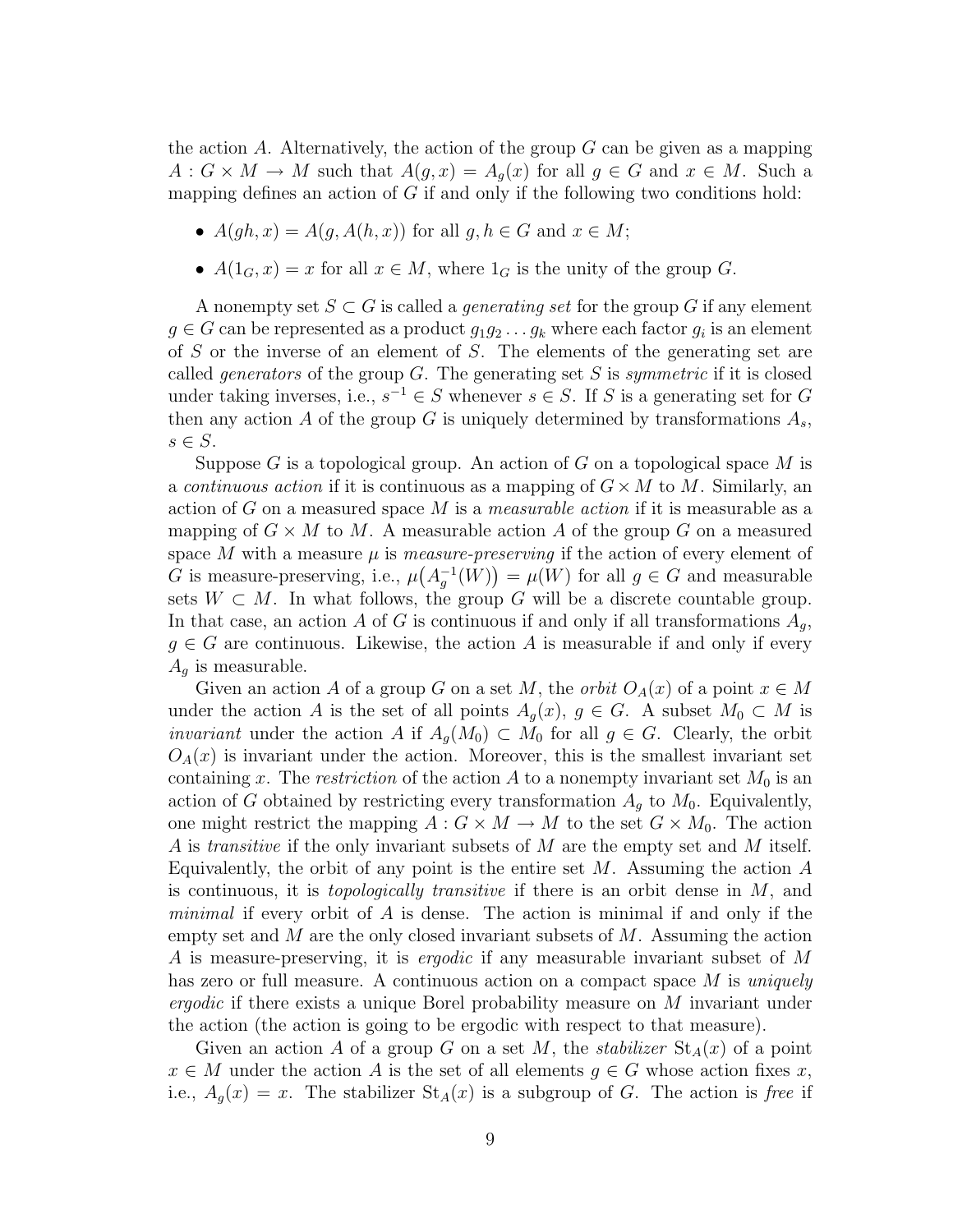the action $A$. Alternatively, the action of the group $G$ can be given as a mapping $A : G \times M \to M$ such that $A(g, x) = A_g(x)$ for all $g \in G$ and $x \in M$. Such a mapping defines an action of $G$ if and only if the following two conditions hold:

- $A(gh, x) = A(g, A(h, x))$ for all $g, h \in G$ and $x \in M$;
- $A(1_G, x) = x$ for all $x \in M$, where $1_G$ is the unity of the group $G$.

A nonempty set $S \subset G$ is called a *generating set* for the group $G$ if any element $g \in G$ can be represented as a product $g_1 g_2 \dots g_k$ where each factor $g_i$ is an element of $S$ or the inverse of an element of $S$. The elements of the generating set are called *generators* of the group $G$. The generating set $S$ is *symmetric* if it is closed under taking inverses, i.e., $s^{-1} \in S$ whenever $s \in S$. If $S$ is a generating set for $G$ then any action $A$ of the group $G$ is uniquely determined by transformations $A_s$, $s \in S$.

Suppose $G$ is a topological group. An action of $G$ on a topological space $M$ is a *continuous action* if it is continuous as a mapping of $G \times M$ to $M$. Similarly, an action of $G$ on a measured space $M$ is a *measurable action* if it is measurable as a mapping of $G \times M$ to $M$. A measurable action $A$ of the group $G$ on a measured space $M$ with a measure $\mu$ is *measure-preserving* if the action of every element of $G$ is measure-preserving, i.e., $\mu\big(A_g^{-1}(W)\big) = \mu(W)$ for all $g \in G$ and measurable sets $W \subset M$. In what follows, the group $G$ will be a discrete countable group. In that case, an action $A$ of $G$ is continuous if and only if all transformations $A_g$, $g \in G$ are continuous. Likewise, the action $A$ is measurable if and only if every $A_g$ is measurable.

Given an action $A$ of a group $G$ on a set $M$, the *orbit* $O_A(x)$ of a point $x \in M$ under the action $A$ is the set of all points $A_g(x)$, $g \in G$. A subset $M_0 \subset M$ is *invariant* under the action $A$ if $A_g(M_0) \subset M_0$ for all $g \in G$. Clearly, the orbit $O_A(x)$ is invariant under the action. Moreover, this is the smallest invariant set containing $x$. The *restriction* of the action $A$ to a nonempty invariant set $M_0$ is an action of $G$ obtained by restricting every transformation $A_g$ to $M_0$. Equivalently, one might restrict the mapping $A : G \times M \to M$ to the set $G \times M_0$. The action $A$ is *transitive* if the only invariant subsets of $M$ are the empty set and $M$ itself. Equivalently, the orbit of any point is the entire set $M$. Assuming the action $A$ is continuous, it is *topologically transitive* if there is an orbit dense in $M$, and *minimal* if every orbit of $A$ is dense. The action is minimal if and only if the empty set and $M$ are the only closed invariant subsets of $M$. Assuming the action $A$ is measure-preserving, it is *ergodic* if any measurable invariant subset of $M$ has zero or full measure. A continuous action on a compact space $M$ is *uniquely ergodic* if there exists a unique Borel probability measure on $M$ invariant under the action (the action is going to be ergodic with respect to that measure).

Given an action $A$ of a group $G$ on a set $M$, the *stabilizer* $\mathrm{St}_A(x)$ of a point $x \in M$ under the action $A$ is the set of all elements $g \in G$ whose action fixes $x$, i.e., $A_g(x) = x$. The stabilizer $\mathrm{St}_A(x)$ is a subgroup of $G$. The action is *free* if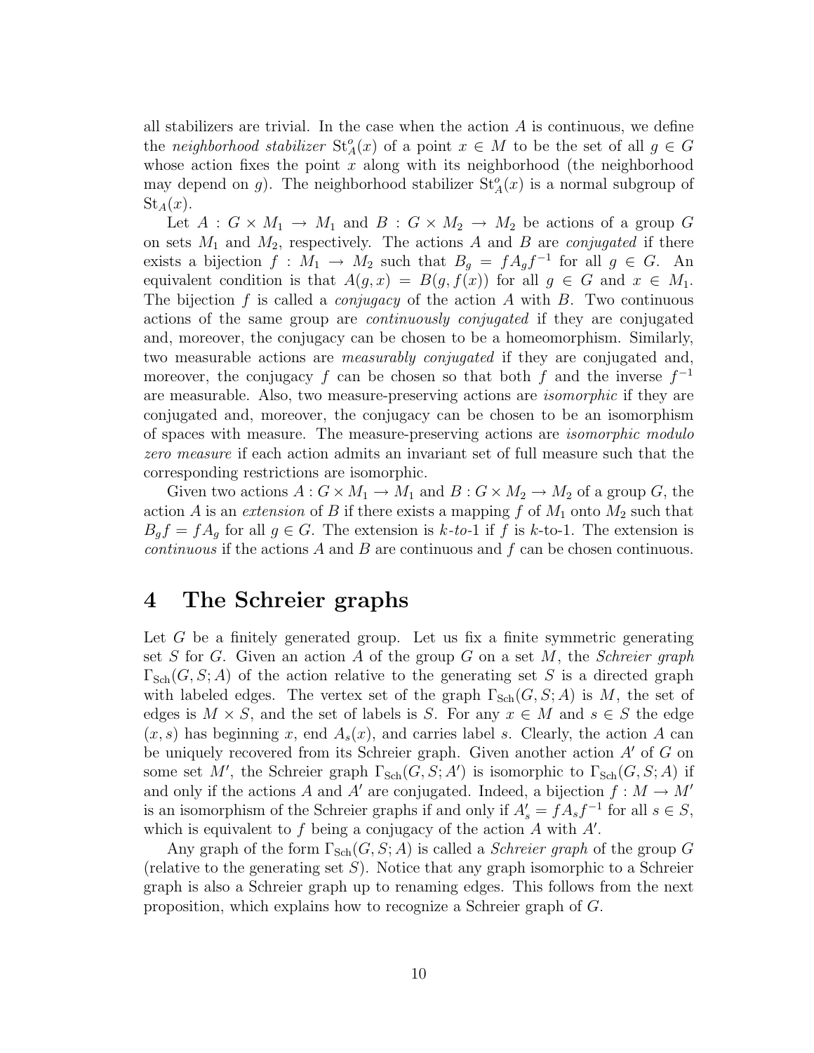all stabilizers are trivial. In the case when the action $A$ is continuous, we define the *neighborhood stabilizer* $\mathrm{St}^o_A(x)$ of a point $x \in M$ to be the set of all $g \in G$ whose action fixes the point $x$ along with its neighborhood (the neighborhood may depend on $g$). The neighborhood stabilizer $\mathrm{St}^o_A(x)$ is a normal subgroup of $\mathrm{St}_A(x)$.

Let $A : G \times M_1 \to M_1$ and $B : G \times M_2 \to M_2$ be actions of a group $G$ on sets $M_1$ and $M_2$, respectively. The actions $A$ and $B$ are *conjugated* if there exists a bijection $f : M_1 \to M_2$ such that $B_g = f A_g f^{-1}$ for all $g \in G$. An equivalent condition is that $A(g, x) = B(g, f(x))$ for all $g \in G$ and $x \in M_1$. The bijection $f$ is called a *conjugacy* of the action $A$ with $B$. Two continuous actions of the same group are *continuously conjugated* if they are conjugated and, moreover, the conjugacy can be chosen to be a homeomorphism. Similarly, two measurable actions are *measurably conjugated* if they are conjugated and, moreover, the conjugacy $f$ can be chosen so that both $f$ and the inverse $f^{-1}$ are measurable. Also, two measure-preserving actions are *isomorphic* if they are conjugated and, moreover, the conjugacy can be chosen to be an isomorphism of spaces with measure. The measure-preserving actions are *isomorphic modulo zero measure* if each action admits an invariant set of full measure such that the corresponding restrictions are isomorphic.

Given two actions $A : G \times M_1 \to M_1$ and $B : G \times M_2 \to M_2$ of a group $G$, the action $A$ is an *extension* of $B$ if there exists a mapping $f$ of $M_1$ onto $M_2$ such that $B_g f = f A_g$ for all $g \in G$. The extension is *$k$-to-1* if $f$ is $k$-to-1. The extension is *continuous* if the actions $A$ and $B$ are continuous and $f$ can be chosen continuous.

# 4 The Schreier graphs

Let $G$ be a finitely generated group. Let us fix a finite symmetric generating set $S$ for $G$. Given an action $A$ of the group $G$ on a set $M$, the *Schreier graph* $\Gamma_{\mathrm{Sch}}(G, S; A)$ of the action relative to the generating set $S$ is a directed graph with labeled edges. The vertex set of the graph $\Gamma_{\mathrm{Sch}}(G, S; A)$ is $M$, the set of edges is $M \times S$, and the set of labels is $S$. For any $x \in M$ and $s \in S$ the edge $(x, s)$ has beginning $x$, end $A_s(x)$, and carries label $s$. Clearly, the action $A$ can be uniquely recovered from its Schreier graph. Given another action $A'$ of $G$ on some set $M'$, the Schreier graph $\Gamma_{\mathrm{Sch}}(G, S; A')$ is isomorphic to $\Gamma_{\mathrm{Sch}}(G, S; A)$ if and only if the actions $A$ and $A'$ are conjugated. Indeed, a bijection $f : M \to M'$ is an isomorphism of the Schreier graphs if and only if $A'_s = f A_s f^{-1}$ for all $s \in S$, which is equivalent to $f$ being a conjugacy of the action $A$ with $A'$.

Any graph of the form $\Gamma_{\mathrm{Sch}}(G, S; A)$ is called a *Schreier graph* of the group $G$ (relative to the generating set $S$). Notice that any graph isomorphic to a Schreier graph is also a Schreier graph up to renaming edges. This follows from the next proposition, which explains how to recognize a Schreier graph of $G$.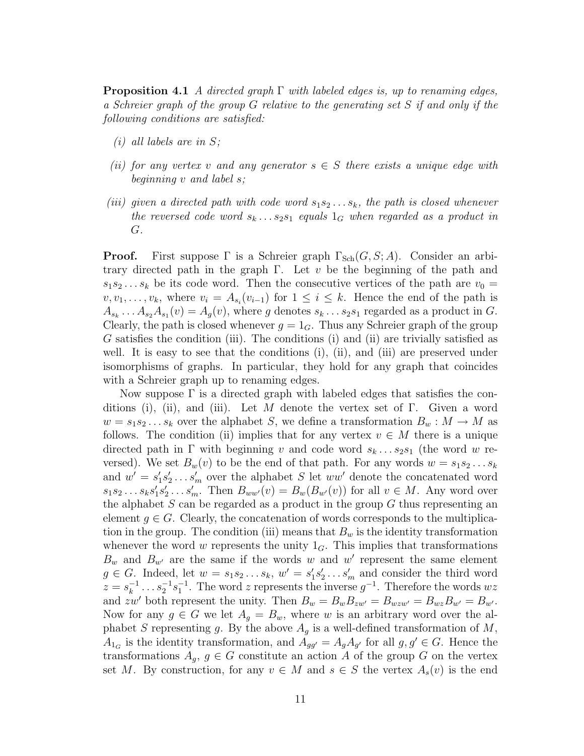**Proposition 4.1** *A directed graph $\Gamma$ with labeled edges is, up to renaming edges, a Schreier graph of the group $G$ relative to the generating set $S$ if and only if the following conditions are satisfied:*

*(i) all labels are in $S$;*

*(ii) for any vertex $v$ and any generator $s \in S$ there exists a unique edge with beginning $v$ and label $s$;*

*(iii) given a directed path with code word $s_1 s_2 \dots s_k$, the path is closed whenever the reversed code word $s_k \dots s_2 s_1$ equals $1_G$ when regarded as a product in $G$.*

**Proof.** First suppose $\Gamma$ is a Schreier graph $\Gamma_{\mathrm{Sch}}(G, S; A)$. Consider an arbitrary directed path in the graph $\Gamma$. Let $v$ be the beginning of the path and $s_1 s_2 \dots s_k$ be its code word. Then the consecutive vertices of the path are $v_0 = v, v_1, \dots, v_k$, where $v_i = A_{s_i}(v_{i-1})$ for $1 \leq i \leq k$. Hence the end of the path is $A_{s_k} \dots A_{s_2} A_{s_1}(v) = A_g(v)$, where $g$ denotes $s_k \dots s_2 s_1$ regarded as a product in $G$. Clearly, the path is closed whenever $g = 1_G$. Thus any Schreier graph of the group $G$ satisfies the condition (iii). The conditions (i) and (ii) are trivially satisfied as well. It is easy to see that the conditions (i), (ii), and (iii) are preserved under isomorphisms of graphs. In particular, they hold for any graph that coincides with a Schreier graph up to renaming edges.

Now suppose $\Gamma$ is a directed graph with labeled edges that satisfies the conditions (i), (ii), and (iii). Let $M$ denote the vertex set of $\Gamma$. Given a word $w = s_1 s_2 \dots s_k$ over the alphabet $S$, we define a transformation $B_w : M \to M$ as follows. The condition (ii) implies that for any vertex $v \in M$ there is a unique directed path in $\Gamma$ with beginning $v$ and code word $s_k \dots s_2 s_1$ (the word $w$ reversed). We set $B_w(v)$ to be the end of that path. For any words $w = s_1 s_2 \dots s_k$ and $w' = s'_1 s'_2 \dots s'_m$ over the alphabet $S$ let $ww'$ denote the concatenated word $s_1 s_2 \dots s_k s'_1 s'_2 \dots s'_m$. Then $B_{ww'}(v) = B_w(B_{w'}(v))$ for all $v \in M$. Any word over the alphabet $S$ can be regarded as a product in the group $G$ thus representing an element $g \in G$. Clearly, the concatenation of words corresponds to the multiplication in the group. The condition (iii) means that $B_w$ is the identity transformation whenever the word $w$ represents the unity $1_G$. This implies that transformations $B_w$ and $B_{w'}$ are the same if the words $w$ and $w'$ represent the same element $g \in G$. Indeed, let $w = s_1 s_2 \dots s_k$, $w' = s'_1 s'_2 \dots s'_m$ and consider the third word $z = s_k^{-1} \dots s_2^{-1} s_1^{-1}$. The word $z$ represents the inverse $g^{-1}$. Therefore the words $wz$ and $zw'$ both represent the unity. Then $B_w = B_w B_{zw'} = B_{wzw'} = B_{wz} B_{w'} = B_{w'}$. Now for any $g \in G$ we let $A_g = B_w$, where $w$ is an arbitrary word over the alphabet $S$ representing $g$. By the above $A_g$ is a well-defined transformation of $M$, $A_{1_G}$ is the identity transformation, and $A_{gg'} = A_g A_{g'}$ for all $g, g' \in G$. Hence the transformations $A_g$, $g \in G$ constitute an action $A$ of the group $G$ on the vertex set $M$. By construction, for any $v \in M$ and $s \in S$ the vertex $A_s(v)$ is the end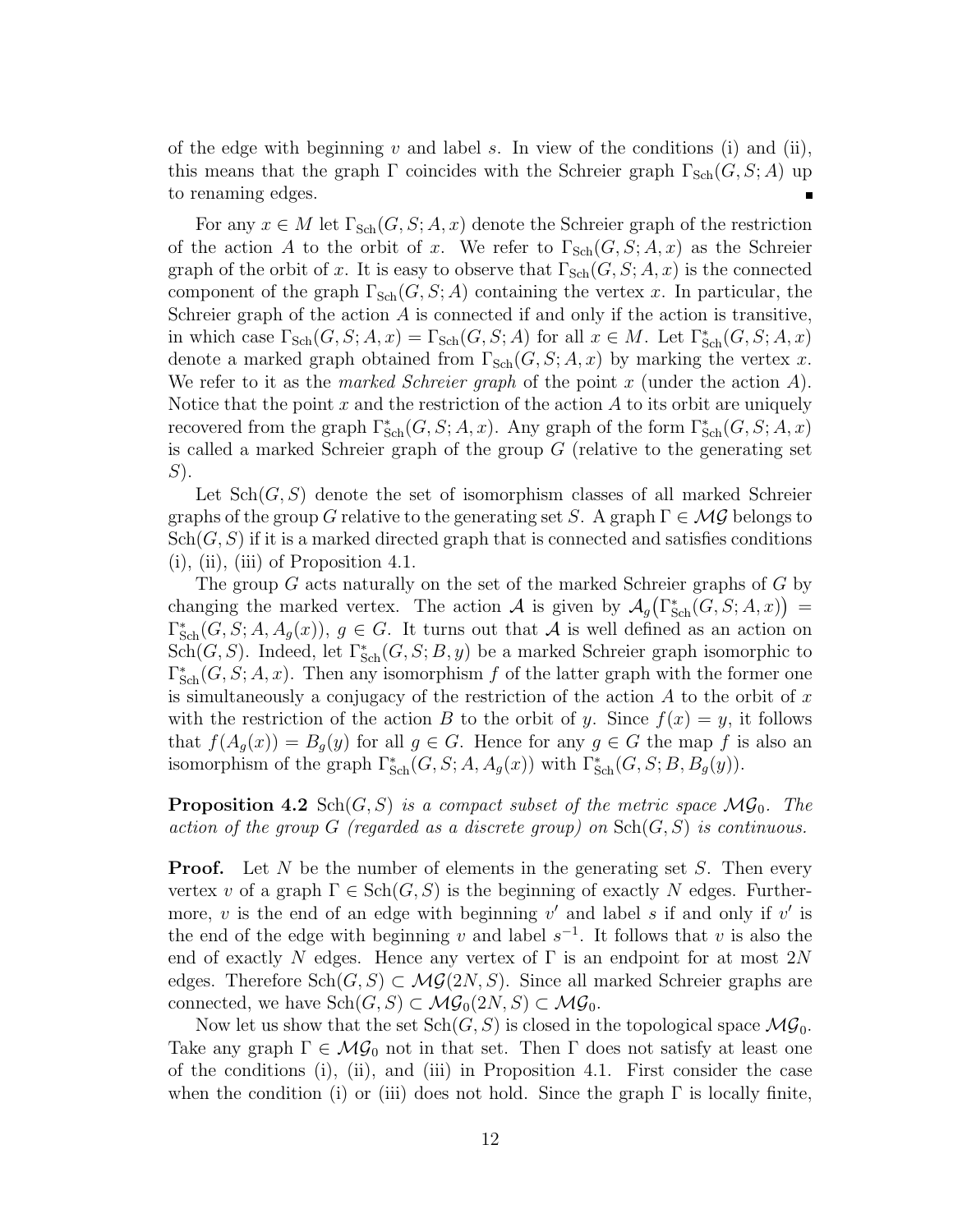of the edge with beginning $v$ and label $s$. In view of the conditions (i) and (ii), this means that the graph $\Gamma$ coincides with the Schreier graph $\Gamma_{\rm Sch}(G,S;A)$ up to renaming edges. ∎

For any $x\in M$ let $\Gamma_{\rm Sch}(G,S;A,x)$ denote the Schreier graph of the restriction of the action $A$ to the orbit of $x$. We refer to $\Gamma_{\rm Sch}(G,S;A,x)$ as the Schreier graph of the orbit of $x$. It is easy to observe that $\Gamma_{\rm Sch}(G,S;A,x)$ is the connected component of the graph $\Gamma_{\rm Sch}(G,S;A)$ containing the vertex $x$. In particular, the Schreier graph of the action $A$ is connected if and only if the action is transitive, in which case $\Gamma_{\rm Sch}(G,S;A,x)=\Gamma_{\rm Sch}(G,S;A)$ for all $x\in M$. Let $\Gamma^*_{\rm Sch}(G,S;A,x)$ denote a marked graph obtained from $\Gamma_{\rm Sch}(G,S;A,x)$ by marking the vertex $x$. We refer to it as the *marked Schreier graph* of the point $x$ (under the action $A$). Notice that the point $x$ and the restriction of the action $A$ to its orbit are uniquely recovered from the graph $\Gamma^*_{\rm Sch}(G,S;A,x)$. Any graph of the form $\Gamma^*_{\rm Sch}(G,S;A,x)$ is called a marked Schreier graph of the group $G$ (relative to the generating set $S$).

Let $\mathrm{Sch}(G,S)$ denote the set of isomorphism classes of all marked Schreier graphs of the group $G$ relative to the generating set $S$. A graph $\Gamma\in\mathcal{MG}$ belongs to $\mathrm{Sch}(G,S)$ if it is a marked directed graph that is connected and satisfies conditions (i), (ii), (iii) of Proposition 4.1.

The group $G$ acts naturally on the set of the marked Schreier graphs of $G$ by changing the marked vertex. The action $\mathcal{A}$ is given by $\mathcal{A}_g\big(\Gamma^*_{\rm Sch}(G,S;A,x)\big)=\Gamma^*_{\rm Sch}(G,S;A,A_g(x))$, $g\in G$. It turns out that $\mathcal{A}$ is well defined as an action on $\mathrm{Sch}(G,S)$. Indeed, let $\Gamma^*_{\rm Sch}(G,S;B,y)$ be a marked Schreier graph isomorphic to $\Gamma^*_{\rm Sch}(G,S;A,x)$. Then any isomorphism $f$ of the latter graph with the former one is simultaneously a conjugacy of the restriction of the action $A$ to the orbit of $x$ with the restriction of the action $B$ to the orbit of $y$. Since $f(x)=y$, it follows that $f(A_g(x))=B_g(y)$ for all $g\in G$. Hence for any $g\in G$ the map $f$ is also an isomorphism of the graph $\Gamma^*_{\rm Sch}(G,S;A,A_g(x))$ with $\Gamma^*_{\rm Sch}(G,S;B,B_g(y))$.

**Proposition 4.2** *$\mathrm{Sch}(G,S)$ is a compact subset of the metric space $\mathcal{MG}_0$. The action of the group $G$ (regarded as a discrete group) on $\mathrm{Sch}(G,S)$ is continuous.*

**Proof.** Let $N$ be the number of elements in the generating set $S$. Then every vertex $v$ of a graph $\Gamma\in\mathrm{Sch}(G,S)$ is the beginning of exactly $N$ edges. Furthermore, $v$ is the end of an edge with beginning $v'$ and label $s$ if and only if $v'$ is the end of the edge with beginning $v$ and label $s^{-1}$. It follows that $v$ is also the end of exactly $N$ edges. Hence any vertex of $\Gamma$ is an endpoint for at most $2N$ edges. Therefore $\mathrm{Sch}(G,S)\subset\mathcal{MG}(2N,S)$. Since all marked Schreier graphs are connected, we have $\mathrm{Sch}(G,S)\subset\mathcal{MG}_0(2N,S)\subset\mathcal{MG}_0$.

Now let us show that the set $\mathrm{Sch}(G,S)$ is closed in the topological space $\mathcal{MG}_0$. Take any graph $\Gamma\in\mathcal{MG}_0$ not in that set. Then $\Gamma$ does not satisfy at least one of the conditions (i), (ii), and (iii) in Proposition 4.1. First consider the case when the condition (i) or (iii) does not hold. Since the graph $\Gamma$ is locally finite,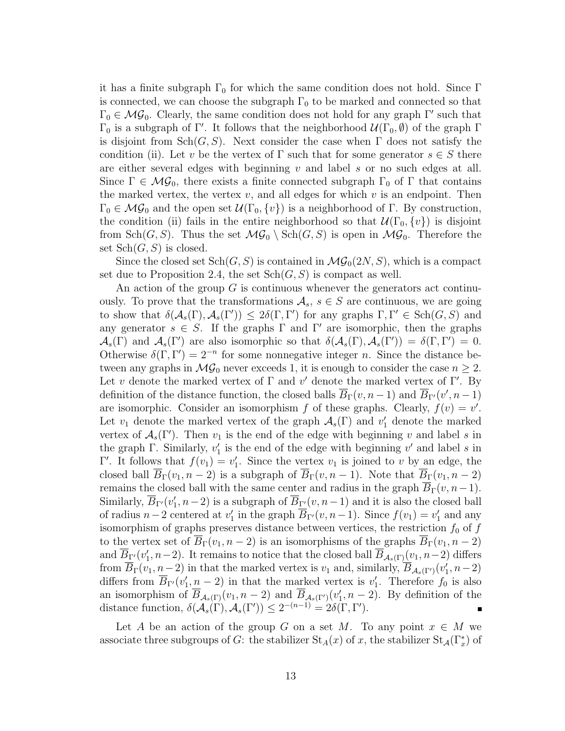it has a finite subgraph $\Gamma_0$ for which the same condition does not hold. Since $\Gamma$ is connected, we can choose the subgraph $\Gamma_0$ to be marked and connected so that $\Gamma_0 \in \mathcal{MG}_0$. Clearly, the same condition does not hold for any graph $\Gamma'$ such that $\Gamma_0$ is a subgraph of $\Gamma'$. It follows that the neighborhood $\mathcal{U}(\Gamma_0, \emptyset)$ of the graph $\Gamma$ is disjoint from $\mathrm{Sch}(G,S)$. Next consider the case when $\Gamma$ does not satisfy the condition (ii). Let $v$ be the vertex of $\Gamma$ such that for some generator $s \in S$ there are either several edges with beginning $v$ and label $s$ or no such edges at all. Since $\Gamma \in \mathcal{MG}_0$, there exists a finite connected subgraph $\Gamma_0$ of $\Gamma$ that contains the marked vertex, the vertex $v$, and all edges for which $v$ is an endpoint. Then $\Gamma_0 \in \mathcal{MG}_0$ and the open set $\mathcal{U}(\Gamma_0, \{v\})$ is a neighborhood of $\Gamma$. By construction, the condition (ii) fails in the entire neighborhood so that $\mathcal{U}(\Gamma_0, \{v\})$ is disjoint from $\mathrm{Sch}(G,S)$. Thus the set $\mathcal{MG}_0 \setminus \mathrm{Sch}(G,S)$ is open in $\mathcal{MG}_0$. Therefore the set $\mathrm{Sch}(G,S)$ is closed.

Since the closed set $\mathrm{Sch}(G,S)$ is contained in $\mathcal{MG}_0(2N,S)$, which is a compact set due to Proposition 2.4, the set $\mathrm{Sch}(G,S)$ is compact as well.

An action of the group $G$ is continuous whenever the generators act continuously. To prove that the transformations $\mathcal{A}_s$, $s \in S$ are continuous, we are going to show that $\delta(\mathcal{A}_s(\Gamma), \mathcal{A}_s(\Gamma')) \le 2\delta(\Gamma, \Gamma')$ for any graphs $\Gamma, \Gamma' \in \mathrm{Sch}(G,S)$ and any generator $s \in S$. If the graphs $\Gamma$ and $\Gamma'$ are isomorphic, then the graphs $\mathcal{A}_s(\Gamma)$ and $\mathcal{A}_s(\Gamma')$ are also isomorphic so that $\delta(\mathcal{A}_s(\Gamma), \mathcal{A}_s(\Gamma')) = \delta(\Gamma, \Gamma') = 0$. Otherwise $\delta(\Gamma, \Gamma') = 2^{-n}$ for some nonnegative integer $n$. Since the distance between any graphs in $\mathcal{MG}_0$ never exceeds 1, it is enough to consider the case $n \ge 2$. Let $v$ denote the marked vertex of $\Gamma$ and $v'$ denote the marked vertex of $\Gamma'$. By definition of the distance function, the closed balls $\overline{B}_\Gamma(v, n-1)$ and $\overline{B}_{\Gamma'}(v', n-1)$ are isomorphic. Consider an isomorphism $f$ of these graphs. Clearly, $f(v) = v'$. Let $v_1$ denote the marked vertex of the graph $\mathcal{A}_s(\Gamma)$ and $v_1'$ denote the marked vertex of $\mathcal{A}_s(\Gamma')$. Then $v_1$ is the end of the edge with beginning $v$ and label $s$ in the graph $\Gamma$. Similarly, $v_1'$ is the end of the edge with beginning $v'$ and label $s$ in $\Gamma'$. It follows that $f(v_1) = v_1'$. Since the vertex $v_1$ is joined to $v$ by an edge, the closed ball $\overline{B}_\Gamma(v_1, n-2)$ is a subgraph of $\overline{B}_\Gamma(v, n-1)$. Note that $\overline{B}_\Gamma(v_1, n-2)$ remains the closed ball with the same center and radius in the graph $\overline{B}_\Gamma(v, n-1)$. Similarly, $\overline{B}_{\Gamma'}(v_1', n-2)$ is a subgraph of $\overline{B}_{\Gamma'}(v, n-1)$ and it is also the closed ball of radius $n-2$ centered at $v_1'$ in the graph $\overline{B}_{\Gamma'}(v, n-1)$. Since $f(v_1) = v_1'$ and any isomorphism of graphs preserves distance between vertices, the restriction $f_0$ of $f$ to the vertex set of $\overline{B}_\Gamma(v_1, n-2)$ is an isomorphisms of the graphs $\overline{B}_\Gamma(v_1, n-2)$ and $\overline{B}_{\Gamma'}(v_1', n-2)$. It remains to notice that the closed ball $\overline{B}_{\mathcal{A}_s(\Gamma)}(v_1, n-2)$ differs from $\overline{B}_\Gamma(v_1, n-2)$ in that the marked vertex is $v_1$ and, similarly, $\overline{B}_{\mathcal{A}_s(\Gamma')}(v_1', n-2)$ differs from $\overline{B}_{\Gamma'}(v_1', n-2)$ in that the marked vertex is $v_1'$. Therefore $f_0$ is also an isomorphism of $\overline{B}_{\mathcal{A}_s(\Gamma)}(v_1, n-2)$ and $\overline{B}_{\mathcal{A}_s(\Gamma')}(v_1', n-2)$. By definition of the distance function, $\delta(\mathcal{A}_s(\Gamma), \mathcal{A}_s(\Gamma')) \le 2^{-(n-1)} = 2\delta(\Gamma, \Gamma')$. ∎

Let $A$ be an action of the group $G$ on a set $M$. To any point $x \in M$ we associate three subgroups of $G$: the stabilizer $\mathrm{St}_A(x)$ of $x$, the stabilizer $\mathrm{St}_{\mathcal{A}}(\Gamma_x^*)$ of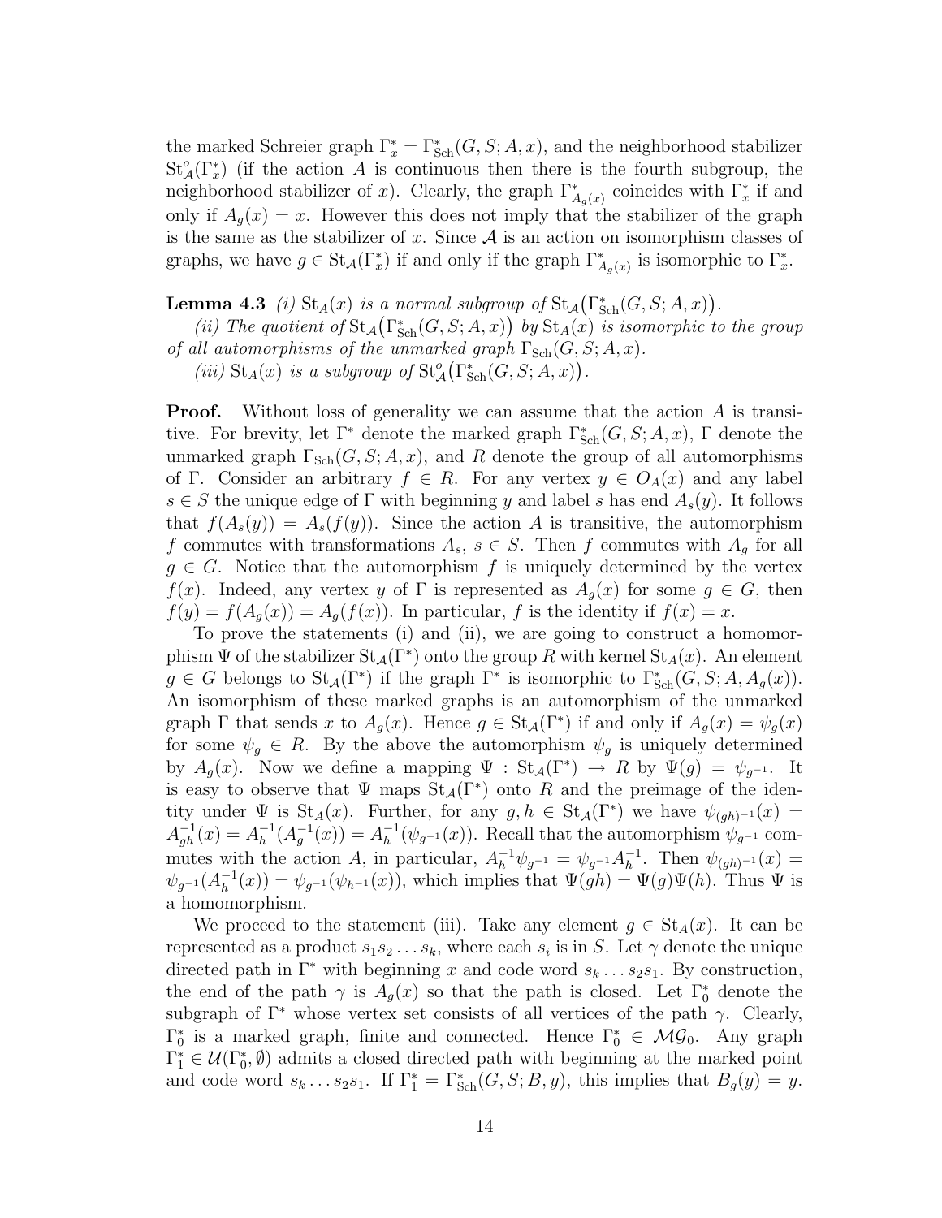the marked Schreier graph $\Gamma^*_x = \Gamma^*_{\text{Sch}}(G, S; A, x)$, and the neighborhood stabilizer $\text{St}^o_{\mathcal{A}}(\Gamma^*_x)$ (if the action $A$ is continuous then there is the fourth subgroup, the neighborhood stabilizer of $x$). Clearly, the graph $\Gamma^*_{A_g(x)}$ coincides with $\Gamma^*_x$ if and only if $A_g(x) = x$. However this does not imply that the stabilizer of the graph is the same as the stabilizer of $x$. Since $\mathcal{A}$ is an action on isomorphism classes of graphs, we have $g \in \text{St}_{\mathcal{A}}(\Gamma^*_x)$ if and only if the graph $\Gamma^*_{A_g(x)}$ is isomorphic to $\Gamma^*_x$.

**Lemma 4.3** *(i)* $\text{St}_A(x)$ *is a normal subgroup of* $\text{St}_{\mathcal{A}}\big(\Gamma^*_{\text{Sch}}(G, S; A, x)\big)$.

*(ii) The quotient of* $\text{St}_{\mathcal{A}}\big(\Gamma^*_{\text{Sch}}(G, S; A, x)\big)$ *by* $\text{St}_A(x)$ *is isomorphic to the group of all automorphisms of the unmarked graph* $\Gamma_{\text{Sch}}(G, S; A, x)$.

*(iii)* $\text{St}_A(x)$ *is a subgroup of* $\text{St}^o_{\mathcal{A}}\big(\Gamma^*_{\text{Sch}}(G, S; A, x)\big)$.

**Proof.** Without loss of generality we can assume that the action $A$ is transitive. For brevity, let $\Gamma^*$ denote the marked graph $\Gamma^*_{\text{Sch}}(G, S; A, x)$, $\Gamma$ denote the unmarked graph $\Gamma_{\text{Sch}}(G, S; A, x)$, and $R$ denote the group of all automorphisms of $\Gamma$. Consider an arbitrary $f \in R$. For any vertex $y \in O_A(x)$ and any label $s \in S$ the unique edge of $\Gamma$ with beginning $y$ and label $s$ has end $A_s(y)$. It follows that $f(A_s(y)) = A_s(f(y))$. Since the action $A$ is transitive, the automorphism $f$ commutes with transformations $A_s$, $s \in S$. Then $f$ commutes with $A_g$ for all $g \in G$. Notice that the automorphism $f$ is uniquely determined by the vertex $f(x)$. Indeed, any vertex $y$ of $\Gamma$ is represented as $A_g(x)$ for some $g \in G$, then $f(y) = f(A_g(x)) = A_g(f(x))$. In particular, $f$ is the identity if $f(x) = x$.

To prove the statements (i) and (ii), we are going to construct a homomorphism $\Psi$ of the stabilizer $\text{St}_{\mathcal{A}}(\Gamma^*)$ onto the group $R$ with kernel $\text{St}_A(x)$. An element $g \in G$ belongs to $\text{St}_{\mathcal{A}}(\Gamma^*)$ if the graph $\Gamma^*$ is isomorphic to $\Gamma^*_{\text{Sch}}(G, S; A, A_g(x))$. An isomorphism of these marked graphs is an automorphism of the unmarked graph $\Gamma$ that sends $x$ to $A_g(x)$. Hence $g \in \text{St}_{\mathcal{A}}(\Gamma^*)$ if and only if $A_g(x) = \psi_g(x)$ for some $\psi_g \in R$. By the above the automorphism $\psi_g$ is uniquely determined by $A_g(x)$. Now we define a mapping $\Psi : \text{St}_{\mathcal{A}}(\Gamma^*) \to R$ by $\Psi(g) = \psi_{g^{-1}}$. It is easy to observe that $\Psi$ maps $\text{St}_{\mathcal{A}}(\Gamma^*)$ onto $R$ and the preimage of the identity under $\Psi$ is $\text{St}_A(x)$. Further, for any $g, h \in \text{St}_{\mathcal{A}}(\Gamma^*)$ we have $\psi_{(gh)^{-1}}(x) = A^{-1}_{gh}(x) = A^{-1}_h(A^{-1}_g(x)) = A^{-1}_h(\psi_{g^{-1}}(x))$. Recall that the automorphism $\psi_{g^{-1}}$ commutes with the action $A$, in particular, $A^{-1}_h \psi_{g^{-1}} = \psi_{g^{-1}} A^{-1}_h$. Then $\psi_{(gh)^{-1}}(x) = \psi_{g^{-1}}(A^{-1}_h(x)) = \psi_{g^{-1}}(\psi_{h^{-1}}(x))$, which implies that $\Psi(gh) = \Psi(g)\Psi(h)$. Thus $\Psi$ is a homomorphism.

We proceed to the statement (iii). Take any element $g \in \text{St}_A(x)$. It can be represented as a product $s_1 s_2 \dots s_k$, where each $s_i$ is in $S$. Let $\gamma$ denote the unique directed path in $\Gamma^*$ with beginning $x$ and code word $s_k \dots s_2 s_1$. By construction, the end of the path $\gamma$ is $A_g(x)$ so that the path is closed. Let $\Gamma^*_0$ denote the subgraph of $\Gamma^*$ whose vertex set consists of all vertices of the path $\gamma$. Clearly, $\Gamma^*_0$ is a marked graph, finite and connected. Hence $\Gamma^*_0 \in \mathcal{MG}_0$. Any graph $\Gamma^*_1 \in \mathcal{U}(\Gamma^*_0, \emptyset)$ admits a closed directed path with beginning at the marked point and code word $s_k \dots s_2 s_1$. If $\Gamma^*_1 = \Gamma^*_{\text{Sch}}(G, S; B, y)$, this implies that $B_g(y) = y$.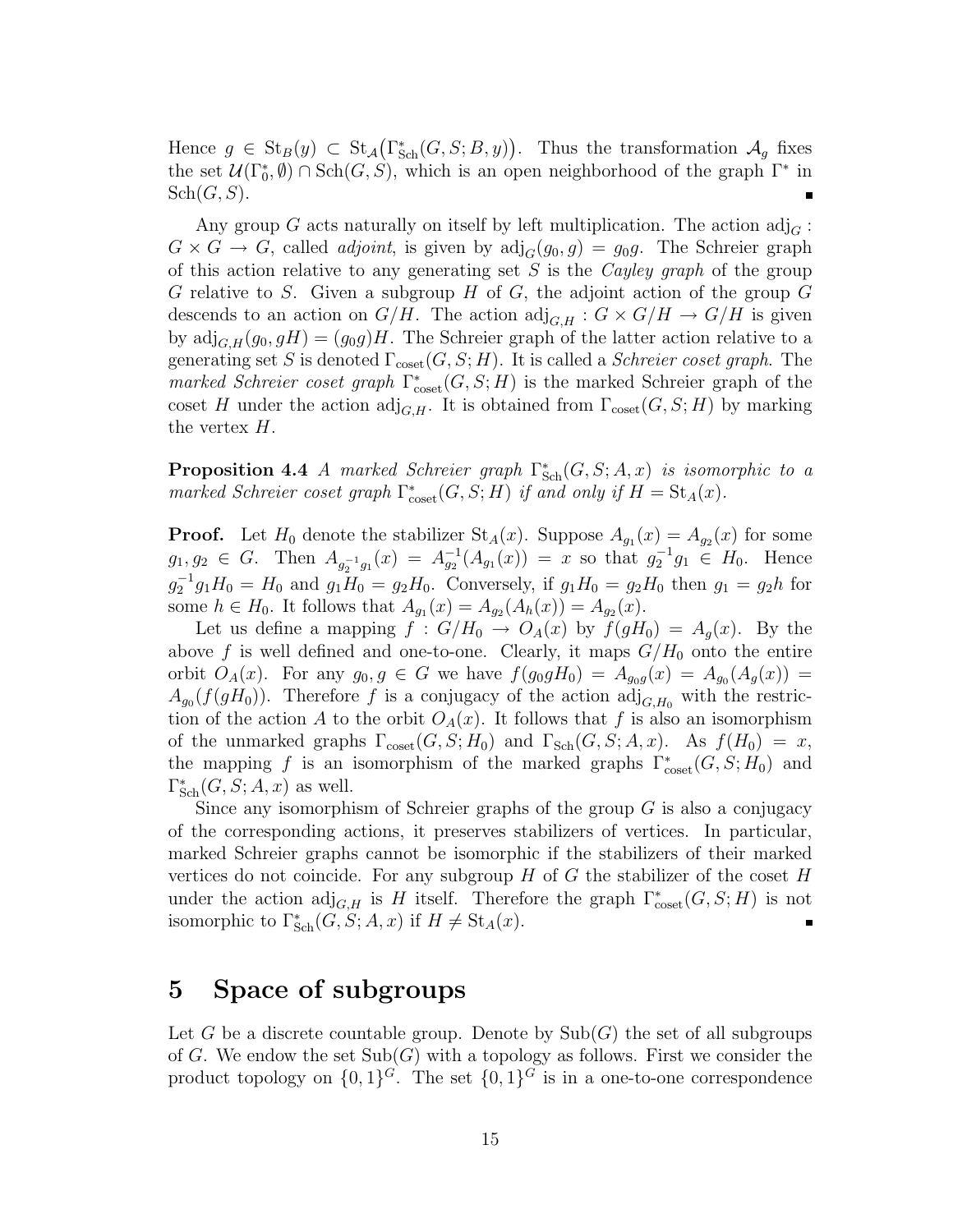Hence $g \in \mathrm{St}_B(y) \subset \mathrm{St}_{\mathcal{A}}\big(\Gamma^*_{\mathrm{Sch}}(G,S;B,y)\big)$. Thus the transformation $\mathcal{A}_g$ fixes the set $\mathcal{U}(\Gamma^*_0,\emptyset) \cap \mathrm{Sch}(G,S)$, which is an open neighborhood of the graph $\Gamma^*$ in $\mathrm{Sch}(G,S)$. ∎

Any group $G$ acts naturally on itself by left multiplication. The action $\mathrm{adj}_G : G \times G \to G$, called *adjoint*, is given by $\mathrm{adj}_G(g_0, g) = g_0 g$. The Schreier graph of this action relative to any generating set $S$ is the *Cayley graph* of the group $G$ relative to $S$. Given a subgroup $H$ of $G$, the adjoint action of the group $G$ descends to an action on $G/H$. The action $\mathrm{adj}_{G,H} : G \times G/H \to G/H$ is given by $\mathrm{adj}_{G,H}(g_0, gH) = (g_0 g)H$. The Schreier graph of the latter action relative to a generating set $S$ is denoted $\Gamma_{\mathrm{coset}}(G,S;H)$. It is called a *Schreier coset graph*. The *marked Schreier coset graph* $\Gamma^*_{\mathrm{coset}}(G,S;H)$ is the marked Schreier graph of the coset $H$ under the action $\mathrm{adj}_{G,H}$. It is obtained from $\Gamma_{\mathrm{coset}}(G,S;H)$ by marking the vertex $H$.

**Proposition 4.4** *A marked Schreier graph $\Gamma^*_{\mathrm{Sch}}(G,S;A,x)$ is isomorphic to a marked Schreier coset graph $\Gamma^*_{\mathrm{coset}}(G,S;H)$ if and only if $H = \mathrm{St}_A(x)$.*

**Proof.** Let $H_0$ denote the stabilizer $\mathrm{St}_A(x)$. Suppose $A_{g_1}(x) = A_{g_2}(x)$ for some $g_1, g_2 \in G$. Then $A_{g_2^{-1}g_1}(x) = A_{g_2}^{-1}(A_{g_1}(x)) = x$ so that $g_2^{-1}g_1 \in H_0$. Hence $g_2^{-1}g_1 H_0 = H_0$ and $g_1 H_0 = g_2 H_0$. Conversely, if $g_1 H_0 = g_2 H_0$ then $g_1 = g_2 h$ for some $h \in H_0$. It follows that $A_{g_1}(x) = A_{g_2}(A_h(x)) = A_{g_2}(x)$.

Let us define a mapping $f : G/H_0 \to O_A(x)$ by $f(gH_0) = A_g(x)$. By the above $f$ is well defined and one-to-one. Clearly, it maps $G/H_0$ onto the entire orbit $O_A(x)$. For any $g_0, g \in G$ we have $f(g_0 g H_0) = A_{g_0 g}(x) = A_{g_0}(A_g(x)) = A_{g_0}(f(gH_0))$. Therefore $f$ is a conjugacy of the action $\mathrm{adj}_{G,H_0}$ with the restriction of the action $A$ to the orbit $O_A(x)$. It follows that $f$ is also an isomorphism of the unmarked graphs $\Gamma_{\mathrm{coset}}(G,S;H_0)$ and $\Gamma_{\mathrm{Sch}}(G,S;A,x)$. As $f(H_0) = x$, the mapping $f$ is an isomorphism of the marked graphs $\Gamma^*_{\mathrm{coset}}(G,S;H_0)$ and $\Gamma^*_{\mathrm{Sch}}(G,S;A,x)$ as well.

Since any isomorphism of Schreier graphs of the group $G$ is also a conjugacy of the corresponding actions, it preserves stabilizers of vertices. In particular, marked Schreier graphs cannot be isomorphic if the stabilizers of their marked vertices do not coincide. For any subgroup $H$ of $G$ the stabilizer of the coset $H$ under the action $\mathrm{adj}_{G,H}$ is $H$ itself. Therefore the graph $\Gamma^*_{\mathrm{coset}}(G,S;H)$ is not isomorphic to $\Gamma^*_{\mathrm{Sch}}(G,S;A,x)$ if $H \neq \mathrm{St}_A(x)$. ∎

# 5 Space of subgroups

Let $G$ be a discrete countable group. Denote by $\mathrm{Sub}(G)$ the set of all subgroups of $G$. We endow the set $\mathrm{Sub}(G)$ with a topology as follows. First we consider the product topology on $\{0,1\}^G$. The set $\{0,1\}^G$ is in a one-to-one correspondence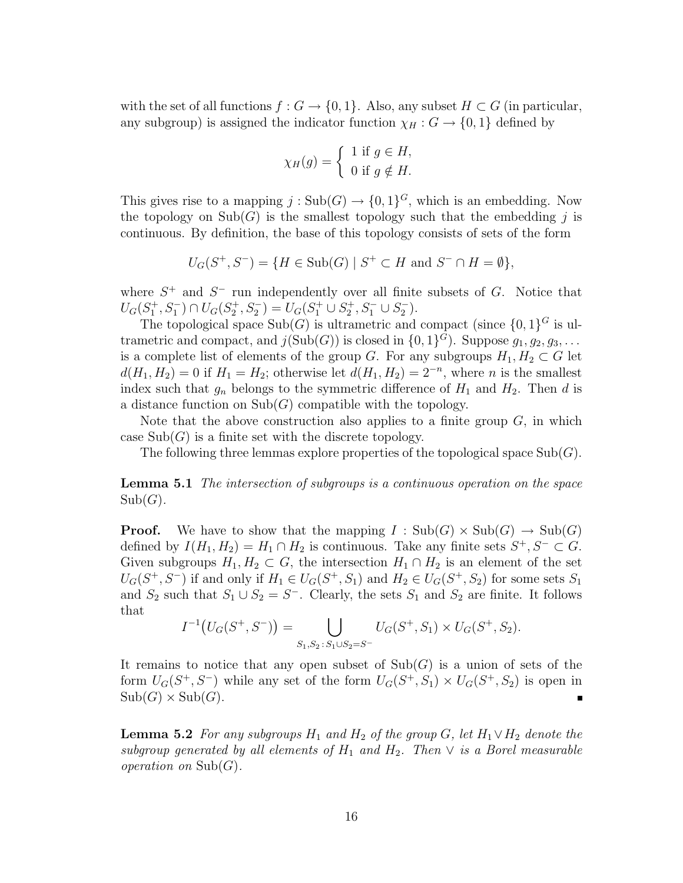with the set of all functions $f : G \to \{0, 1\}$. Also, any subset $H \subset G$ (in particular, any subgroup) is assigned the indicator function $\chi_H : G \to \{0, 1\}$ defined by

$$\chi_H(g) = \begin{cases} 1 \text{ if } g \in H, \\ 0 \text{ if } g \notin H. \end{cases}$$

This gives rise to a mapping $j : \mathrm{Sub}(G) \to \{0, 1\}^G$, which is an embedding. Now the topology on $\mathrm{Sub}(G)$ is the smallest topology such that the embedding $j$ is continuous. By definition, the base of this topology consists of sets of the form

$$U_G(S^+, S^-) = \{H \in \mathrm{Sub}(G) \mid S^+ \subset H \text{ and } S^- \cap H = \emptyset\},$$

where $S^+$ and $S^-$ run independently over all finite subsets of $G$. Notice that $U_G(S_1^+, S_1^-) \cap U_G(S_2^+, S_2^-) = U_G(S_1^+ \cup S_2^+, S_1^- \cup S_2^-)$.

The topological space $\mathrm{Sub}(G)$ is ultrametric and compact (since $\{0, 1\}^G$ is ultrametric and compact, and $j(\mathrm{Sub}(G))$ is closed in $\{0, 1\}^G$). Suppose $g_1, g_2, g_3, \dots$ is a complete list of elements of the group $G$. For any subgroups $H_1, H_2 \subset G$ let $d(H_1, H_2) = 0$ if $H_1 = H_2$; otherwise let $d(H_1, H_2) = 2^{-n}$, where $n$ is the smallest index such that $g_n$ belongs to the symmetric difference of $H_1$ and $H_2$. Then $d$ is a distance function on $\mathrm{Sub}(G)$ compatible with the topology.

Note that the above construction also applies to a finite group $G$, in which case $\mathrm{Sub}(G)$ is a finite set with the discrete topology.

The following three lemmas explore properties of the topological space $\mathrm{Sub}(G)$.

**Lemma 5.1** *The intersection of subgroups is a continuous operation on the space* $\mathrm{Sub}(G)$.

**Proof.** We have to show that the mapping $I : \mathrm{Sub}(G) \times \mathrm{Sub}(G) \to \mathrm{Sub}(G)$ defined by $I(H_1, H_2) = H_1 \cap H_2$ is continuous. Take any finite sets $S^+, S^- \subset G$. Given subgroups $H_1, H_2 \subset G$, the intersection $H_1 \cap H_2$ is an element of the set $U_G(S^+, S^-)$ if and only if $H_1 \in U_G(S^+, S_1)$ and $H_2 \in U_G(S^+, S_2)$ for some sets $S_1$ and $S_2$ such that $S_1 \cup S_2 = S^-$. Clearly, the sets $S_1$ and $S_2$ are finite. It follows that

$$I^{-1}\big(U_G(S^+, S^-)\big) = \bigcup_{S_1, S_2 \,:\, S_1 \cup S_2 = S^-} U_G(S^+, S_1) \times U_G(S^+, S_2).$$

It remains to notice that any open subset of $\mathrm{Sub}(G)$ is a union of sets of the form $U_G(S^+, S^-)$ while any set of the form $U_G(S^+, S_1) \times U_G(S^+, S_2)$ is open in $\mathrm{Sub}(G) \times \mathrm{Sub}(G)$. ∎

**Lemma 5.2** *For any subgroups $H_1$ and $H_2$ of the group $G$, let $H_1 \vee H_2$ denote the subgroup generated by all elements of $H_1$ and $H_2$. Then $\vee$ is a Borel measurable operation on* $\mathrm{Sub}(G)$.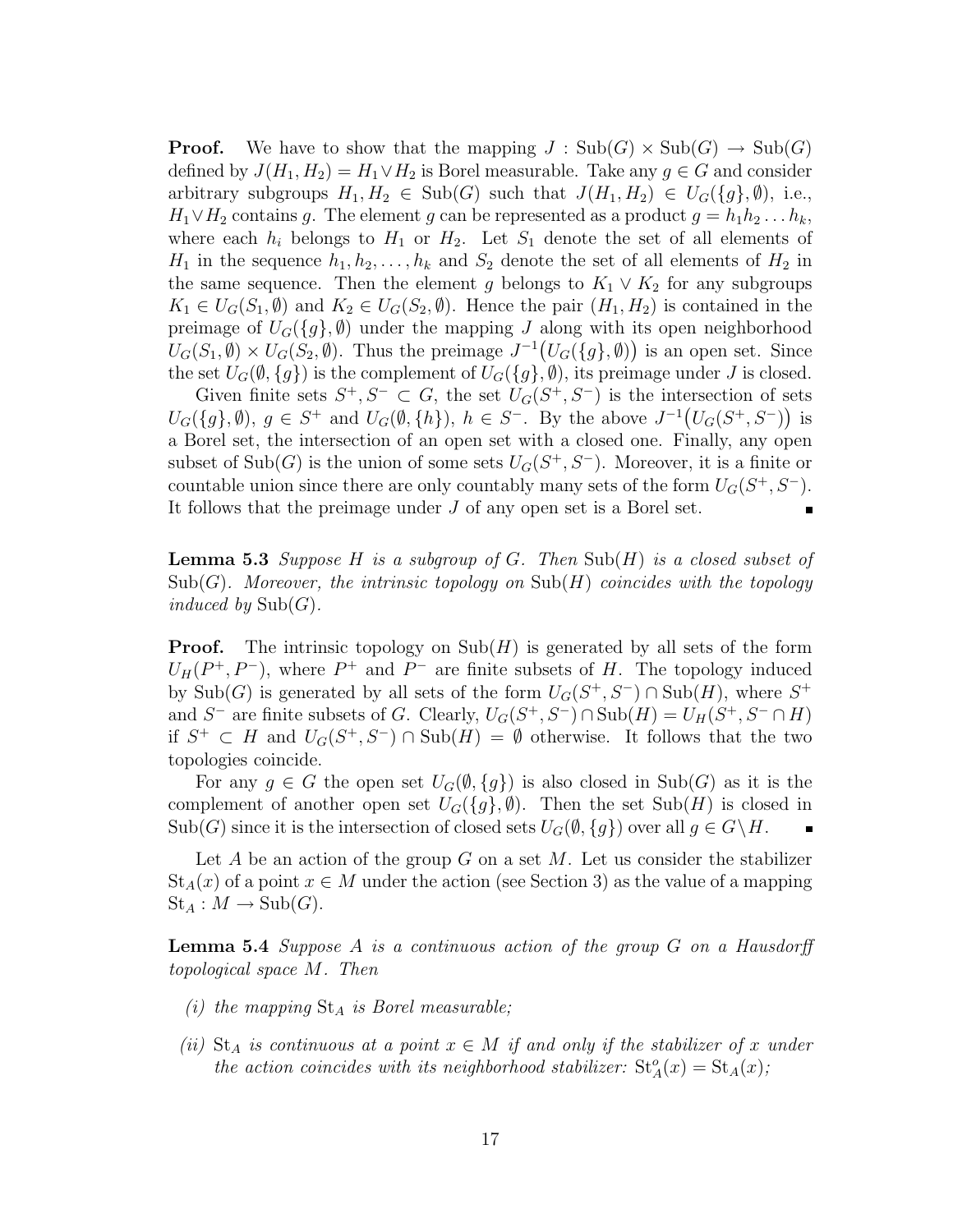**Proof.** We have to show that the mapping $J : \mathrm{Sub}(G) \times \mathrm{Sub}(G) \to \mathrm{Sub}(G)$ defined by $J(H_1, H_2) = H_1 \vee H_2$ is Borel measurable. Take any $g \in G$ and consider arbitrary subgroups $H_1, H_2 \in \mathrm{Sub}(G)$ such that $J(H_1, H_2) \in U_G(\{g\}, \emptyset)$, i.e., $H_1 \vee H_2$ contains $g$. The element $g$ can be represented as a product $g = h_1 h_2 \dots h_k$, where each $h_i$ belongs to $H_1$ or $H_2$. Let $S_1$ denote the set of all elements of $H_1$ in the sequence $h_1, h_2, \dots, h_k$ and $S_2$ denote the set of all elements of $H_2$ in the same sequence. Then the element $g$ belongs to $K_1 \vee K_2$ for any subgroups $K_1 \in U_G(S_1, \emptyset)$ and $K_2 \in U_G(S_2, \emptyset)$. Hence the pair $(H_1, H_2)$ is contained in the preimage of $U_G(\{g\}, \emptyset)$ under the mapping $J$ along with its open neighborhood $U_G(S_1, \emptyset) \times U_G(S_2, \emptyset)$. Thus the preimage $J^{-1}\big(U_G(\{g\}, \emptyset)\big)$ is an open set. Since the set $U_G(\emptyset, \{g\})$ is the complement of $U_G(\{g\}, \emptyset)$, its preimage under $J$ is closed.

Given finite sets $S^+, S^- \subset G$, the set $U_G(S^+, S^-)$ is the intersection of sets $U_G(\{g\}, \emptyset)$, $g \in S^+$ and $U_G(\emptyset, \{h\})$, $h \in S^-$. By the above $J^{-1}\big(U_G(S^+, S^-)\big)$ is a Borel set, the intersection of an open set with a closed one. Finally, any open subset of $\mathrm{Sub}(G)$ is the union of some sets $U_G(S^+, S^-)$. Moreover, it is a finite or countable union since there are only countably many sets of the form $U_G(S^+, S^-)$. It follows that the preimage under $J$ of any open set is a Borel set. ∎

**Lemma 5.3** *Suppose $H$ is a subgroup of $G$. Then $\mathrm{Sub}(H)$ is a closed subset of $\mathrm{Sub}(G)$. Moreover, the intrinsic topology on $\mathrm{Sub}(H)$ coincides with the topology induced by $\mathrm{Sub}(G)$.*

**Proof.** The intrinsic topology on $\mathrm{Sub}(H)$ is generated by all sets of the form $U_H(P^+, P^-)$, where $P^+$ and $P^-$ are finite subsets of $H$. The topology induced by $\mathrm{Sub}(G)$ is generated by all sets of the form $U_G(S^+, S^-) \cap \mathrm{Sub}(H)$, where $S^+$ and $S^-$ are finite subsets of $G$. Clearly, $U_G(S^+, S^-) \cap \mathrm{Sub}(H) = U_H(S^+, S^- \cap H)$ if $S^+ \subset H$ and $U_G(S^+, S^-) \cap \mathrm{Sub}(H) = \emptyset$ otherwise. It follows that the two topologies coincide.

For any $g \in G$ the open set $U_G(\emptyset, \{g\})$ is also closed in $\mathrm{Sub}(G)$ as it is the complement of another open set $U_G(\{g\}, \emptyset)$. Then the set $\mathrm{Sub}(H)$ is closed in $\mathrm{Sub}(G)$ since it is the intersection of closed sets $U_G(\emptyset, \{g\})$ over all $g \in G \setminus H$. ∎

Let $A$ be an action of the group $G$ on a set $M$. Let us consider the stabilizer $\mathrm{St}_A(x)$ of a point $x \in M$ under the action (see Section 3) as the value of a mapping $\mathrm{St}_A : M \to \mathrm{Sub}(G)$.

**Lemma 5.4** *Suppose $A$ is a continuous action of the group $G$ on a Hausdorff topological space $M$. Then*

*(i) the mapping $\mathrm{St}_A$ is Borel measurable;*

*(ii) $\mathrm{St}_A$ is continuous at a point $x \in M$ if and only if the stabilizer of $x$ under the action coincides with its neighborhood stabilizer: $\mathrm{St}^o_A(x) = \mathrm{St}_A(x)$;*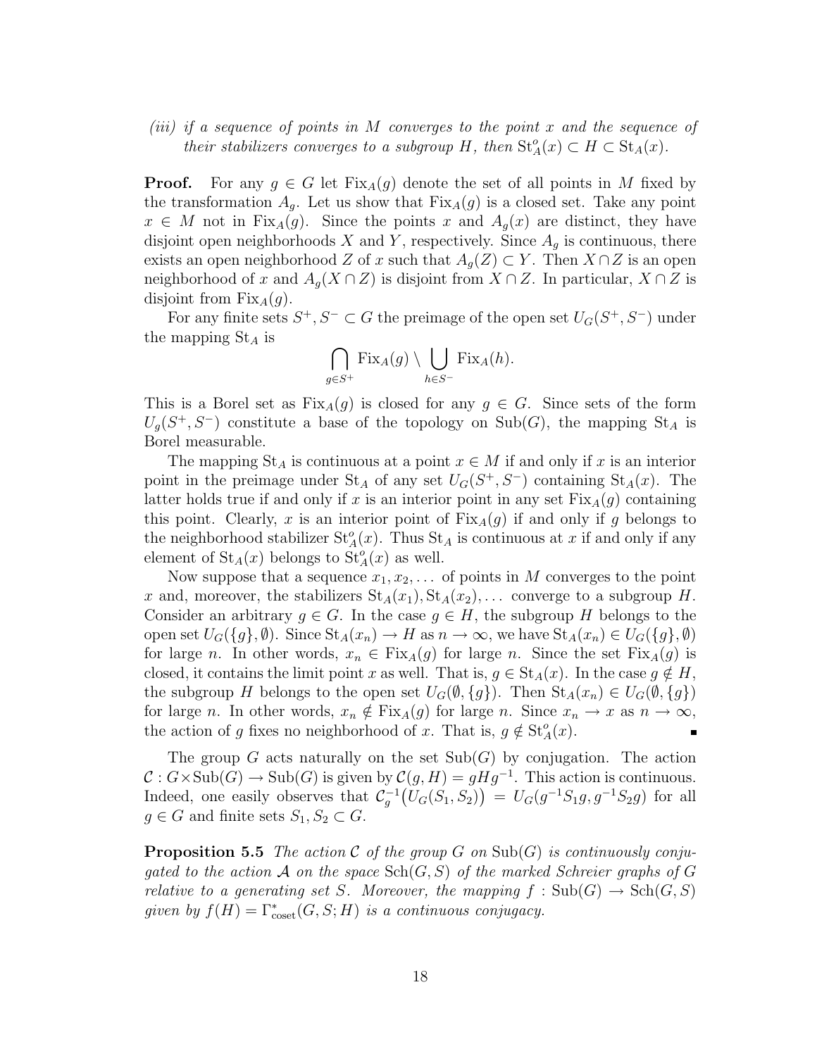*(iii) if a sequence of points in $M$ converges to the point $x$ and the sequence of their stabilizers converges to a subgroup $H$, then $\mathrm{St}^o_A(x) \subset H \subset \mathrm{St}_A(x)$.*

**Proof.** For any $g \in G$ let $\mathrm{Fix}_A(g)$ denote the set of all points in $M$ fixed by the transformation $A_g$. Let us show that $\mathrm{Fix}_A(g)$ is a closed set. Take any point $x \in M$ not in $\mathrm{Fix}_A(g)$. Since the points $x$ and $A_g(x)$ are distinct, they have disjoint open neighborhoods $X$ and $Y$, respectively. Since $A_g$ is continuous, there exists an open neighborhood $Z$ of $x$ such that $A_g(Z) \subset Y$. Then $X \cap Z$ is an open neighborhood of $x$ and $A_g(X \cap Z)$ is disjoint from $X \cap Z$. In particular, $X \cap Z$ is disjoint from $\mathrm{Fix}_A(g)$.

For any finite sets $S^+, S^- \subset G$ the preimage of the open set $U_G(S^+, S^-)$ under the mapping $\mathrm{St}_A$ is

$$\bigcap_{g \in S^+} \mathrm{Fix}_A(g) \setminus \bigcup_{h \in S^-} \mathrm{Fix}_A(h).$$

This is a Borel set as $\mathrm{Fix}_A(g)$ is closed for any $g \in G$. Since sets of the form $U_g(S^+, S^-)$ constitute a base of the topology on $\mathrm{Sub}(G)$, the mapping $\mathrm{St}_A$ is Borel measurable.

The mapping $\mathrm{St}_A$ is continuous at a point $x \in M$ if and only if $x$ is an interior point in the preimage under $\mathrm{St}_A$ of any set $U_G(S^+, S^-)$ containing $\mathrm{St}_A(x)$. The latter holds true if and only if $x$ is an interior point in any set $\mathrm{Fix}_A(g)$ containing this point. Clearly, $x$ is an interior point of $\mathrm{Fix}_A(g)$ if and only if $g$ belongs to the neighborhood stabilizer $\mathrm{St}^o_A(x)$. Thus $\mathrm{St}_A$ is continuous at $x$ if and only if any element of $\mathrm{St}_A(x)$ belongs to $\mathrm{St}^o_A(x)$ as well.

Now suppose that a sequence $x_1, x_2, \dots$ of points in $M$ converges to the point $x$ and, moreover, the stabilizers $\mathrm{St}_A(x_1), \mathrm{St}_A(x_2), \dots$ converge to a subgroup $H$. Consider an arbitrary $g \in G$. In the case $g \in H$, the subgroup $H$ belongs to the open set $U_G(\{g\}, \emptyset)$. Since $\mathrm{St}_A(x_n) \to H$ as $n \to \infty$, we have $\mathrm{St}_A(x_n) \in U_G(\{g\}, \emptyset)$ for large $n$. In other words, $x_n \in \mathrm{Fix}_A(g)$ for large $n$. Since the set $\mathrm{Fix}_A(g)$ is closed, it contains the limit point $x$ as well. That is, $g \in \mathrm{St}_A(x)$. In the case $g \notin H$, the subgroup $H$ belongs to the open set $U_G(\emptyset, \{g\})$. Then $\mathrm{St}_A(x_n) \in U_G(\emptyset, \{g\})$ for large $n$. In other words, $x_n \notin \mathrm{Fix}_A(g)$ for large $n$. Since $x_n \to x$ as $n \to \infty$, the action of $g$ fixes no neighborhood of $x$. That is, $g \notin \mathrm{St}^o_A(x)$. ∎

The group $G$ acts naturally on the set $\mathrm{Sub}(G)$ by conjugation. The action $\mathcal{C} : G \times \mathrm{Sub}(G) \to \mathrm{Sub}(G)$ is given by $\mathcal{C}(g, H) = gHg^{-1}$. This action is continuous. Indeed, one easily observes that $\mathcal{C}_g^{-1}\big(U_G(S_1, S_2)\big) = U_G(g^{-1}S_1 g, g^{-1}S_2 g)$ for all $g \in G$ and finite sets $S_1, S_2 \subset G$.

**Proposition 5.5** *The action $\mathcal{C}$ of the group $G$ on $\mathrm{Sub}(G)$ is continuously conjugated to the action $\mathcal{A}$ on the space $\mathrm{Sch}(G, S)$ of the marked Schreier graphs of $G$ relative to a generating set $S$. Moreover, the mapping $f : \mathrm{Sub}(G) \to \mathrm{Sch}(G, S)$ given by $f(H) = \Gamma^*_{\mathrm{coset}}(G, S; H)$ is a continuous conjugacy.*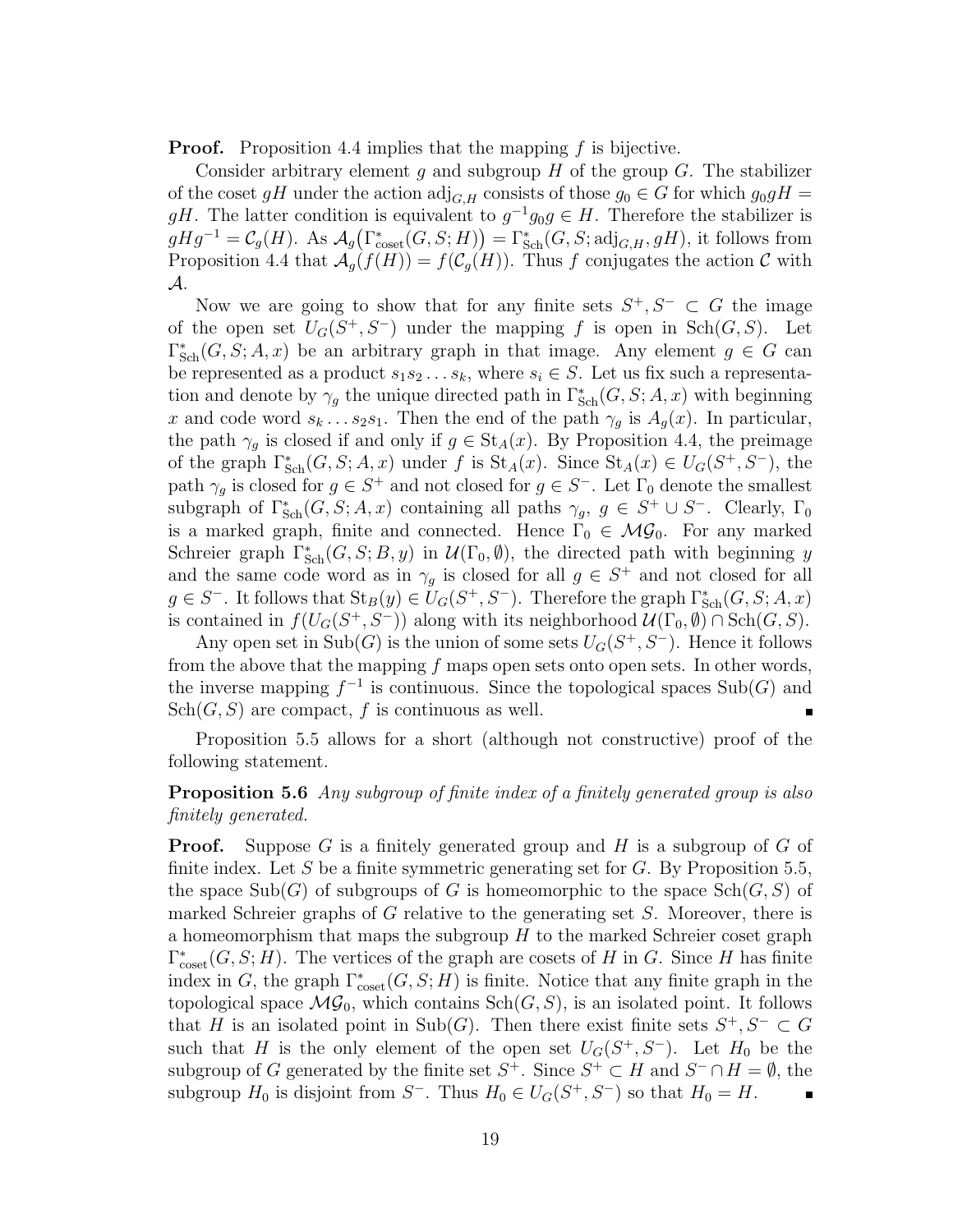**Proof.** Proposition 4.4 implies that the mapping $f$ is bijective.

Consider arbitrary element $g$ and subgroup $H$ of the group $G$. The stabilizer of the coset $gH$ under the action $\mathrm{adj}_{G,H}$ consists of those $g_0 \in G$ for which $g_0 gH = gH$. The latter condition is equivalent to $g^{-1}g_0 g \in H$. Therefore the stabilizer is $gHg^{-1} = \mathcal{C}_g(H)$. As $\mathcal{A}_g\big(\Gamma^*_{\mathrm{coset}}(G,S;H)\big) = \Gamma^*_{\mathrm{Sch}}(G,S;\mathrm{adj}_{G,H},gH)$, it follows from Proposition 4.4 that $\mathcal{A}_g(f(H)) = f(\mathcal{C}_g(H))$. Thus $f$ conjugates the action $\mathcal{C}$ with $\mathcal{A}$.

Now we are going to show that for any finite sets $S^+, S^- \subset G$ the image of the open set $U_G(S^+,S^-)$ under the mapping $f$ is open in $\mathrm{Sch}(G,S)$. Let $\Gamma^*_{\mathrm{Sch}}(G,S;A,x)$ be an arbitrary graph in that image. Any element $g \in G$ can be represented as a product $s_1 s_2 \dots s_k$, where $s_i \in S$. Let us fix such a representation and denote by $\gamma_g$ the unique directed path in $\Gamma^*_{\mathrm{Sch}}(G,S;A,x)$ with beginning $x$ and code word $s_k \dots s_2 s_1$. Then the end of the path $\gamma_g$ is $A_g(x)$. In particular, the path $\gamma_g$ is closed if and only if $g \in \mathrm{St}_A(x)$. By Proposition 4.4, the preimage of the graph $\Gamma^*_{\mathrm{Sch}}(G,S;A,x)$ under $f$ is $\mathrm{St}_A(x)$. Since $\mathrm{St}_A(x) \in U_G(S^+,S^-)$, the path $\gamma_g$ is closed for $g \in S^+$ and not closed for $g \in S^-$. Let $\Gamma_0$ denote the smallest subgraph of $\Gamma^*_{\mathrm{Sch}}(G,S;A,x)$ containing all paths $\gamma_g$, $g \in S^+ \cup S^-$. Clearly, $\Gamma_0$ is a marked graph, finite and connected. Hence $\Gamma_0 \in \mathcal{MG}_0$. For any marked Schreier graph $\Gamma^*_{\mathrm{Sch}}(G,S;B,y)$ in $\mathcal{U}(\Gamma_0,\emptyset)$, the directed path with beginning $y$ and the same code word as in $\gamma_g$ is closed for all $g \in S^+$ and not closed for all $g \in S^-$. It follows that $\mathrm{St}_B(y) \in U_G(S^+,S^-)$. Therefore the graph $\Gamma^*_{\mathrm{Sch}}(G,S;A,x)$ is contained in $f(U_G(S^+,S^-))$ along with its neighborhood $\mathcal{U}(\Gamma_0,\emptyset) \cap \mathrm{Sch}(G,S)$.

Any open set in $\mathrm{Sub}(G)$ is the union of some sets $U_G(S^+,S^-)$. Hence it follows from the above that the mapping $f$ maps open sets onto open sets. In other words, the inverse mapping $f^{-1}$ is continuous. Since the topological spaces $\mathrm{Sub}(G)$ and $\mathrm{Sch}(G,S)$ are compact, $f$ is continuous as well. ∎

Proposition 5.5 allows for a short (although not constructive) proof of the following statement.

**Proposition 5.6** *Any subgroup of finite index of a finitely generated group is also finitely generated.*

**Proof.** Suppose $G$ is a finitely generated group and $H$ is a subgroup of $G$ of finite index. Let $S$ be a finite symmetric generating set for $G$. By Proposition 5.5, the space $\mathrm{Sub}(G)$ of subgroups of $G$ is homeomorphic to the space $\mathrm{Sch}(G,S)$ of marked Schreier graphs of $G$ relative to the generating set $S$. Moreover, there is a homeomorphism that maps the subgroup $H$ to the marked Schreier coset graph $\Gamma^*_{\mathrm{coset}}(G,S;H)$. The vertices of the graph are cosets of $H$ in $G$. Since $H$ has finite index in $G$, the graph $\Gamma^*_{\mathrm{coset}}(G,S;H)$ is finite. Notice that any finite graph in the topological space $\mathcal{MG}_0$, which contains $\mathrm{Sch}(G,S)$, is an isolated point. It follows that $H$ is an isolated point in $\mathrm{Sub}(G)$. Then there exist finite sets $S^+, S^- \subset G$ such that $H$ is the only element of the open set $U_G(S^+,S^-)$. Let $H_0$ be the subgroup of $G$ generated by the finite set $S^+$. Since $S^+ \subset H$ and $S^- \cap H = \emptyset$, the subgroup $H_0$ is disjoint from $S^-$. Thus $H_0 \in U_G(S^+,S^-)$ so that $H_0 = H$. ∎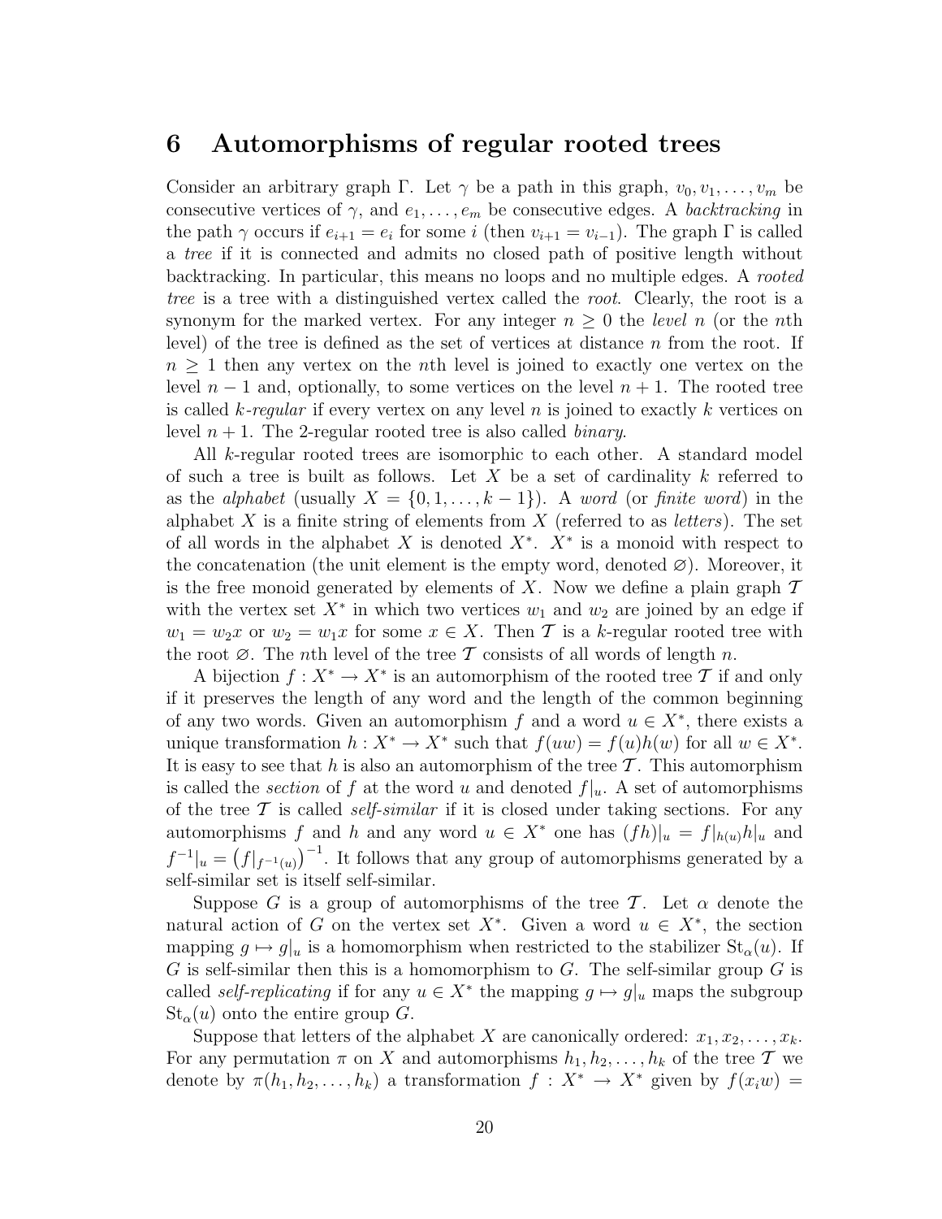## 6 Automorphisms of regular rooted trees

Consider an arbitrary graph $\Gamma$. Let $\gamma$ be a path in this graph, $v_0, v_1, \dots, v_m$ be consecutive vertices of $\gamma$, and $e_1, \dots, e_m$ be consecutive edges. A *backtracking* in the path $\gamma$ occurs if $e_{i+1} = e_i$ for some $i$ (then $v_{i+1} = v_{i-1}$). The graph $\Gamma$ is called a *tree* if it is connected and admits no closed path of positive length without backtracking. In particular, this means no loops and no multiple edges. A *rooted tree* is a tree with a distinguished vertex called the *root*. Clearly, the root is a synonym for the marked vertex. For any integer $n \geq 0$ the *level* $n$ (or the $n$th level) of the tree is defined as the set of vertices at distance $n$ from the root. If $n \geq 1$ then any vertex on the $n$th level is joined to exactly one vertex on the level $n-1$ and, optionally, to some vertices on the level $n+1$. The rooted tree is called *$k$-regular* if every vertex on any level $n$ is joined to exactly $k$ vertices on level $n+1$. The 2-regular rooted tree is also called *binary*.

All $k$-regular rooted trees are isomorphic to each other. A standard model of such a tree is built as follows. Let $X$ be a set of cardinality $k$ referred to as the *alphabet* (usually $X = \{0, 1, \dots, k-1\}$). A *word* (or *finite word*) in the alphabet $X$ is a finite string of elements from $X$ (referred to as *letters*). The set of all words in the alphabet $X$ is denoted $X^*$. $X^*$ is a monoid with respect to the concatenation (the unit element is the empty word, denoted $\varnothing$). Moreover, it is the free monoid generated by elements of $X$. Now we define a plain graph $\mathcal{T}$ with the vertex set $X^*$ in which two vertices $w_1$ and $w_2$ are joined by an edge if $w_1 = w_2 x$ or $w_2 = w_1 x$ for some $x \in X$. Then $\mathcal{T}$ is a $k$-regular rooted tree with the root $\varnothing$. The $n$th level of the tree $\mathcal{T}$ consists of all words of length $n$.

A bijection $f : X^* \to X^*$ is an automorphism of the rooted tree $\mathcal{T}$ if and only if it preserves the length of any word and the length of the common beginning of any two words. Given an automorphism $f$ and a word $u \in X^*$, there exists a unique transformation $h : X^* \to X^*$ such that $f(uw) = f(u)h(w)$ for all $w \in X^*$. It is easy to see that $h$ is also an automorphism of the tree $\mathcal{T}$. This automorphism is called the *section* of $f$ at the word $u$ and denoted $f|_u$. A set of automorphisms of the tree $\mathcal{T}$ is called *self-similar* if it is closed under taking sections. For any automorphisms $f$ and $h$ and any word $u \in X^*$ one has $(fh)|_u = f|_{h(u)} h|_u$ and $f^{-1}|_u = \big(f|_{f^{-1}(u)}\big)^{-1}$. It follows that any group of automorphisms generated by a self-similar set is itself self-similar.

Suppose $G$ is a group of automorphisms of the tree $\mathcal{T}$. Let $\alpha$ denote the natural action of $G$ on the vertex set $X^*$. Given a word $u \in X^*$, the section mapping $g \mapsto g|_u$ is a homomorphism when restricted to the stabilizer $\mathrm{St}_\alpha(u)$. If $G$ is self-similar then this is a homomorphism to $G$. The self-similar group $G$ is called *self-replicating* if for any $u \in X^*$ the mapping $g \mapsto g|_u$ maps the subgroup $\mathrm{St}_\alpha(u)$ onto the entire group $G$.

Suppose that letters of the alphabet $X$ are canonically ordered: $x_1, x_2, \dots, x_k$. For any permutation $\pi$ on $X$ and automorphisms $h_1, h_2, \dots, h_k$ of the tree $\mathcal{T}$ we denote by $\pi(h_1, h_2, \dots, h_k)$ a transformation $f : X^* \to X^*$ given by $f(x_i w) =$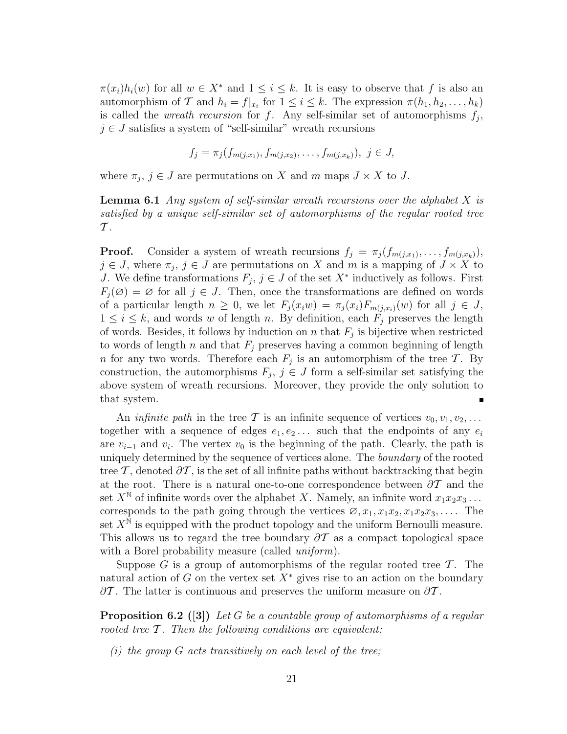$\pi(x_i)h_i(w)$ for all $w \in X^*$ and $1 \le i \le k$. It is easy to observe that $f$ is also an automorphism of $\mathcal{T}$ and $h_i = f|_{x_i}$ for $1 \le i \le k$. The expression $\pi(h_1, h_2, \dots, h_k)$ is called the *wreath recursion* for $f$. Any self-similar set of automorphisms $f_j$, $j \in J$ satisfies a system of "self-similar" wreath recursions

$$f_j = \pi_j(f_{m(j,x_1)}, f_{m(j,x_2)}, \dots, f_{m(j,x_k)}),\ j \in J,$$

where $\pi_j$, $j \in J$ are permutations on $X$ and $m$ maps $J \times X$ to $J$.

**Lemma 6.1** *Any system of self-similar wreath recursions over the alphabet $X$ is satisfied by a unique self-similar set of automorphisms of the regular rooted tree $\mathcal{T}$.*

**Proof.** Consider a system of wreath recursions $f_j = \pi_j(f_{m(j,x_1)}, \dots, f_{m(j,x_k)})$, $j \in J$, where $\pi_j$, $j \in J$ are permutations on $X$ and $m$ is a mapping of $J \times X$ to $J$. We define transformations $F_j$, $j \in J$ of the set $X^*$ inductively as follows. First $F_j(\varnothing) = \varnothing$ for all $j \in J$. Then, once the transformations are defined on words of a particular length $n \ge 0$, we let $F_j(x_i w) = \pi_j(x_i) F_{m(j,x_i)}(w)$ for all $j \in J$, $1 \le i \le k$, and words $w$ of length $n$. By definition, each $F_j$ preserves the length of words. Besides, it follows by induction on $n$ that $F_j$ is bijective when restricted to words of length $n$ and that $F_j$ preserves having a common beginning of length $n$ for any two words. Therefore each $F_j$ is an automorphism of the tree $\mathcal{T}$. By construction, the automorphisms $F_j$, $j \in J$ form a self-similar set satisfying the above system of wreath recursions. Moreover, they provide the only solution to that system. ∎

An *infinite path* in the tree $\mathcal{T}$ is an infinite sequence of vertices $v_0, v_1, v_2, \dots$ together with a sequence of edges $e_1, e_2 \dots$ such that the endpoints of any $e_i$ are $v_{i-1}$ and $v_i$. The vertex $v_0$ is the beginning of the path. Clearly, the path is uniquely determined by the sequence of vertices alone. The *boundary* of the rooted tree $\mathcal{T}$, denoted $\partial\mathcal{T}$, is the set of all infinite paths without backtracking that begin at the root. There is a natural one-to-one correspondence between $\partial\mathcal{T}$ and the set $X^{\mathbb{N}}$ of infinite words over the alphabet $X$. Namely, an infinite word $x_1x_2x_3\dots$ corresponds to the path going through the vertices $\varnothing, x_1, x_1x_2, x_1x_2x_3, \dots$. The set $X^{\mathbb{N}}$ is equipped with the product topology and the uniform Bernoulli measure. This allows us to regard the tree boundary $\partial\mathcal{T}$ as a compact topological space with a Borel probability measure (called *uniform*).

Suppose $G$ is a group of automorphisms of the regular rooted tree $\mathcal{T}$. The natural action of $G$ on the vertex set $X^*$ gives rise to an action on the boundary $\partial\mathcal{T}$. The latter is continuous and preserves the uniform measure on $\partial\mathcal{T}$.

**Proposition 6.2 ([3])** *Let $G$ be a countable group of automorphisms of a regular rooted tree $\mathcal{T}$. Then the following conditions are equivalent:*

*(i) the group $G$ acts transitively on each level of the tree;*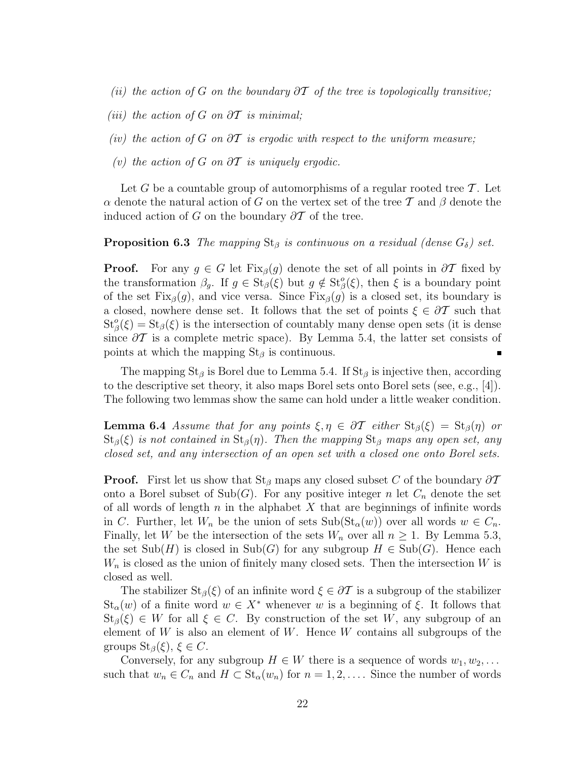*(ii) the action of $G$ on the boundary $\partial\mathcal{T}$ of the tree is topologically transitive;*

*(iii) the action of $G$ on $\partial\mathcal{T}$ is minimal;*

*(iv) the action of $G$ on $\partial\mathcal{T}$ is ergodic with respect to the uniform measure;*

*(v) the action of $G$ on $\partial\mathcal{T}$ is uniquely ergodic.*

Let $G$ be a countable group of automorphisms of a regular rooted tree $\mathcal{T}$. Let $\alpha$ denote the natural action of $G$ on the vertex set of the tree $\mathcal{T}$ and $\beta$ denote the induced action of $G$ on the boundary $\partial\mathcal{T}$ of the tree.

**Proposition 6.3** *The mapping $\mathrm{St}_\beta$ is continuous on a residual (dense $G_\delta$) set.*

**Proof.** For any $g \in G$ let $\mathrm{Fix}_\beta(g)$ denote the set of all points in $\partial\mathcal{T}$ fixed by the transformation $\beta_g$. If $g \in \mathrm{St}_\beta(\xi)$ but $g \notin \mathrm{St}^o_\beta(\xi)$, then $\xi$ is a boundary point of the set $\mathrm{Fix}_\beta(g)$, and vice versa. Since $\mathrm{Fix}_\beta(g)$ is a closed set, its boundary is a closed, nowhere dense set. It follows that the set of points $\xi \in \partial\mathcal{T}$ such that $\mathrm{St}^o_\beta(\xi) = \mathrm{St}_\beta(\xi)$ is the intersection of countably many dense open sets (it is dense since $\partial\mathcal{T}$ is a complete metric space). By Lemma 5.4, the latter set consists of points at which the mapping $\mathrm{St}_\beta$ is continuous. ∎

The mapping $\mathrm{St}_\beta$ is Borel due to Lemma 5.4. If $\mathrm{St}_\beta$ is injective then, according to the descriptive set theory, it also maps Borel sets onto Borel sets (see, e.g., [4]). The following two lemmas show the same can hold under a little weaker condition.

**Lemma 6.4** *Assume that for any points $\xi, \eta \in \partial\mathcal{T}$ either $\mathrm{St}_\beta(\xi) = \mathrm{St}_\beta(\eta)$ or $\mathrm{St}_\beta(\xi)$ is not contained in $\mathrm{St}_\beta(\eta)$. Then the mapping $\mathrm{St}_\beta$ maps any open set, any closed set, and any intersection of an open set with a closed one onto Borel sets.*

**Proof.** First let us show that $\mathrm{St}_\beta$ maps any closed subset $C$ of the boundary $\partial\mathcal{T}$ onto a Borel subset of $\mathrm{Sub}(G)$. For any positive integer $n$ let $C_n$ denote the set of all words of length $n$ in the alphabet $X$ that are beginnings of infinite words in $C$. Further, let $W_n$ be the union of sets $\mathrm{Sub}(\mathrm{St}_\alpha(w))$ over all words $w \in C_n$. Finally, let $W$ be the intersection of the sets $W_n$ over all $n \geq 1$. By Lemma 5.3, the set $\mathrm{Sub}(H)$ is closed in $\mathrm{Sub}(G)$ for any subgroup $H \in \mathrm{Sub}(G)$. Hence each $W_n$ is closed as the union of finitely many closed sets. Then the intersection $W$ is closed as well.

The stabilizer $\mathrm{St}_\beta(\xi)$ of an infinite word $\xi \in \partial\mathcal{T}$ is a subgroup of the stabilizer $\mathrm{St}_\alpha(w)$ of a finite word $w \in X^*$ whenever $w$ is a beginning of $\xi$. It follows that $\mathrm{St}_\beta(\xi) \in W$ for all $\xi \in C$. By construction of the set $W$, any subgroup of an element of $W$ is also an element of $W$. Hence $W$ contains all subgroups of the groups $\mathrm{St}_\beta(\xi)$, $\xi \in C$.

Conversely, for any subgroup $H \in W$ there is a sequence of words $w_1, w_2, \dots$ such that $w_n \in C_n$ and $H \subset \mathrm{St}_\alpha(w_n)$ for $n = 1, 2, \dots$. Since the number of words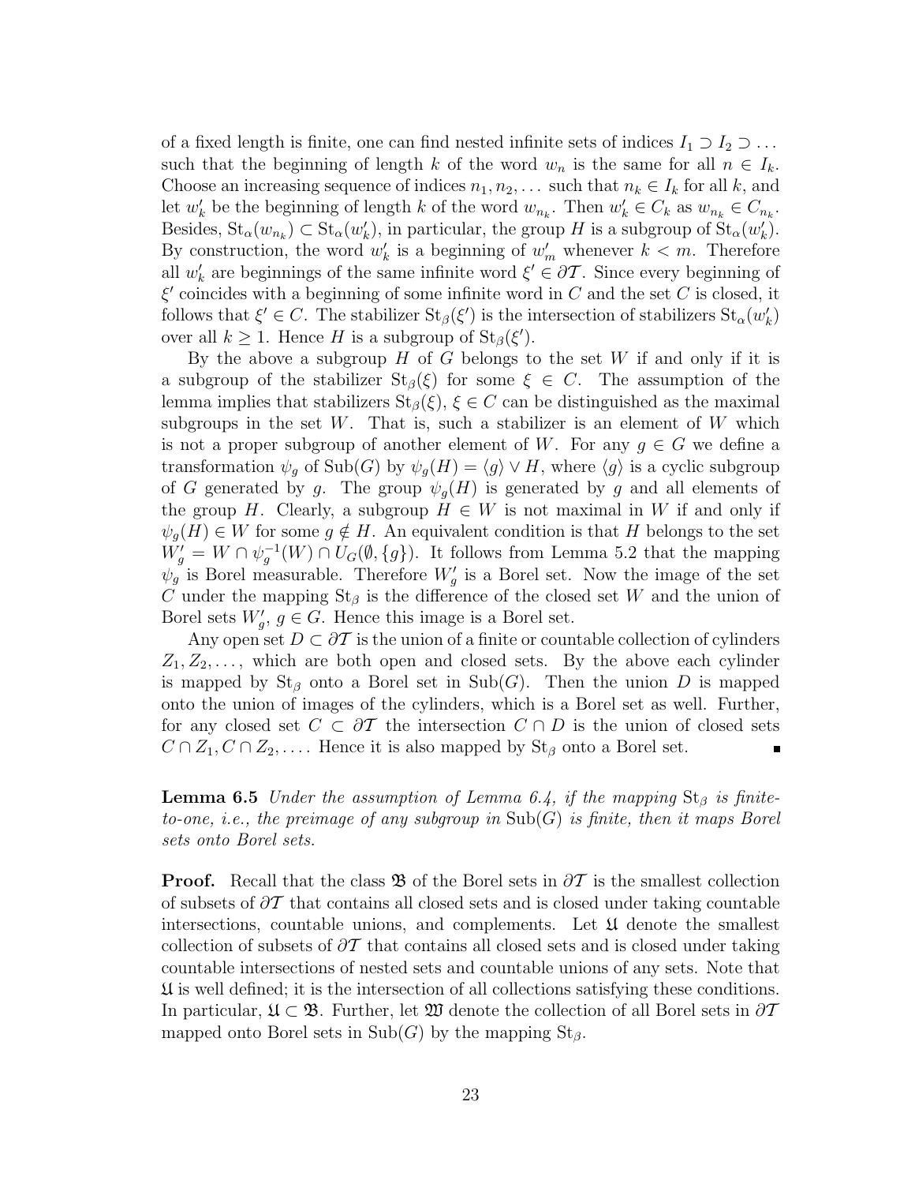of a fixed length is finite, one can find nested infinite sets of indices $I_1 \supset I_2 \supset \dots$ such that the beginning of length $k$ of the word $w_n$ is the same for all $n \in I_k$. Choose an increasing sequence of indices $n_1, n_2, \dots$ such that $n_k \in I_k$ for all $k$, and let $w'_k$ be the beginning of length $k$ of the word $w_{n_k}$. Then $w'_k \in C_k$ as $w_{n_k} \in C_{n_k}$. Besides, $\mathrm{St}_\alpha(w_{n_k}) \subset \mathrm{St}_\alpha(w'_k)$, in particular, the group $H$ is a subgroup of $\mathrm{St}_\alpha(w'_k)$. By construction, the word $w'_k$ is a beginning of $w'_m$ whenever $k < m$. Therefore all $w'_k$ are beginnings of the same infinite word $\xi' \in \partial\mathcal{T}$. Since every beginning of $\xi'$ coincides with a beginning of some infinite word in $C$ and the set $C$ is closed, it follows that $\xi' \in C$. The stabilizer $\mathrm{St}_\beta(\xi')$ is the intersection of stabilizers $\mathrm{St}_\alpha(w'_k)$ over all $k \geq 1$. Hence $H$ is a subgroup of $\mathrm{St}_\beta(\xi')$.

By the above a subgroup $H$ of $G$ belongs to the set $W$ if and only if it is a subgroup of the stabilizer $\mathrm{St}_\beta(\xi)$ for some $\xi \in C$. The assumption of the lemma implies that stabilizers $\mathrm{St}_\beta(\xi)$, $\xi \in C$ can be distinguished as the maximal subgroups in the set $W$. That is, such a stabilizer is an element of $W$ which is not a proper subgroup of another element of $W$. For any $g \in G$ we define a transformation $\psi_g$ of $\mathrm{Sub}(G)$ by $\psi_g(H) = \langle g \rangle \vee H$, where $\langle g \rangle$ is a cyclic subgroup of $G$ generated by $g$. The group $\psi_g(H)$ is generated by $g$ and all elements of the group $H$. Clearly, a subgroup $H \in W$ is not maximal in $W$ if and only if $\psi_g(H) \in W$ for some $g \notin H$. An equivalent condition is that $H$ belongs to the set $W'_g = W \cap \psi_g^{-1}(W) \cap U_G(\emptyset, \{g\})$. It follows from Lemma 5.2 that the mapping $\psi_g$ is Borel measurable. Therefore $W'_g$ is a Borel set. Now the image of the set $C$ under the mapping $\mathrm{St}_\beta$ is the difference of the closed set $W$ and the union of Borel sets $W'_g$, $g \in G$. Hence this image is a Borel set.

Any open set $D \subset \partial\mathcal{T}$ is the union of a finite or countable collection of cylinders $Z_1, Z_2, \dots$, which are both open and closed sets. By the above each cylinder is mapped by $\mathrm{St}_\beta$ onto a Borel set in $\mathrm{Sub}(G)$. Then the union $D$ is mapped onto the union of images of the cylinders, which is a Borel set as well. Further, for any closed set $C \subset \partial\mathcal{T}$ the intersection $C \cap D$ is the union of closed sets $C \cap Z_1, C \cap Z_2, \dots$. Hence it is also mapped by $\mathrm{St}_\beta$ onto a Borel set. $\blacksquare$

**Lemma 6.5** *Under the assumption of Lemma 6.4, if the mapping $\mathrm{St}_\beta$ is finite-to-one, i.e., the preimage of any subgroup in $\mathrm{Sub}(G)$ is finite, then it maps Borel sets onto Borel sets.*

**Proof.** Recall that the class $\mathfrak{B}$ of the Borel sets in $\partial\mathcal{T}$ is the smallest collection of subsets of $\partial\mathcal{T}$ that contains all closed sets and is closed under taking countable intersections, countable unions, and complements. Let $\mathfrak{U}$ denote the smallest collection of subsets of $\partial\mathcal{T}$ that contains all closed sets and is closed under taking countable intersections of nested sets and countable unions of any sets. Note that $\mathfrak{U}$ is well defined; it is the intersection of all collections satisfying these conditions. In particular, $\mathfrak{U} \subset \mathfrak{B}$. Further, let $\mathfrak{W}$ denote the collection of all Borel sets in $\partial\mathcal{T}$ mapped onto Borel sets in $\mathrm{Sub}(G)$ by the mapping $\mathrm{St}_\beta$.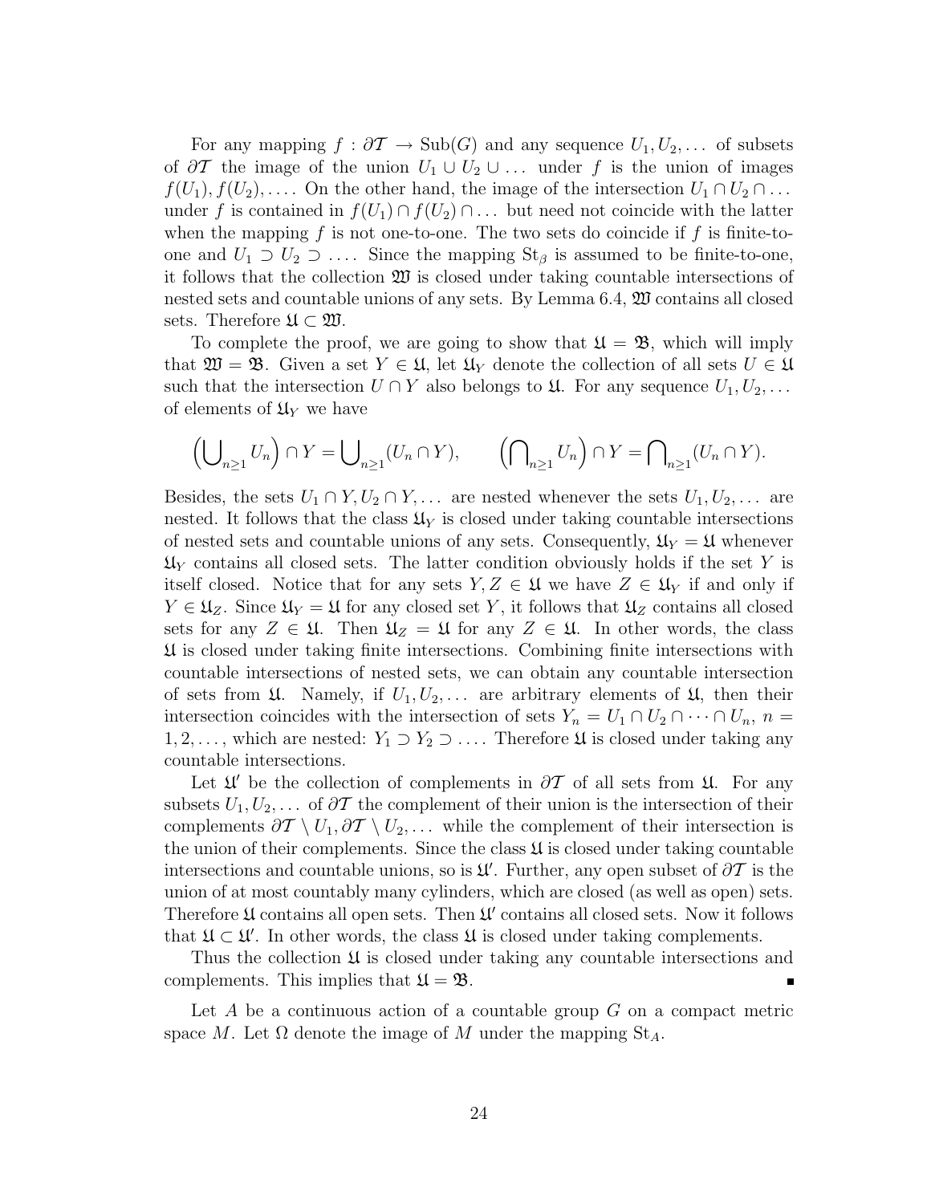For any mapping $f : \partial\mathcal{T} \to \mathrm{Sub}(G)$ and any sequence $U_1, U_2, \dots$ of subsets of $\partial\mathcal{T}$ the image of the union $U_1 \cup U_2 \cup \dots$ under $f$ is the union of images $f(U_1), f(U_2), \dots$. On the other hand, the image of the intersection $U_1 \cap U_2 \cap \dots$ under $f$ is contained in $f(U_1) \cap f(U_2) \cap \dots$ but need not coincide with the latter when the mapping $f$ is not one-to-one. The two sets do coincide if $f$ is finite-to-one and $U_1 \supset U_2 \supset \dots$. Since the mapping $\mathrm{St}_\beta$ is assumed to be finite-to-one, it follows that the collection $\mathfrak{W}$ is closed under taking countable intersections of nested sets and countable unions of any sets. By Lemma 6.4, $\mathfrak{W}$ contains all closed sets. Therefore $\mathfrak{U} \subset \mathfrak{W}$.

To complete the proof, we are going to show that $\mathfrak{U} = \mathfrak{B}$, which will imply that $\mathfrak{W} = \mathfrak{B}$. Given a set $Y \in \mathfrak{U}$, let $\mathfrak{U}_Y$ denote the collection of all sets $U \in \mathfrak{U}$ such that the intersection $U \cap Y$ also belongs to $\mathfrak{U}$. For any sequence $U_1, U_2, \dots$ of elements of $\mathfrak{U}_Y$ we have

$$\Big(\bigcup\nolimits_{n\geq 1} U_n\Big) \cap Y = \bigcup\nolimits_{n\geq 1}(U_n \cap Y), \qquad \Big(\bigcap\nolimits_{n\geq 1} U_n\Big) \cap Y = \bigcap\nolimits_{n\geq 1}(U_n \cap Y).$$

Besides, the sets $U_1 \cap Y, U_2 \cap Y, \dots$ are nested whenever the sets $U_1, U_2, \dots$ are nested. It follows that the class $\mathfrak{U}_Y$ is closed under taking countable intersections of nested sets and countable unions of any sets. Consequently, $\mathfrak{U}_Y = \mathfrak{U}$ whenever $\mathfrak{U}_Y$ contains all closed sets. The latter condition obviously holds if the set $Y$ is itself closed. Notice that for any sets $Y, Z \in \mathfrak{U}$ we have $Z \in \mathfrak{U}_Y$ if and only if $Y \in \mathfrak{U}_Z$. Since $\mathfrak{U}_Y = \mathfrak{U}$ for any closed set $Y$, it follows that $\mathfrak{U}_Z$ contains all closed sets for any $Z \in \mathfrak{U}$. Then $\mathfrak{U}_Z = \mathfrak{U}$ for any $Z \in \mathfrak{U}$. In other words, the class $\mathfrak{U}$ is closed under taking finite intersections. Combining finite intersections with countable intersections of nested sets, we can obtain any countable intersection of sets from $\mathfrak{U}$. Namely, if $U_1, U_2, \dots$ are arbitrary elements of $\mathfrak{U}$, then their intersection coincides with the intersection of sets $Y_n = U_1 \cap U_2 \cap \dots \cap U_n$, $n = 1, 2, \dots$, which are nested: $Y_1 \supset Y_2 \supset \dots$. Therefore $\mathfrak{U}$ is closed under taking any countable intersections.

Let $\mathfrak{U}'$ be the collection of complements in $\partial\mathcal{T}$ of all sets from $\mathfrak{U}$. For any subsets $U_1, U_2, \dots$ of $\partial\mathcal{T}$ the complement of their union is the intersection of their complements $\partial\mathcal{T} \setminus U_1, \partial\mathcal{T} \setminus U_2, \dots$ while the complement of their intersection is the union of their complements. Since the class $\mathfrak{U}$ is closed under taking countable intersections and countable unions, so is $\mathfrak{U}'$. Further, any open subset of $\partial\mathcal{T}$ is the union of at most countably many cylinders, which are closed (as well as open) sets. Therefore $\mathfrak{U}$ contains all open sets. Then $\mathfrak{U}'$ contains all closed sets. Now it follows that $\mathfrak{U} \subset \mathfrak{U}'$. In other words, the class $\mathfrak{U}$ is closed under taking complements.

Thus the collection $\mathfrak{U}$ is closed under taking any countable intersections and complements. This implies that $\mathfrak{U} = \mathfrak{B}$. ∎

Let $A$ be a continuous action of a countable group $G$ on a compact metric space $M$. Let $\Omega$ denote the image of $M$ under the mapping $\mathrm{St}_A$.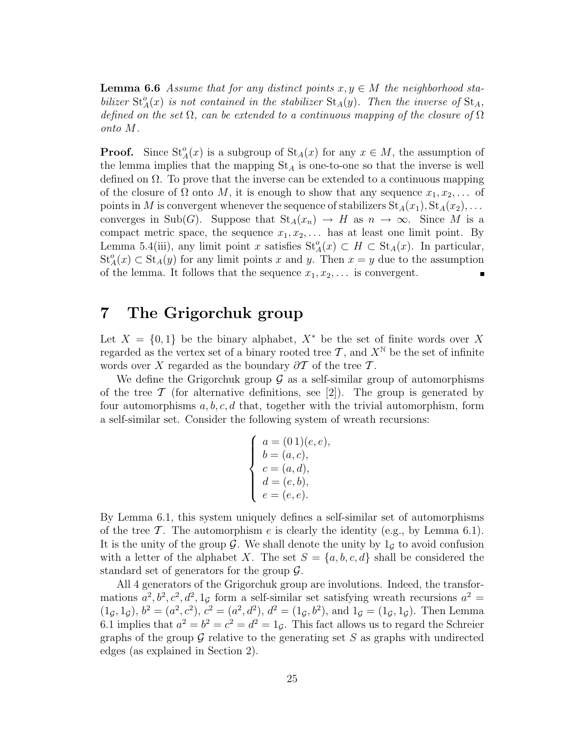**Lemma 6.6** *Assume that for any distinct points $x, y \in M$ the neighborhood stabilizer $\mathrm{St}^o_A(x)$ is not contained in the stabilizer $\mathrm{St}_A(y)$. Then the inverse of $\mathrm{St}_A$, defined on the set $\Omega$, can be extended to a continuous mapping of the closure of $\Omega$ onto $M$.*

**Proof.** Since $\mathrm{St}^o_A(x)$ is a subgroup of $\mathrm{St}_A(x)$ for any $x \in M$, the assumption of the lemma implies that the mapping $\mathrm{St}_A$ is one-to-one so that the inverse is well defined on $\Omega$. To prove that the inverse can be extended to a continuous mapping of the closure of $\Omega$ onto $M$, it is enough to show that any sequence $x_1, x_2, \dots$ of points in $M$ is convergent whenever the sequence of stabilizers $\mathrm{St}_A(x_1), \mathrm{St}_A(x_2), \dots$ converges in $\mathrm{Sub}(G)$. Suppose that $\mathrm{St}_A(x_n) \to H$ as $n \to \infty$. Since $M$ is a compact metric space, the sequence $x_1, x_2, \dots$ has at least one limit point. By Lemma 5.4(iii), any limit point $x$ satisfies $\mathrm{St}^o_A(x) \subset H \subset \mathrm{St}_A(x)$. In particular, $\mathrm{St}^o_A(x) \subset \mathrm{St}_A(y)$ for any limit points $x$ and $y$. Then $x = y$ due to the assumption of the lemma. It follows that the sequence $x_1, x_2, \dots$ is convergent. ∎

# 7 The Grigorchuk group

Let $X = \{0, 1\}$ be the binary alphabet, $X^*$ be the set of finite words over $X$ regarded as the vertex set of a binary rooted tree $\mathcal{T}$, and $X^{\mathbb{N}}$ be the set of infinite words over $X$ regarded as the boundary $\partial\mathcal{T}$ of the tree $\mathcal{T}$.

We define the Grigorchuk group $\mathcal{G}$ as a self-similar group of automorphisms of the tree $\mathcal{T}$ (for alternative definitions, see [2]). The group is generated by four automorphisms $a, b, c, d$ that, together with the trivial automorphism, form a self-similar set. Consider the following system of wreath recursions:

$$\begin{cases} a = (0\,1)(e, e), \\ b = (a, c), \\ c = (a, d), \\ d = (e, b), \\ e = (e, e). \end{cases}$$

By Lemma 6.1, this system uniquely defines a self-similar set of automorphisms of the tree $\mathcal{T}$. The automorphism $e$ is clearly the identity (e.g., by Lemma 6.1). It is the unity of the group $\mathcal{G}$. We shall denote the unity by $1_{\mathcal{G}}$ to avoid confusion with a letter of the alphabet $X$. The set $S = \{a, b, c, d\}$ shall be considered the standard set of generators for the group $\mathcal{G}$.

All 4 generators of the Grigorchuk group are involutions. Indeed, the transformations $a^2, b^2, c^2, d^2, 1_{\mathcal{G}}$ form a self-similar set satisfying wreath recursions $a^2 = (1_{\mathcal{G}}, 1_{\mathcal{G}})$, $b^2 = (a^2, c^2)$, $c^2 = (a^2, d^2)$, $d^2 = (1_{\mathcal{G}}, b^2)$, and $1_{\mathcal{G}} = (1_{\mathcal{G}}, 1_{\mathcal{G}})$. Then Lemma 6.1 implies that $a^2 = b^2 = c^2 = d^2 = 1_{\mathcal{G}}$. This fact allows us to regard the Schreier graphs of the group $\mathcal{G}$ relative to the generating set $S$ as graphs with undirected edges (as explained in Section 2).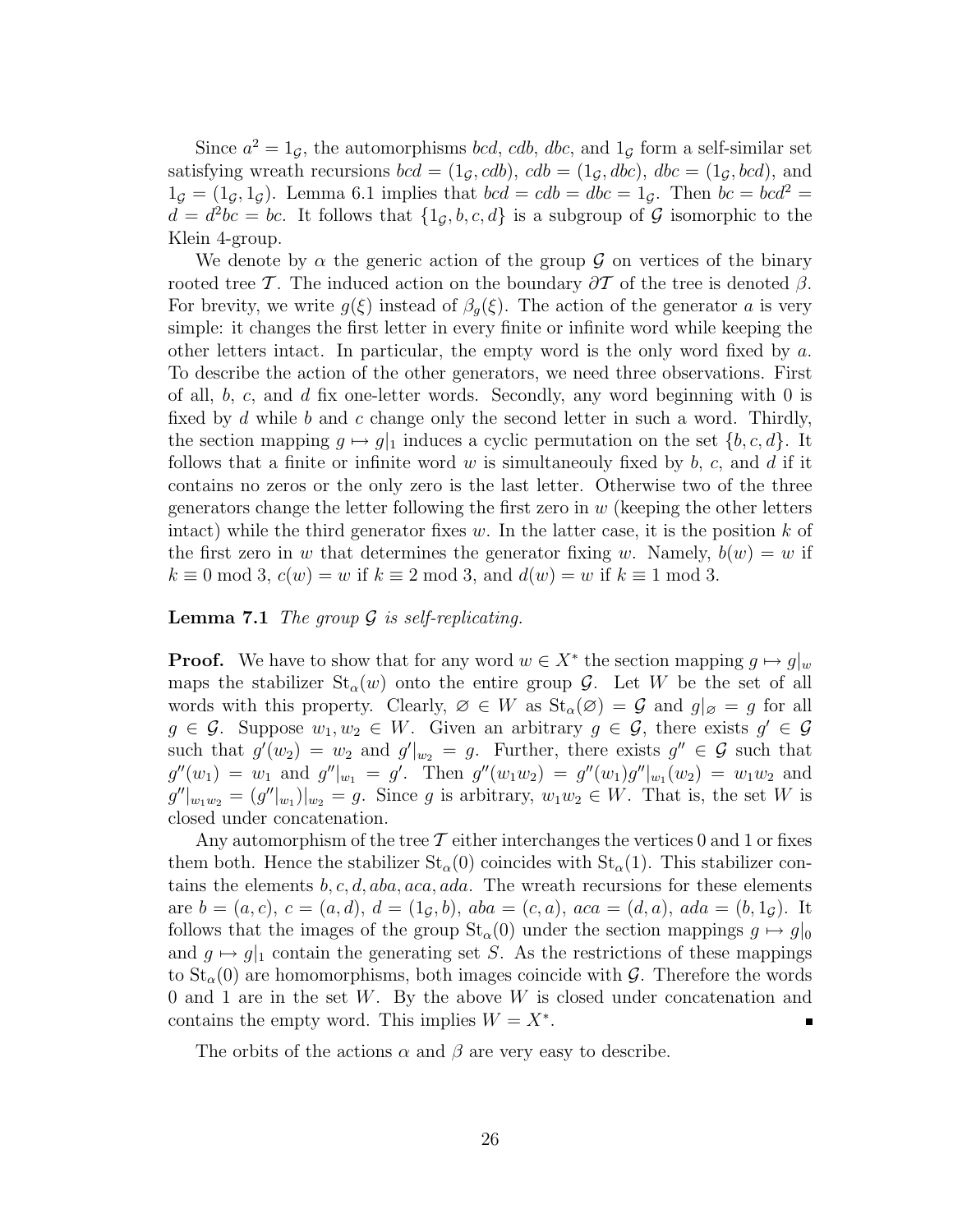Since $a^2 = 1_\mathcal{G}$, the automorphisms $bcd$, $cdb$, $dbc$, and $1_\mathcal{G}$ form a self-similar set satisfying wreath recursions $bcd = (1_\mathcal{G}, cdb)$, $cdb = (1_\mathcal{G}, dbc)$, $dbc = (1_\mathcal{G}, bcd)$, and $1_\mathcal{G} = (1_\mathcal{G}, 1_\mathcal{G})$. Lemma 6.1 implies that $bcd = cdb = dbc = 1_\mathcal{G}$. Then $bc = bcd^2 = d = d^2bc = bc$. It follows that $\{1_\mathcal{G}, b, c, d\}$ is a subgroup of $\mathcal{G}$ isomorphic to the Klein 4-group.

We denote by $\alpha$ the generic action of the group $\mathcal{G}$ on vertices of the binary rooted tree $\mathcal{T}$. The induced action on the boundary $\partial\mathcal{T}$ of the tree is denoted $\beta$. For brevity, we write $g(\xi)$ instead of $\beta_g(\xi)$. The action of the generator $a$ is very simple: it changes the first letter in every finite or infinite word while keeping the other letters intact. In particular, the empty word is the only word fixed by $a$. To describe the action of the other generators, we need three observations. First of all, $b$, $c$, and $d$ fix one-letter words. Secondly, any word beginning with 0 is fixed by $d$ while $b$ and $c$ change only the second letter in such a word. Thirdly, the section mapping $g \mapsto g|_1$ induces a cyclic permutation on the set $\{b, c, d\}$. It follows that a finite or infinite word $w$ is simultaneouly fixed by $b$, $c$, and $d$ if it contains no zeros or the only zero is the last letter. Otherwise two of the three generators change the letter following the first zero in $w$ (keeping the other letters intact) while the third generator fixes $w$. In the latter case, it is the position $k$ of the first zero in $w$ that determines the generator fixing $w$. Namely, $b(w) = w$ if $k \equiv 0 \bmod 3$, $c(w) = w$ if $k \equiv 2 \bmod 3$, and $d(w) = w$ if $k \equiv 1 \bmod 3$.

**Lemma 7.1** *The group $\mathcal{G}$ is self-replicating.*

**Proof.** We have to show that for any word $w \in X^*$ the section mapping $g \mapsto g|_w$ maps the stabilizer $\mathrm{St}_\alpha(w)$ onto the entire group $\mathcal{G}$. Let $W$ be the set of all words with this property. Clearly, $\varnothing \in W$ as $\mathrm{St}_\alpha(\varnothing) = \mathcal{G}$ and $g|_\varnothing = g$ for all $g \in \mathcal{G}$. Suppose $w_1, w_2 \in W$. Given an arbitrary $g \in \mathcal{G}$, there exists $g' \in \mathcal{G}$ such that $g'(w_2) = w_2$ and $g'|_{w_2} = g$. Further, there exists $g'' \in \mathcal{G}$ such that $g''(w_1) = w_1$ and $g''|_{w_1} = g'$. Then $g''(w_1w_2) = g''(w_1)g''|_{w_1}(w_2) = w_1w_2$ and $g''|_{w_1w_2} = (g''|_{w_1})|_{w_2} = g$. Since $g$ is arbitrary, $w_1w_2 \in W$. That is, the set $W$ is closed under concatenation.

Any automorphism of the tree $\mathcal{T}$ either interchanges the vertices 0 and 1 or fixes them both. Hence the stabilizer $\mathrm{St}_\alpha(0)$ coincides with $\mathrm{St}_\alpha(1)$. This stabilizer contains the elements $b, c, d, aba, aca, ada$. The wreath recursions for these elements are $b = (a, c)$, $c = (a, d)$, $d = (1_\mathcal{G}, b)$, $aba = (c, a)$, $aca = (d, a)$, $ada = (b, 1_\mathcal{G})$. It follows that the images of the group $\mathrm{St}_\alpha(0)$ under the section mappings $g \mapsto g|_0$ and $g \mapsto g|_1$ contain the generating set $S$. As the restrictions of these mappings to $\mathrm{St}_\alpha(0)$ are homomorphisms, both images coincide with $\mathcal{G}$. Therefore the words 0 and 1 are in the set $W$. By the above $W$ is closed under concatenation and contains the empty word. This implies $W = X^*$. $\blacksquare$

The orbits of the actions $\alpha$ and $\beta$ are very easy to describe.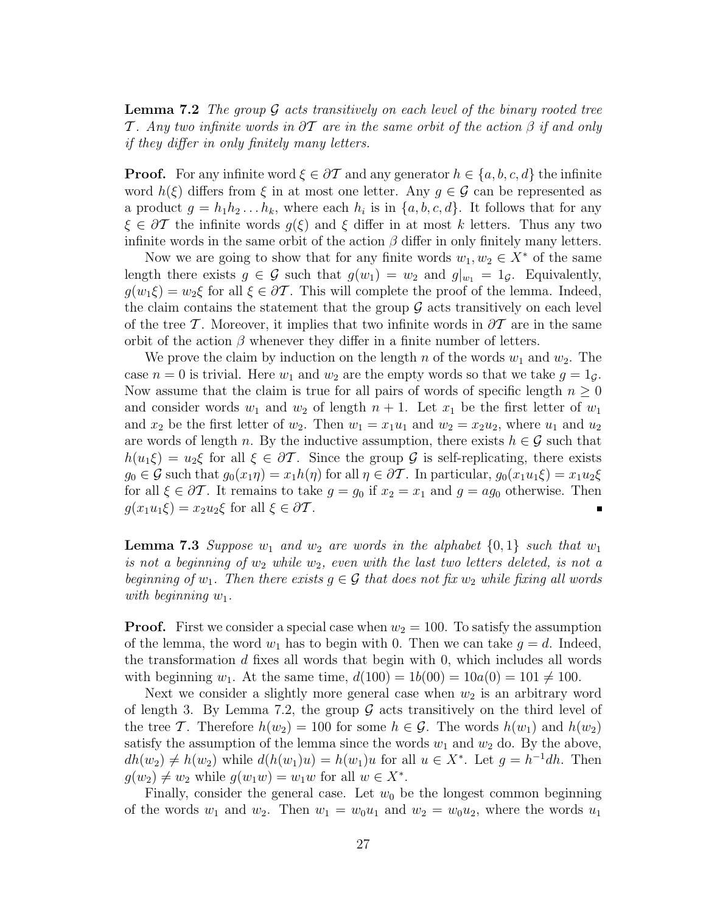**Lemma 7.2** *The group $\mathcal{G}$ acts transitively on each level of the binary rooted tree $\mathcal{T}$. Any two infinite words in $\partial\mathcal{T}$ are in the same orbit of the action $\beta$ if and only if they differ in only finitely many letters.*

**Proof.** For any infinite word $\xi \in \partial\mathcal{T}$ and any generator $h \in \{a, b, c, d\}$ the infinite word $h(\xi)$ differs from $\xi$ in at most one letter. Any $g \in \mathcal{G}$ can be represented as a product $g = h_1 h_2 \dots h_k$, where each $h_i$ is in $\{a, b, c, d\}$. It follows that for any $\xi \in \partial\mathcal{T}$ the infinite words $g(\xi)$ and $\xi$ differ in at most $k$ letters. Thus any two infinite words in the same orbit of the action $\beta$ differ in only finitely many letters.

Now we are going to show that for any finite words $w_1, w_2 \in X^*$ of the same length there exists $g \in \mathcal{G}$ such that $g(w_1) = w_2$ and $g|_{w_1} = 1_{\mathcal{G}}$. Equivalently, $g(w_1\xi) = w_2\xi$ for all $\xi \in \partial\mathcal{T}$. This will complete the proof of the lemma. Indeed, the claim contains the statement that the group $\mathcal{G}$ acts transitively on each level of the tree $\mathcal{T}$. Moreover, it implies that two infinite words in $\partial\mathcal{T}$ are in the same orbit of the action $\beta$ whenever they differ in a finite number of letters.

We prove the claim by induction on the length $n$ of the words $w_1$ and $w_2$. The case $n = 0$ is trivial. Here $w_1$ and $w_2$ are the empty words so that we take $g = 1_{\mathcal{G}}$. Now assume that the claim is true for all pairs of words of specific length $n \geq 0$ and consider words $w_1$ and $w_2$ of length $n + 1$. Let $x_1$ be the first letter of $w_1$ and $x_2$ be the first letter of $w_2$. Then $w_1 = x_1 u_1$ and $w_2 = x_2 u_2$, where $u_1$ and $u_2$ are words of length $n$. By the inductive assumption, there exists $h \in \mathcal{G}$ such that $h(u_1\xi) = u_2\xi$ for all $\xi \in \partial\mathcal{T}$. Since the group $\mathcal{G}$ is self-replicating, there exists $g_0 \in \mathcal{G}$ such that $g_0(x_1\eta) = x_1 h(\eta)$ for all $\eta \in \partial\mathcal{T}$. In particular, $g_0(x_1 u_1 \xi) = x_1 u_2 \xi$ for all $\xi \in \partial\mathcal{T}$. It remains to take $g = g_0$ if $x_2 = x_1$ and $g = a g_0$ otherwise. Then $g(x_1 u_1 \xi) = x_2 u_2 \xi$ for all $\xi \in \partial\mathcal{T}$. ∎

**Lemma 7.3** *Suppose $w_1$ and $w_2$ are words in the alphabet $\{0, 1\}$ such that $w_1$ is not a beginning of $w_2$ while $w_2$, even with the last two letters deleted, is not a beginning of $w_1$. Then there exists $g \in \mathcal{G}$ that does not fix $w_2$ while fixing all words with beginning $w_1$.*

**Proof.** First we consider a special case when $w_2 = 100$. To satisfy the assumption of the lemma, the word $w_1$ has to begin with 0. Then we can take $g = d$. Indeed, the transformation $d$ fixes all words that begin with 0, which includes all words with beginning $w_1$. At the same time, $d(100) = 1b(00) = 10a(0) = 101 \neq 100$.

Next we consider a slightly more general case when $w_2$ is an arbitrary word of length 3. By Lemma 7.2, the group $\mathcal{G}$ acts transitively on the third level of the tree $\mathcal{T}$. Therefore $h(w_2) = 100$ for some $h \in \mathcal{G}$. The words $h(w_1)$ and $h(w_2)$ satisfy the assumption of the lemma since the words $w_1$ and $w_2$ do. By the above, $dh(w_2) \neq h(w_2)$ while $d(h(w_1)u) = h(w_1)u$ for all $u \in X^*$. Let $g = h^{-1}dh$. Then $g(w_2) \neq w_2$ while $g(w_1 w) = w_1 w$ for all $w \in X^*$.

Finally, consider the general case. Let $w_0$ be the longest common beginning of the words $w_1$ and $w_2$. Then $w_1 = w_0 u_1$ and $w_2 = w_0 u_2$, where the words $u_1$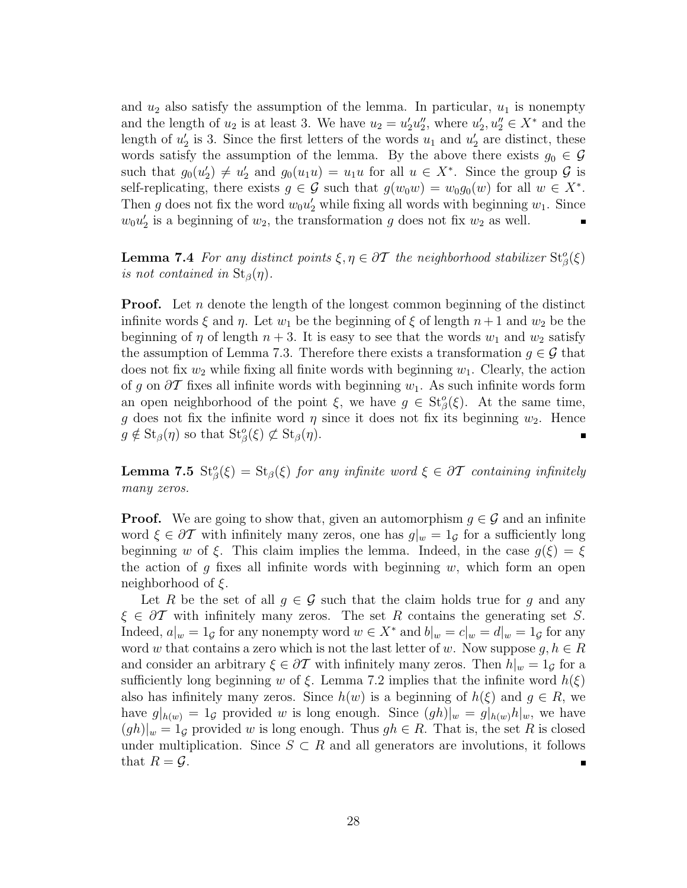and $u_2$ also satisfy the assumption of the lemma. In particular, $u_1$ is nonempty and the length of $u_2$ is at least 3. We have $u_2 = u_2' u_2''$, where $u_2', u_2'' \in X^*$ and the length of $u_2'$ is 3. Since the first letters of the words $u_1$ and $u_2'$ are distinct, these words satisfy the assumption of the lemma. By the above there exists $g_0 \in \mathcal{G}$ such that $g_0(u_2') \neq u_2'$ and $g_0(u_1 u) = u_1 u$ for all $u \in X^*$. Since the group $\mathcal{G}$ is self-replicating, there exists $g \in \mathcal{G}$ such that $g(w_0 w) = w_0 g_0(w)$ for all $w \in X^*$. Then $g$ does not fix the word $w_0 u_2'$ while fixing all words with beginning $w_1$. Since $w_0 u_2'$ is a beginning of $w_2$, the transformation $g$ does not fix $w_2$ as well. ∎

**Lemma 7.4** *For any distinct points $\xi, \eta \in \partial\mathcal{T}$ the neighborhood stabilizer $\mathrm{St}^o_\beta(\xi)$ is not contained in $\mathrm{St}_\beta(\eta)$.*

**Proof.** Let $n$ denote the length of the longest common beginning of the distinct infinite words $\xi$ and $\eta$. Let $w_1$ be the beginning of $\xi$ of length $n+1$ and $w_2$ be the beginning of $\eta$ of length $n+3$. It is easy to see that the words $w_1$ and $w_2$ satisfy the assumption of Lemma 7.3. Therefore there exists a transformation $g \in \mathcal{G}$ that does not fix $w_2$ while fixing all finite words with beginning $w_1$. Clearly, the action of $g$ on $\partial\mathcal{T}$ fixes all infinite words with beginning $w_1$. As such infinite words form an open neighborhood of the point $\xi$, we have $g \in \mathrm{St}^o_\beta(\xi)$. At the same time, $g$ does not fix the infinite word $\eta$ since it does not fix its beginning $w_2$. Hence $g \notin \mathrm{St}_\beta(\eta)$ so that $\mathrm{St}^o_\beta(\xi) \not\subset \mathrm{St}_\beta(\eta)$. ∎

**Lemma 7.5** $\mathrm{St}^o_\beta(\xi) = \mathrm{St}_\beta(\xi)$ *for any infinite word $\xi \in \partial\mathcal{T}$ containing infinitely many zeros.*

**Proof.** We are going to show that, given an automorphism $g \in \mathcal{G}$ and an infinite word $\xi \in \partial\mathcal{T}$ with infinitely many zeros, one has $g|_w = 1_\mathcal{G}$ for a sufficiently long beginning $w$ of $\xi$. This claim implies the lemma. Indeed, in the case $g(\xi) = \xi$ the action of $g$ fixes all infinite words with beginning $w$, which form an open neighborhood of $\xi$.

Let $R$ be the set of all $g \in \mathcal{G}$ such that the claim holds true for $g$ and any $\xi \in \partial\mathcal{T}$ with infinitely many zeros. The set $R$ contains the generating set $S$. Indeed, $a|_w = 1_\mathcal{G}$ for any nonempty word $w \in X^*$ and $b|_w = c|_w = d|_w = 1_\mathcal{G}$ for any word $w$ that contains a zero which is not the last letter of $w$. Now suppose $g, h \in R$ and consider an arbitrary $\xi \in \partial\mathcal{T}$ with infinitely many zeros. Then $h|_w = 1_\mathcal{G}$ for a sufficiently long beginning $w$ of $\xi$. Lemma 7.2 implies that the infinite word $h(\xi)$ also has infinitely many zeros. Since $h(w)$ is a beginning of $h(\xi)$ and $g \in R$, we have $g|_{h(w)} = 1_\mathcal{G}$ provided $w$ is long enough. Since $(gh)|_w = g|_{h(w)} h|_w$, we have $(gh)|_w = 1_\mathcal{G}$ provided $w$ is long enough. Thus $gh \in R$. That is, the set $R$ is closed under multiplication. Since $S \subset R$ and all generators are involutions, it follows that $R = \mathcal{G}$. ∎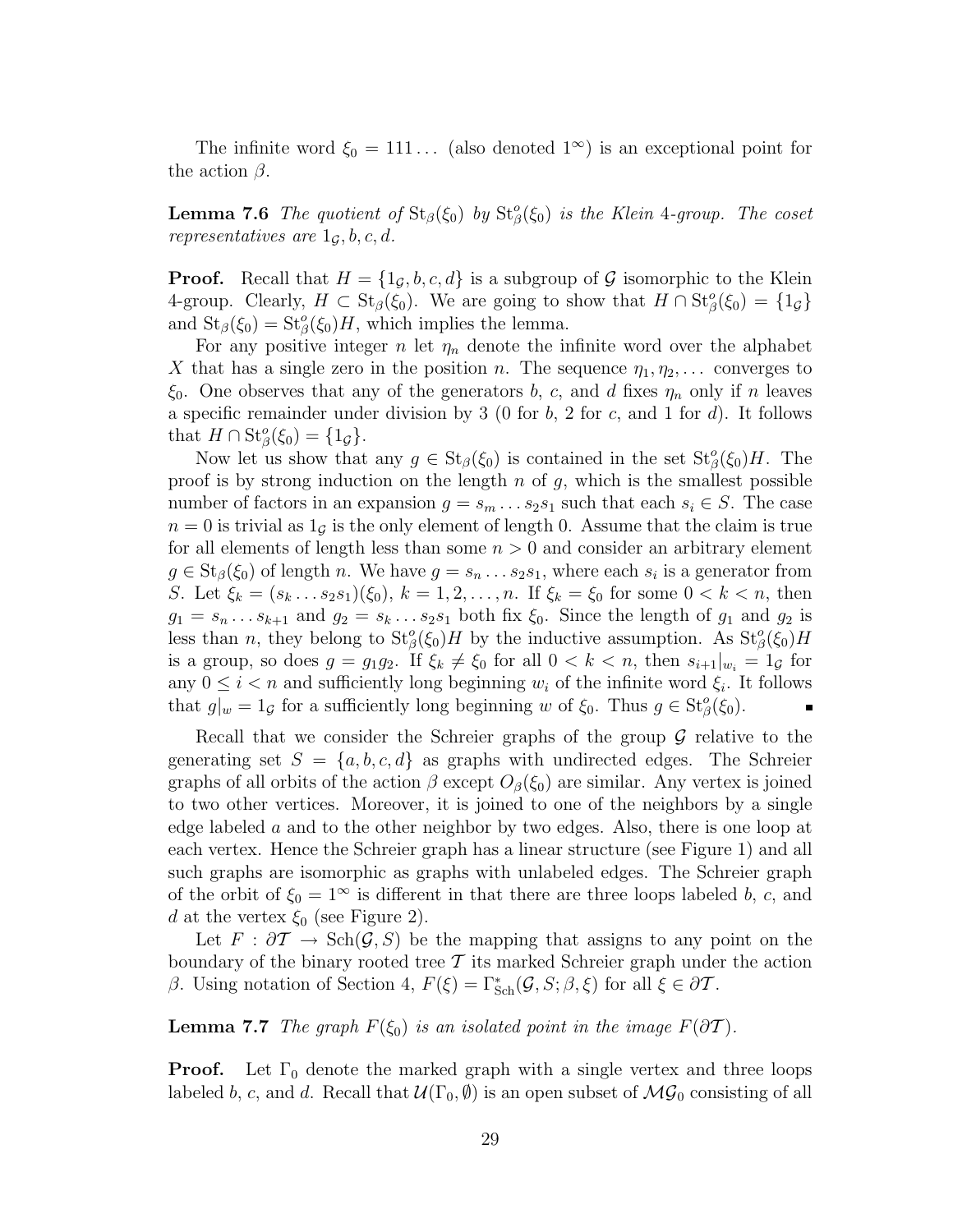The infinite word $\xi_0 = 111\ldots$ (also denoted $1^\infty$) is an exceptional point for the action $\beta$.

**Lemma 7.6** *The quotient of* $\mathrm{St}_\beta(\xi_0)$ *by* $\mathrm{St}^o_\beta(\xi_0)$ *is the Klein* 4*-group. The coset representatives are* $1_\mathcal{G}, b, c, d$.

**Proof.** Recall that $H = \{1_\mathcal{G}, b, c, d\}$ is a subgroup of $\mathcal{G}$ isomorphic to the Klein 4-group. Clearly, $H \subset \mathrm{St}_\beta(\xi_0)$. We are going to show that $H \cap \mathrm{St}^o_\beta(\xi_0) = \{1_\mathcal{G}\}$ and $\mathrm{St}_\beta(\xi_0) = \mathrm{St}^o_\beta(\xi_0)H$, which implies the lemma.

For any positive integer $n$ let $\eta_n$ denote the infinite word over the alphabet $X$ that has a single zero in the position $n$. The sequence $\eta_1, \eta_2, \ldots$ converges to $\xi_0$. One observes that any of the generators $b$, $c$, and $d$ fixes $\eta_n$ only if $n$ leaves a specific remainder under division by 3 (0 for $b$, 2 for $c$, and 1 for $d$). It follows that $H \cap \mathrm{St}^o_\beta(\xi_0) = \{1_\mathcal{G}\}$.

Now let us show that any $g \in \mathrm{St}_\beta(\xi_0)$ is contained in the set $\mathrm{St}^o_\beta(\xi_0)H$. The proof is by strong induction on the length $n$ of $g$, which is the smallest possible number of factors in an expansion $g = s_m \ldots s_2 s_1$ such that each $s_i \in S$. The case $n = 0$ is trivial as $1_\mathcal{G}$ is the only element of length 0. Assume that the claim is true for all elements of length less than some $n > 0$ and consider an arbitrary element $g \in \mathrm{St}_\beta(\xi_0)$ of length $n$. We have $g = s_n \ldots s_2 s_1$, where each $s_i$ is a generator from $S$. Let $\xi_k = (s_k \ldots s_2 s_1)(\xi_0)$, $k = 1, 2, \ldots, n$. If $\xi_k = \xi_0$ for some $0 < k < n$, then $g_1 = s_n \ldots s_{k+1}$ and $g_2 = s_k \ldots s_2 s_1$ both fix $\xi_0$. Since the length of $g_1$ and $g_2$ is less than $n$, they belong to $\mathrm{St}^o_\beta(\xi_0)H$ by the inductive assumption. As $\mathrm{St}^o_\beta(\xi_0)H$ is a group, so does $g = g_1 g_2$. If $\xi_k \neq \xi_0$ for all $0 < k < n$, then $s_{i+1}|_{w_i} = 1_\mathcal{G}$ for any $0 \leq i < n$ and sufficiently long beginning $w_i$ of the infinite word $\xi_i$. It follows that $g|_w = 1_\mathcal{G}$ for a sufficiently long beginning $w$ of $\xi_0$. Thus $g \in \mathrm{St}^o_\beta(\xi_0)$. ∎

Recall that we consider the Schreier graphs of the group $\mathcal{G}$ relative to the generating set $S = \{a, b, c, d\}$ as graphs with undirected edges. The Schreier graphs of all orbits of the action $\beta$ except $O_\beta(\xi_0)$ are similar. Any vertex is joined to two other vertices. Moreover, it is joined to one of the neighbors by a single edge labeled $a$ and to the other neighbor by two edges. Also, there is one loop at each vertex. Hence the Schreier graph has a linear structure (see Figure 1) and all such graphs are isomorphic as graphs with unlabeled edges. The Schreier graph of the orbit of $\xi_0 = 1^\infty$ is different in that there are three loops labeled $b$, $c$, and $d$ at the vertex $\xi_0$ (see Figure 2).

Let $F : \partial\mathcal{T} \to \mathrm{Sch}(\mathcal{G}, S)$ be the mapping that assigns to any point on the boundary of the binary rooted tree $\mathcal{T}$ its marked Schreier graph under the action $\beta$. Using notation of Section 4, $F(\xi) = \Gamma^*_{\mathrm{Sch}}(\mathcal{G}, S; \beta, \xi)$ for all $\xi \in \partial\mathcal{T}$.

**Lemma 7.7** *The graph* $F(\xi_0)$ *is an isolated point in the image* $F(\partial\mathcal{T})$.

**Proof.** Let $\Gamma_0$ denote the marked graph with a single vertex and three loops labeled $b$, $c$, and $d$. Recall that $\mathcal{U}(\Gamma_0, \emptyset)$ is an open subset of $\mathcal{MG}_0$ consisting of all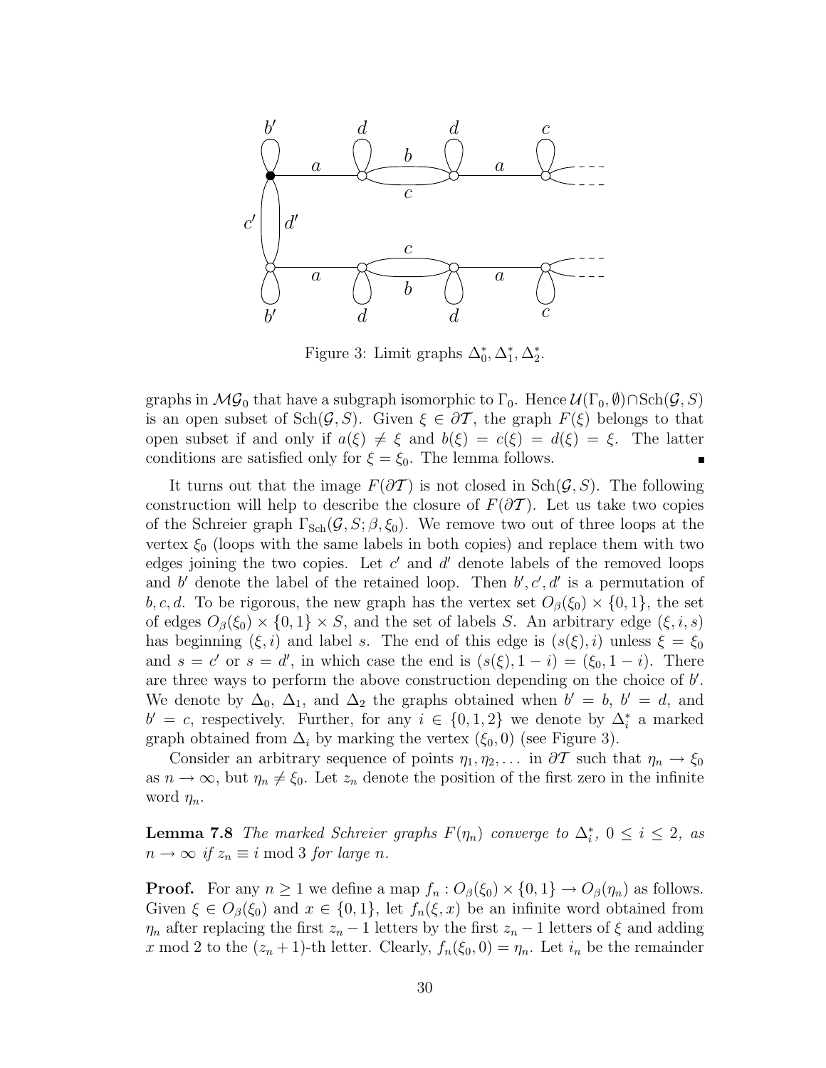Figure 3: Limit graphs $\Delta_0^*, \Delta_1^*, \Delta_2^*$.

graphs in $\mathcal{MG}_0$ that have a subgraph isomorphic to $\Gamma_0$. Hence $\mathcal{U}(\Gamma_0, \emptyset) \cap \mathrm{Sch}(\mathcal{G}, S)$ is an open subset of $\mathrm{Sch}(\mathcal{G}, S)$. Given $\xi \in \partial \mathcal{T}$, the graph $F(\xi)$ belongs to that open subset if and only if $a(\xi) \neq \xi$ and $b(\xi) = c(\xi) = d(\xi) = \xi$. The latter conditions are satisfied only for $\xi = \xi_0$. The lemma follows. ∎

It turns out that the image $F(\partial\mathcal{T})$ is not closed in $\mathrm{Sch}(\mathcal{G}, S)$. The following construction will help to describe the closure of $F(\partial\mathcal{T})$. Let us take two copies of the Schreier graph $\Gamma_{\mathrm{Sch}}(\mathcal{G}, S; \beta, \xi_0)$. We remove two out of three loops at the vertex $\xi_0$ (loops with the same labels in both copies) and replace them with two edges joining the two copies. Let $c'$ and $d'$ denote labels of the removed loops and $b'$ denote the label of the retained loop. Then $b', c', d'$ is a permutation of $b, c, d$. To be rigorous, the new graph has the vertex set $O_\beta(\xi_0) \times \{0, 1\}$, the set of edges $O_\beta(\xi_0) \times \{0, 1\} \times S$, and the set of labels $S$. An arbitrary edge $(\xi, i, s)$ has beginning $(\xi, i)$ and label $s$. The end of this edge is $(s(\xi), i)$ unless $\xi = \xi_0$ and $s = c'$ or $s = d'$, in which case the end is $(s(\xi), 1-i) = (\xi_0, 1-i)$. There are three ways to perform the above construction depending on the choice of $b'$. We denote by $\Delta_0$, $\Delta_1$, and $\Delta_2$ the graphs obtained when $b' = b$, $b' = d$, and $b' = c$, respectively. Further, for any $i \in \{0, 1, 2\}$ we denote by $\Delta_i^*$ a marked graph obtained from $\Delta_i$ by marking the vertex $(\xi_0, 0)$ (see Figure 3).

Consider an arbitrary sequence of points $\eta_1, \eta_2, \dots$ in $\partial\mathcal{T}$ such that $\eta_n \to \xi_0$ as $n \to \infty$, but $\eta_n \neq \xi_0$. Let $z_n$ denote the position of the first zero in the infinite word $\eta_n$.

**Lemma 7.8** *The marked Schreier graphs $F(\eta_n)$ converge to $\Delta_i^*$, $0 \leq i \leq 2$, as $n \to \infty$ if $z_n \equiv i \bmod 3$ for large $n$.*

**Proof.** For any $n \geq 1$ we define a map $f_n : O_\beta(\xi_0) \times \{0, 1\} \to O_\beta(\eta_n)$ as follows. Given $\xi \in O_\beta(\xi_0)$ and $x \in \{0, 1\}$, let $f_n(\xi, x)$ be an infinite word obtained from $\eta_n$ after replacing the first $z_n - 1$ letters by the first $z_n - 1$ letters of $\xi$ and adding $x \bmod 2$ to the $(z_n + 1)$-th letter. Clearly, $f_n(\xi_0, 0) = \eta_n$. Let $i_n$ be the remainder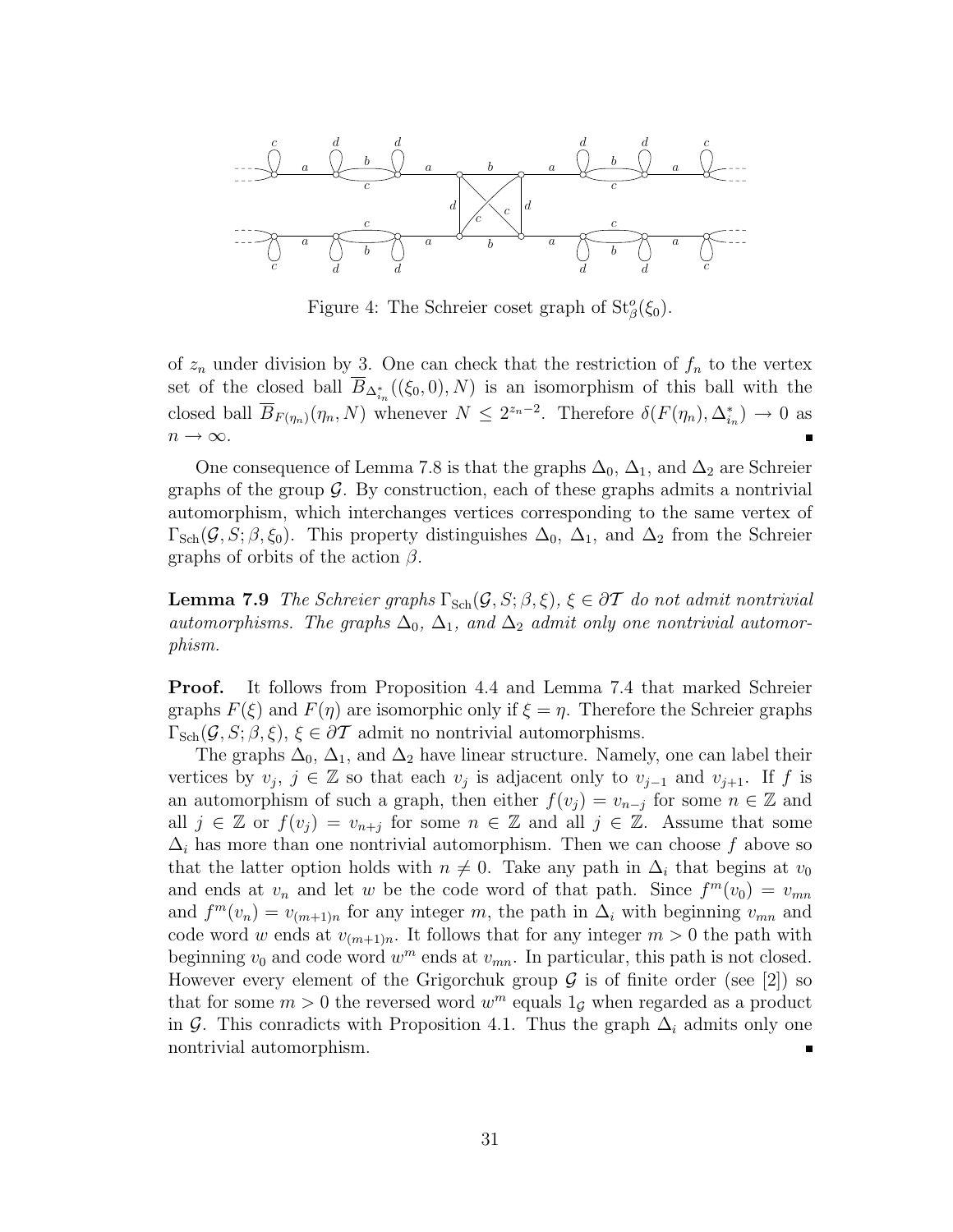Figure 4: The Schreier coset graph of $\mathrm{St}^o_\beta(\xi_0)$.

of $z_n$ under division by 3. One can check that the restriction of $f_n$ to the vertex set of the closed ball $\overline{B}_{\Delta^*_{i_n}}((\xi_0, 0), N)$ is an isomorphism of this ball with the closed ball $\overline{B}_{F(\eta_n)}(\eta_n, N)$ whenever $N \le 2^{z_n - 2}$. Therefore $\delta(F(\eta_n), \Delta^*_{i_n}) \to 0$ as $n \to \infty$. ∎

One consequence of Lemma 7.8 is that the graphs $\Delta_0$, $\Delta_1$, and $\Delta_2$ are Schreier graphs of the group $\mathcal{G}$. By construction, each of these graphs admits a nontrivial automorphism, which interchanges vertices corresponding to the same vertex of $\Gamma_{\mathrm{Sch}}(\mathcal{G}, S; \beta, \xi_0)$. This property distinguishes $\Delta_0$, $\Delta_1$, and $\Delta_2$ from the Schreier graphs of orbits of the action $\beta$.

**Lemma 7.9** *The Schreier graphs $\Gamma_{\mathrm{Sch}}(\mathcal{G}, S; \beta, \xi)$, $\xi \in \partial\mathcal{T}$ do not admit nontrivial automorphisms. The graphs $\Delta_0$, $\Delta_1$, and $\Delta_2$ admit only one nontrivial automorphism.*

**Proof.** It follows from Proposition 4.4 and Lemma 7.4 that marked Schreier graphs $F(\xi)$ and $F(\eta)$ are isomorphic only if $\xi = \eta$. Therefore the Schreier graphs $\Gamma_{\mathrm{Sch}}(\mathcal{G}, S; \beta, \xi)$, $\xi \in \partial\mathcal{T}$ admit no nontrivial automorphisms.

The graphs $\Delta_0$, $\Delta_1$, and $\Delta_2$ have linear structure. Namely, one can label their vertices by $v_j$, $j \in \mathbb{Z}$ so that each $v_j$ is adjacent only to $v_{j-1}$ and $v_{j+1}$. If $f$ is an automorphism of such a graph, then either $f(v_j) = v_{n-j}$ for some $n \in \mathbb{Z}$ and all $j \in \mathbb{Z}$ or $f(v_j) = v_{n+j}$ for some $n \in \mathbb{Z}$ and all $j \in \mathbb{Z}$. Assume that some $\Delta_i$ has more than one nontrivial automorphism. Then we can choose $f$ above so that the latter option holds with $n \neq 0$. Take any path in $\Delta_i$ that begins at $v_0$ and ends at $v_n$ and let $w$ be the code word of that path. Since $f^m(v_0) = v_{mn}$ and $f^m(v_n) = v_{(m+1)n}$ for any integer $m$, the path in $\Delta_i$ with beginning $v_{mn}$ and code word $w$ ends at $v_{(m+1)n}$. It follows that for any integer $m > 0$ the path with beginning $v_0$ and code word $w^m$ ends at $v_{mn}$. In particular, this path is not closed. However every element of the Grigorchuk group $\mathcal{G}$ is of finite order (see [2]) so that for some $m > 0$ the reversed word $w^m$ equals $1_{\mathcal{G}}$ when regarded as a product in $\mathcal{G}$. This conradicts with Proposition 4.1. Thus the graph $\Delta_i$ admits only one nontrivial automorphism. ∎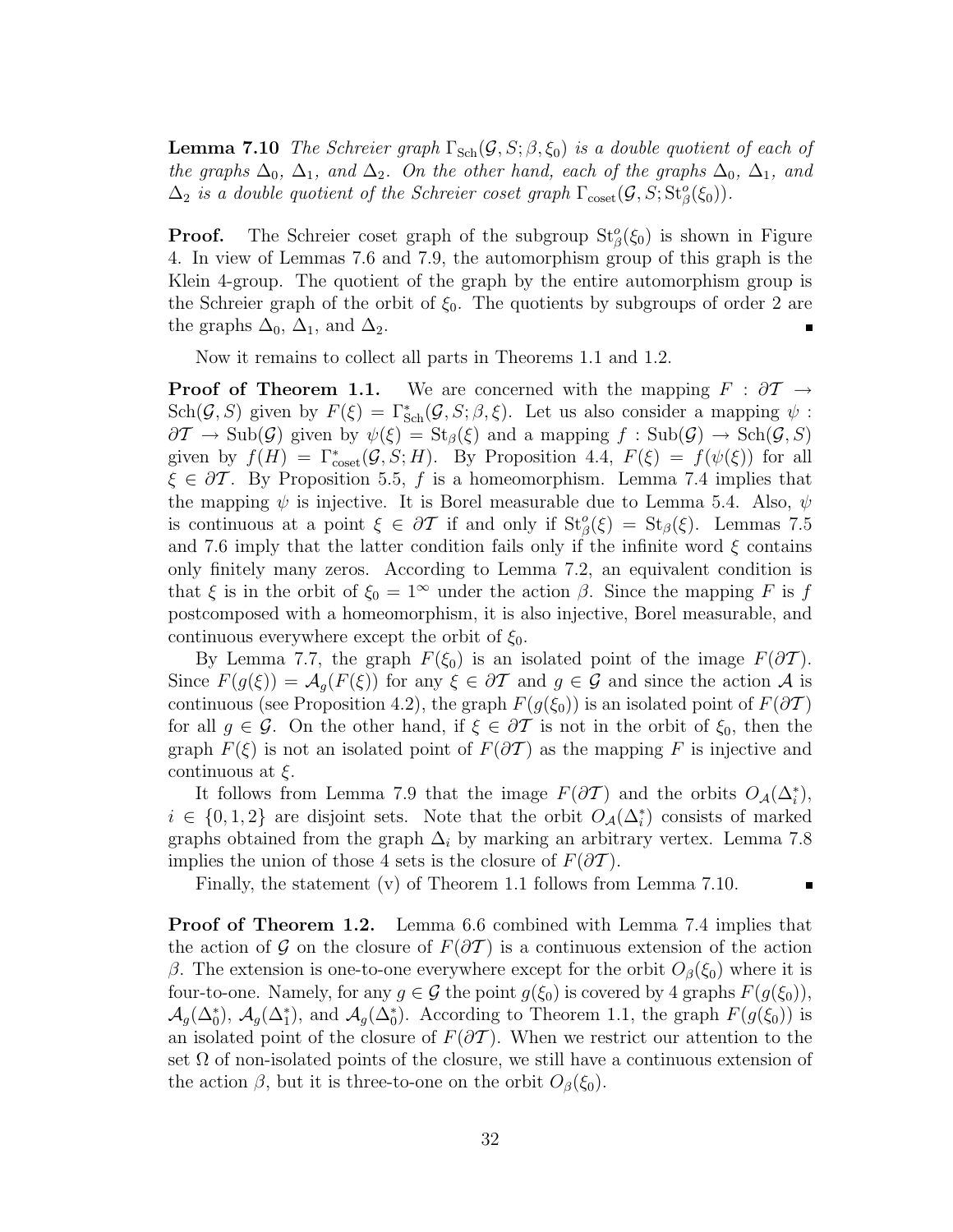**Lemma 7.10** *The Schreier graph $\Gamma_{\mathrm{Sch}}(\mathcal{G}, S; \beta, \xi_0)$ is a double quotient of each of the graphs $\Delta_0$, $\Delta_1$, and $\Delta_2$. On the other hand, each of the graphs $\Delta_0$, $\Delta_1$, and $\Delta_2$ is a double quotient of the Schreier coset graph $\Gamma_{\mathrm{coset}}(\mathcal{G}, S; \mathrm{St}^o_\beta(\xi_0))$.*

**Proof.** The Schreier coset graph of the subgroup $\mathrm{St}^o_\beta(\xi_0)$ is shown in Figure 4. In view of Lemmas 7.6 and 7.9, the automorphism group of this graph is the Klein 4-group. The quotient of the graph by the entire automorphism group is the Schreier graph of the orbit of $\xi_0$. The quotients by subgroups of order 2 are the graphs $\Delta_0$, $\Delta_1$, and $\Delta_2$. ∎

Now it remains to collect all parts in Theorems 1.1 and 1.2.

**Proof of Theorem 1.1.** We are concerned with the mapping $F : \partial\mathcal{T} \to \mathrm{Sch}(\mathcal{G}, S)$ given by $F(\xi) = \Gamma^*_{\mathrm{Sch}}(\mathcal{G}, S; \beta, \xi)$. Let us also consider a mapping $\psi : \partial\mathcal{T} \to \mathrm{Sub}(\mathcal{G})$ given by $\psi(\xi) = \mathrm{St}_\beta(\xi)$ and a mapping $f : \mathrm{Sub}(\mathcal{G}) \to \mathrm{Sch}(\mathcal{G}, S)$ given by $f(H) = \Gamma^*_{\mathrm{coset}}(\mathcal{G}, S; H)$. By Proposition 4.4, $F(\xi) = f(\psi(\xi))$ for all $\xi \in \partial\mathcal{T}$. By Proposition 5.5, $f$ is a homeomorphism. Lemma 7.4 implies that the mapping $\psi$ is injective. It is Borel measurable due to Lemma 5.4. Also, $\psi$ is continuous at a point $\xi \in \partial\mathcal{T}$ if and only if $\mathrm{St}^o_\beta(\xi) = \mathrm{St}_\beta(\xi)$. Lemmas 7.5 and 7.6 imply that the latter condition fails only if the infinite word $\xi$ contains only finitely many zeros. According to Lemma 7.2, an equivalent condition is that $\xi$ is in the orbit of $\xi_0 = 1^\infty$ under the action $\beta$. Since the mapping $F$ is $f$ postcomposed with a homeomorphism, it is also injective, Borel measurable, and continuous everywhere except the orbit of $\xi_0$.

By Lemma 7.7, the graph $F(\xi_0)$ is an isolated point of the image $F(\partial\mathcal{T})$. Since $F(g(\xi)) = \mathcal{A}_g(F(\xi))$ for any $\xi \in \partial\mathcal{T}$ and $g \in \mathcal{G}$ and since the action $\mathcal{A}$ is continuous (see Proposition 4.2), the graph $F(g(\xi_0))$ is an isolated point of $F(\partial\mathcal{T})$ for all $g \in \mathcal{G}$. On the other hand, if $\xi \in \partial\mathcal{T}$ is not in the orbit of $\xi_0$, then the graph $F(\xi)$ is not an isolated point of $F(\partial\mathcal{T})$ as the mapping $F$ is injective and continuous at $\xi$.

It follows from Lemma 7.9 that the image $F(\partial\mathcal{T})$ and the orbits $O_{\mathcal{A}}(\Delta^*_i)$, $i \in \{0, 1, 2\}$ are disjoint sets. Note that the orbit $O_{\mathcal{A}}(\Delta^*_i)$ consists of marked graphs obtained from the graph $\Delta_i$ by marking an arbitrary vertex. Lemma 7.8 implies the union of those 4 sets is the closure of $F(\partial\mathcal{T})$.

Finally, the statement (v) of Theorem 1.1 follows from Lemma 7.10. ∎

**Proof of Theorem 1.2.** Lemma 6.6 combined with Lemma 7.4 implies that the action of $\mathcal{G}$ on the closure of $F(\partial\mathcal{T})$ is a continuous extension of the action $\beta$. The extension is one-to-one everywhere except for the orbit $O_\beta(\xi_0)$ where it is four-to-one. Namely, for any $g \in \mathcal{G}$ the point $g(\xi_0)$ is covered by 4 graphs $F(g(\xi_0))$, $\mathcal{A}_g(\Delta^*_0)$, $\mathcal{A}_g(\Delta^*_1)$, and $\mathcal{A}_g(\Delta^*_0)$. According to Theorem 1.1, the graph $F(g(\xi_0))$ is an isolated point of the closure of $F(\partial\mathcal{T})$. When we restrict our attention to the set $\Omega$ of non-isolated points of the closure, we still have a continuous extension of the action $\beta$, but it is three-to-one on the orbit $O_\beta(\xi_0)$.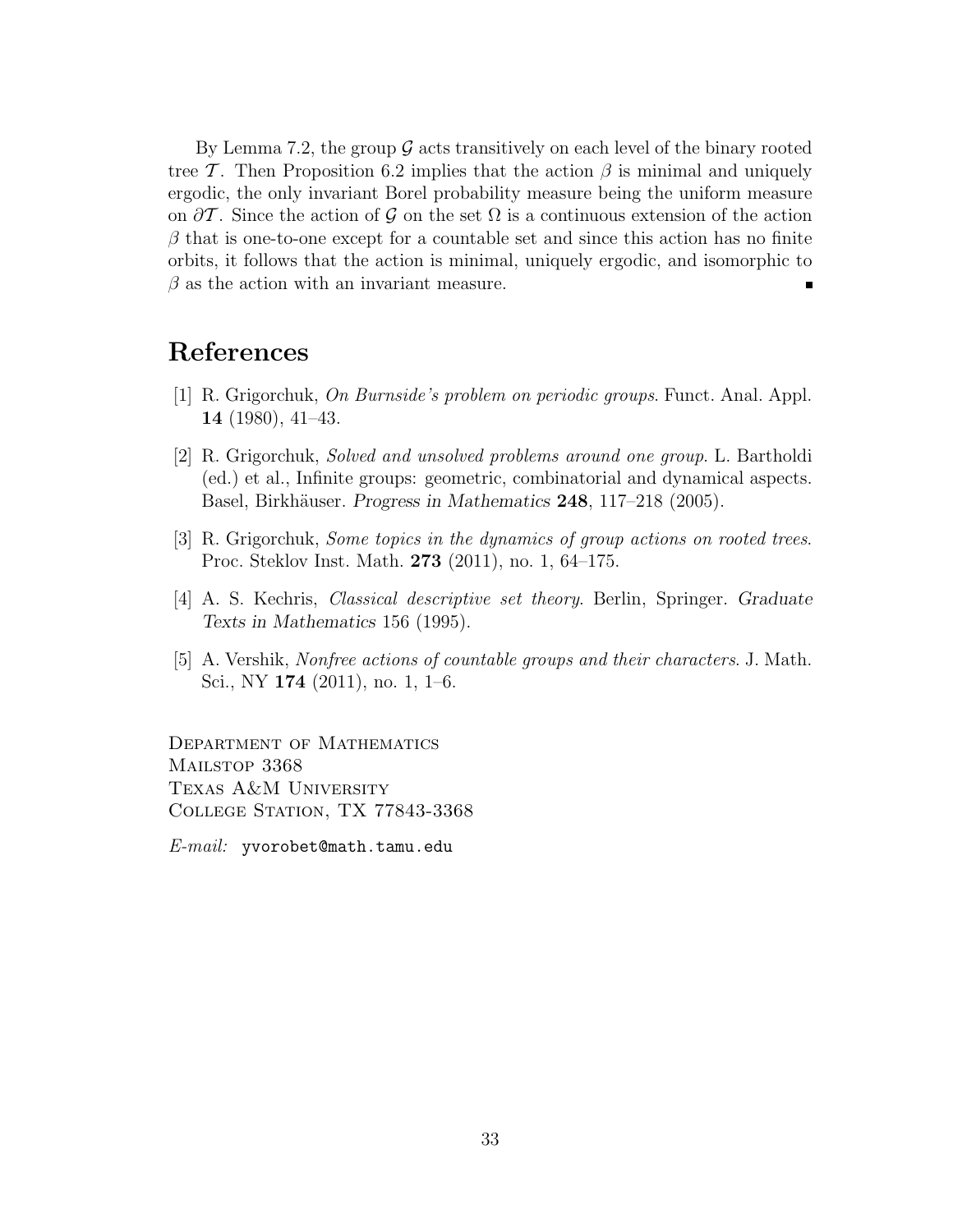By Lemma 7.2, the group $\mathcal{G}$ acts transitively on each level of the binary rooted tree $\mathcal{T}$. Then Proposition 6.2 implies that the action $\beta$ is minimal and uniquely ergodic, the only invariant Borel probability measure being the uniform measure on $\partial\mathcal{T}$. Since the action of $\mathcal{G}$ on the set $\Omega$ is a continuous extension of the action $\beta$ that is one-to-one except for a countable set and since this action has no finite orbits, it follows that the action is minimal, uniquely ergodic, and isomorphic to $\beta$ as the action with an invariant measure. ∎

## References

[1] R. Grigorchuk, *On Burnside's problem on periodic groups*. Funct. Anal. Appl. **14** (1980), 41–43.

[2] R. Grigorchuk, *Solved and unsolved problems around one group*. L. Bartholdi (ed.) et al., Infinite groups: geometric, combinatorial and dynamical aspects. Basel, Birkhäuser. *Progress in Mathematics* **248**, 117–218 (2005).

[3] R. Grigorchuk, *Some topics in the dynamics of group actions on rooted trees*. Proc. Steklov Inst. Math. **273** (2011), no. 1, 64–175.

[4] A. S. Kechris, *Classical descriptive set theory*. Berlin, Springer. *Graduate Texts in Mathematics* 156 (1995).

[5] A. Vershik, *Nonfree actions of countable groups and their characters*. J. Math. Sci., NY **174** (2011), no. 1, 1–6.

Department of Mathematics
Mailstop 3368
Texas A&M University
College Station, TX 77843-3368

*E-mail:* yvorobet@math.tamu.edu